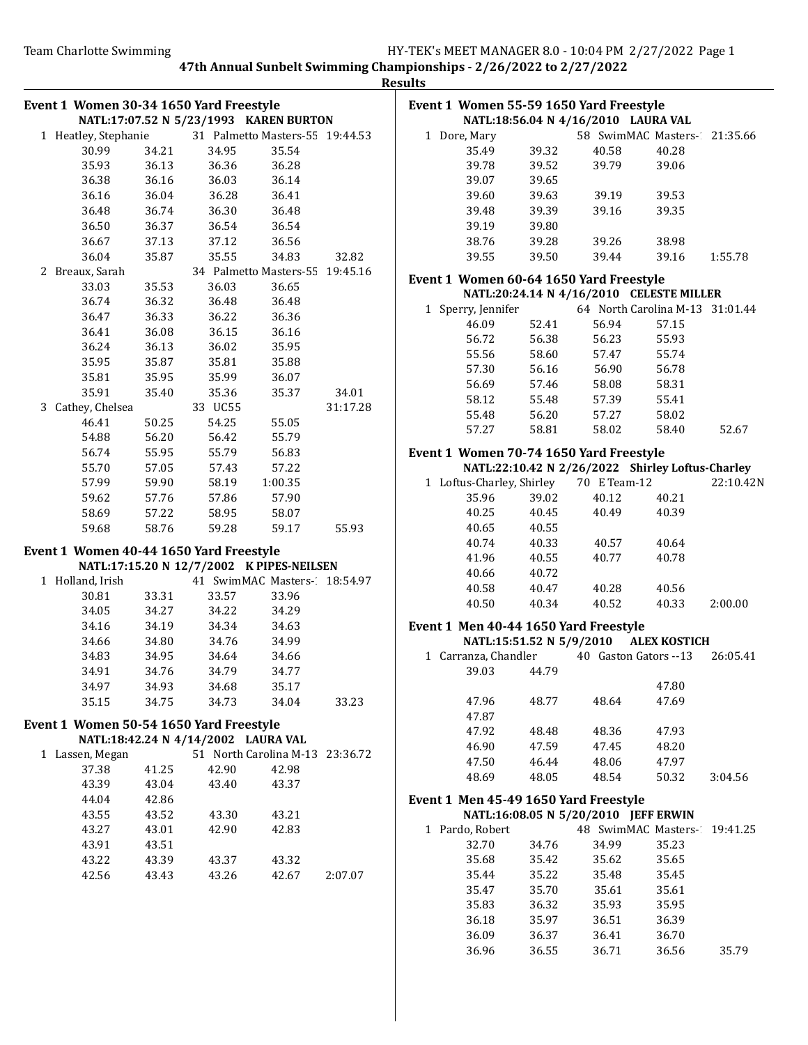**47th Annual Sunbelt Swimming Championships - 2/26/2022 to 2/27/2022**

**Results**

### Event 1 Women 30-34 1650 Yard Freestyle

NATL:17:07.52 N 5/23/1993 KAREN BURTON

1 Heatley, Stephanie 31 Palmetto Masters-55 19:44.53

| | | | | |
|---|---|---|---|---|
| 30.99 | 34.21 | 34.95 | 35.54 | |
| 35.93 | 36.13 | 36.36 | 36.28 | |
| 36.38 | 36.16 | 36.03 | 36.14 | |
| 36.16 | 36.04 | 36.28 | 36.41 | |
| 36.48 | 36.74 | 36.30 | 36.48 | |
| 36.50 | 36.37 | 36.54 | 36.54 | |
| 36.67 | 37.13 | 37.12 | 36.56 | |
| 36.04 | 35.87 | 35.55 | 34.83 | 32.82 |

2 Breaux, Sarah 34 Palmetto Masters-55 19:45.16

| | | | | |
|---|---|---|---|---|
| 33.03 | 35.53 | 36.03 | 36.65 | |
| 36.74 | 36.32 | 36.48 | 36.48 | |
| 36.47 | 36.33 | 36.22 | 36.36 | |
| 36.41 | 36.08 | 36.15 | 36.16 | |
| 36.24 | 36.13 | 36.02 | 35.95 | |
| 35.95 | 35.87 | 35.81 | 35.88 | |
| 35.81 | 35.95 | 35.99 | 36.07 | |
| 35.91 | 35.40 | 35.36 | 35.37 | 34.01 |

3 Cathey, Chelsea 33 UC55 31:17.28

| | | | | |
|---|---|---|---|---|
| 46.41 | 50.25 | 54.25 | 55.05 | |
| 54.88 | 56.20 | 56.42 | 55.79 | |
| 56.74 | 55.95 | 55.79 | 56.83 | |
| 55.70 | 57.05 | 57.43 | 57.22 | |
| 57.99 | 59.90 | 58.19 | 1:00.35 | |
| 59.62 | 57.76 | 57.86 | 57.90 | |
| 58.69 | 57.22 | 58.95 | 58.07 | |
| 59.68 | 58.76 | 59.28 | 59.17 | 55.93 |

### Event 1 Women 40-44 1650 Yard Freestyle

NATL:17:15.20 N 12/7/2002 K PIPES-NEILSEN

1 Holland, Irish 41 SwimMAC Masters-1 18:54.97

| | | | | |
|---|---|---|---|---|
| 30.81 | 33.31 | 33.57 | 33.96 | |
| 34.05 | 34.27 | 34.22 | 34.29 | |
| 34.16 | 34.19 | 34.34 | 34.63 | |
| 34.66 | 34.80 | 34.76 | 34.99 | |
| 34.83 | 34.95 | 34.64 | 34.66 | |
| 34.91 | 34.76 | 34.79 | 34.77 | |
| 34.97 | 34.93 | 34.68 | 35.17 | |
| 35.15 | 34.75 | 34.73 | 34.04 | 33.23 |

### Event 1 Women 50-54 1650 Yard Freestyle

NATL:18:42.24 N 4/14/2002 LAURA VAL

1 Lassen, Megan 51 North Carolina M-13 23:36.72

| | | | | |
|---|---|---|---|---|
| 37.38 | 41.25 | 42.90 | 42.98 | |
| 43.39 | 43.04 | 43.40 | 43.37 | |
| 44.04 | 42.86 | | | |
| 43.55 | 43.52 | 43.30 | 43.21 | |
| 43.27 | 43.01 | 42.90 | 42.83 | |
| 43.91 | 43.51 | | | |
| 43.22 | 43.39 | 43.37 | 43.32 | |
| 42.56 | 43.43 | 43.26 | 42.67 | 2:07.07 |

### Event 1 Women 55-59 1650 Yard Freestyle

NATL:18:56.04 N 4/16/2010 LAURA VAL

1 Dore, Mary 58 SwimMAC Masters-1 21:35.66

| | | | | |
|---|---|---|---|---|
| 35.49 | 39.32 | 40.58 | 40.28 | |
| 39.78 | 39.52 | 39.79 | 39.06 | |
| 39.07 | 39.65 | | | |
| 39.60 | 39.63 | 39.19 | 39.53 | |
| 39.48 | 39.39 | 39.16 | 39.35 | |
| 39.19 | 39.80 | | | |
| 38.76 | 39.28 | 39.26 | 38.98 | |
| 39.55 | 39.50 | 39.44 | 39.16 | 1:55.78 |

### Event 1 Women 60-64 1650 Yard Freestyle

NATL:20:24.14 N 4/16/2010 CELESTE MILLER

1 Sperry, Jennifer 64 North Carolina M-13 31:01.44

| | | | | |
|---|---|---|---|---|
| 46.09 | 52.41 | 56.94 | 57.15 | |
| 56.72 | 56.38 | 56.23 | 55.93 | |
| 55.56 | 58.60 | 57.47 | 55.74 | |
| 57.30 | 56.16 | 56.90 | 56.78 | |
| 56.69 | 57.46 | 58.08 | 58.31 | |
| 58.12 | 55.48 | 57.39 | 55.41 | |
| 55.48 | 56.20 | 57.27 | 58.02 | |
| 57.27 | 58.81 | 58.02 | 58.40 | 52.67 |

### Event 1 Women 70-74 1650 Yard Freestyle

NATL:22:10.42 N 2/26/2022 Shirley Loftus-Charley

1 Loftus-Charley, Shirley 70 E Team-12 22:10.42N

| | | | | |
|---|---|---|---|---|
| 35.96 | 39.02 | 40.12 | 40.21 | |
| 40.25 | 40.45 | 40.49 | 40.39 | |
| 40.65 | 40.55 | | | |
| 40.74 | 40.33 | 40.57 | 40.64 | |
| 41.96 | 40.55 | 40.77 | 40.78 | |
| 40.66 | 40.72 | | | |
| 40.58 | 40.47 | 40.28 | 40.56 | |
| 40.50 | 40.34 | 40.52 | 40.33 | 2:00.00 |

### Event 1 Men 40-44 1650 Yard Freestyle

NATL:15:51.52 N 5/9/2010 ALEX KOSTICH

1 Carranza, Chandler 40 Gaston Gators --13 26:05.41

| | | | | |
|---|---|---|---|---|
| 39.03 | 44.79 | | | |
| | | | 47.80 | |
| 47.96 | 48.77 | 48.64 | 47.69 | |
| 47.87 | | | | |
| 47.92 | 48.48 | 48.36 | 47.93 | |
| 46.90 | 47.59 | 47.45 | 48.20 | |
| 47.50 | 46.44 | 48.06 | 47.97 | |
| 48.69 | 48.05 | 48.54 | 50.32 | 3:04.56 |

### Event 1 Men 45-49 1650 Yard Freestyle

NATL:16:08.05 N 5/20/2010 JEFF ERWIN

1 Pardo, Robert 48 SwimMAC Masters-1 19:41.25

| | | | | |
|---|---|---|---|---|
| 32.70 | 34.76 | 34.99 | 35.23 | |
| 35.68 | 35.42 | 35.62 | 35.65 | |
| 35.44 | 35.22 | 35.48 | 35.45 | |
| 35.47 | 35.70 | 35.61 | 35.61 | |
| 35.83 | 36.32 | 35.93 | 35.95 | |
| 36.18 | 35.97 | 36.51 | 36.39 | |
| 36.09 | 36.37 | 36.41 | 36.70 | |
| 36.96 | 36.55 | 36.71 | 36.56 | 35.79 |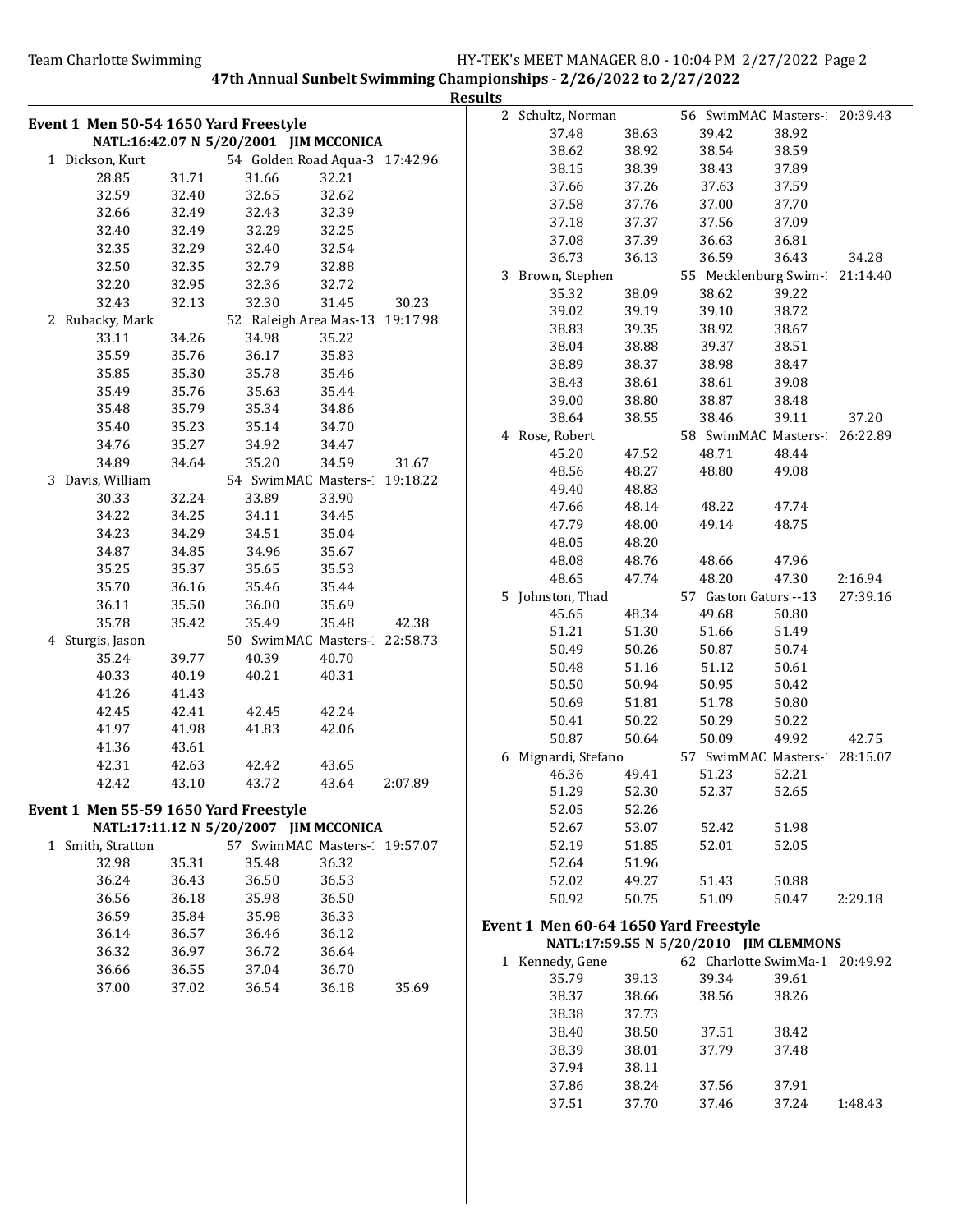## 47th Annual Sunbelt Swimming Championships - 2/26/2022 to 2/27/2022

### Results

### Event 1 Men 50-54 1650 Yard Freestyle

NATL:16:42.07 N 5/20/2001 JIM MCCONICA

1 Dickson, Kurt — 54 Golden Road Aqua-3 — 17:42.96

| | | | | |
|---|---|---|---|---|
| 28.85 | 31.71 | 31.66 | 32.21 | |
| 32.59 | 32.40 | 32.65 | 32.62 | |
| 32.66 | 32.49 | 32.43 | 32.39 | |
| 32.40 | 32.49 | 32.29 | 32.25 | |
| 32.35 | 32.29 | 32.40 | 32.54 | |
| 32.50 | 32.35 | 32.79 | 32.88 | |
| 32.20 | 32.95 | 32.36 | 32.72 | |
| 32.43 | 32.13 | 32.30 | 31.45 | 30.23 |

2 Rubacky, Mark — 52 Raleigh Area Mas-13 — 19:17.98

| | | | | |
|---|---|---|---|---|
| 33.11 | 34.26 | 34.98 | 35.22 | |
| 35.59 | 35.76 | 36.17 | 35.83 | |
| 35.85 | 35.30 | 35.78 | 35.46 | |
| 35.49 | 35.76 | 35.63 | 35.44 | |
| 35.48 | 35.79 | 35.34 | 34.86 | |
| 35.40 | 35.23 | 35.14 | 34.70 | |
| 34.76 | 35.27 | 34.92 | 34.47 | |
| 34.89 | 34.64 | 35.20 | 34.59 | 31.67 |

3 Davis, William — 54 SwimMAC Masters-1 — 19:18.22

| | | | | |
|---|---|---|---|---|
| 30.33 | 32.24 | 33.89 | 33.90 | |
| 34.22 | 34.25 | 34.11 | 34.45 | |
| 34.23 | 34.29 | 34.51 | 35.04 | |
| 34.87 | 34.85 | 34.96 | 35.67 | |
| 35.25 | 35.37 | 35.65 | 35.53 | |
| 35.70 | 36.16 | 35.46 | 35.44 | |
| 36.11 | 35.50 | 36.00 | 35.69 | |
| 35.78 | 35.42 | 35.49 | 35.48 | 42.38 |

4 Sturgis, Jason — 50 SwimMAC Masters-1 — 22:58.73

| | | | | |
|---|---|---|---|---|
| 35.24 | 39.77 | 40.39 | 40.70 | |
| 40.33 | 40.19 | 40.21 | 40.31 | |
| 41.26 | 41.43 | | | |
| 42.45 | 42.41 | 42.45 | 42.24 | |
| 41.97 | 41.98 | 41.83 | 42.06 | |
| 41.36 | 43.61 | | | |
| 42.31 | 42.63 | 42.42 | 43.65 | |
| 42.42 | 43.10 | 43.72 | 43.64 | 2:07.89 |

### Event 1 Men 55-59 1650 Yard Freestyle

NATL:17:11.12 N 5/20/2007 JIM MCCONICA

1 Smith, Stratton — 57 SwimMAC Masters-1 — 19:57.07

| | | | | |
|---|---|---|---|---|
| 32.98 | 35.31 | 35.48 | 36.32 | |
| 36.24 | 36.43 | 36.50 | 36.53 | |
| 36.56 | 36.18 | 35.98 | 36.50 | |
| 36.59 | 35.84 | 35.98 | 36.33 | |
| 36.14 | 36.57 | 36.46 | 36.12 | |
| 36.32 | 36.97 | 36.72 | 36.64 | |
| 36.66 | 36.55 | 37.04 | 36.70 | |
| 37.00 | 37.02 | 36.54 | 36.18 | 35.69 |

2 Schultz, Norman — 56 SwimMAC Masters-1 — 20:39.43

| | | | | |
|---|---|---|---|---|
| 37.48 | 38.63 | 39.42 | 38.92 | |
| 38.62 | 38.92 | 38.54 | 38.59 | |
| 38.15 | 38.39 | 38.43 | 37.89 | |
| 37.66 | 37.26 | 37.63 | 37.59 | |
| 37.58 | 37.76 | 37.00 | 37.70 | |
| 37.18 | 37.37 | 37.56 | 37.09 | |
| 37.08 | 37.39 | 36.63 | 36.81 | |
| 36.73 | 36.13 | 36.59 | 36.43 | 34.28 |

3 Brown, Stephen — 55 Mecklenburg Swim-1 — 21:14.40

| | | | | |
|---|---|---|---|---|
| 35.32 | 38.09 | 38.62 | 39.22 | |
| 39.02 | 39.19 | 39.10 | 38.72 | |
| 38.83 | 39.35 | 38.92 | 38.67 | |
| 38.04 | 38.88 | 39.37 | 38.51 | |
| 38.89 | 38.37 | 38.98 | 38.47 | |
| 38.43 | 38.61 | 38.61 | 39.08 | |
| 39.00 | 38.80 | 38.87 | 38.48 | |
| 38.64 | 38.55 | 38.46 | 39.11 | 37.20 |

4 Rose, Robert — 58 SwimMAC Masters-1 — 26:22.89

| | | | | |
|---|---|---|---|---|
| 45.20 | 47.52 | 48.71 | 48.44 | |
| 48.56 | 48.27 | 48.80 | 49.08 | |
| 49.40 | 48.83 | | | |
| 47.66 | 48.14 | 48.22 | 47.74 | |
| 47.79 | 48.00 | 49.14 | 48.75 | |
| 48.05 | 48.20 | | | |
| 48.08 | 48.76 | 48.66 | 47.96 | |
| 48.65 | 47.74 | 48.20 | 47.30 | 2:16.94 |

5 Johnston, Thad — 57 Gaston Gators --13 — 27:39.16

| | | | | |
|---|---|---|---|---|
| 45.65 | 48.34 | 49.68 | 50.80 | |
| 51.21 | 51.30 | 51.66 | 51.49 | |
| 50.49 | 50.26 | 50.87 | 50.74 | |
| 50.48 | 51.16 | 51.12 | 50.61 | |
| 50.50 | 50.94 | 50.95 | 50.42 | |
| 50.69 | 51.81 | 51.78 | 50.80 | |
| 50.41 | 50.22 | 50.29 | 50.22 | |
| 50.87 | 50.64 | 50.09 | 49.92 | 42.75 |

6 Mignardi, Stefano — 57 SwimMAC Masters-1 — 28:15.07

| | | | | |
|---|---|---|---|---|
| 46.36 | 49.41 | 51.23 | 52.21 | |
| 51.29 | 52.30 | 52.37 | 52.65 | |
| 52.05 | 52.26 | | | |
| 52.67 | 53.07 | 52.42 | 51.98 | |
| 52.19 | 51.85 | 52.01 | 52.05 | |
| 52.64 | 51.96 | | | |
| 52.02 | 49.27 | 51.43 | 50.88 | |
| 50.92 | 50.75 | 51.09 | 50.47 | 2:29.18 |

### Event 1 Men 60-64 1650 Yard Freestyle

NATL:17:59.55 N 5/20/2010 JIM CLEMMONS

1 Kennedy, Gene — 62 Charlotte SwimMa-1 — 20:49.92

| | | | | |
|---|---|---|---|---|
| 35.79 | 39.13 | 39.34 | 39.61 | |
| 38.37 | 38.66 | 38.56 | 38.26 | |
| 38.38 | 37.73 | | | |
| 38.40 | 38.50 | 37.51 | 38.42 | |
| 38.39 | 38.01 | 37.79 | 37.48 | |
| 37.94 | 38.11 | | | |
| 37.86 | 38.24 | 37.56 | 37.91 | |
| 37.51 | 37.70 | 37.46 | 37.24 | 1:48.43 |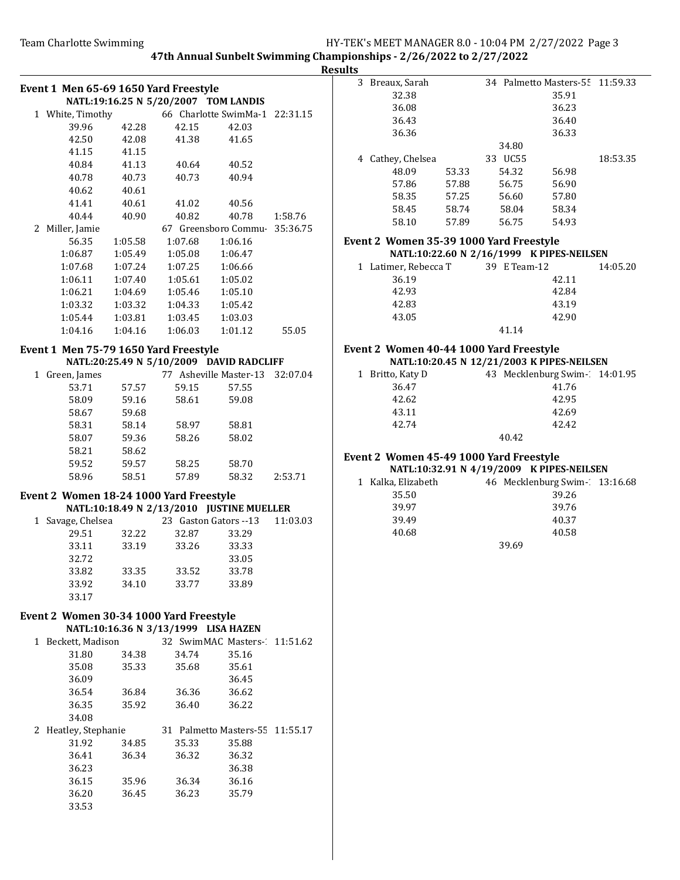**47th Annual Sunbelt Swimming Championships - 2/26/2022 to 2/27/2022**

**Results**

### Event 1 Men 65-69 1650 Yard Freestyle

NATL:19:16.25 N 5/20/2007 TOM LANDIS

1 White, Timothy 66 Charlotte SwimMa-1 22:31.15

| | | | | |
|---|---|---|---|---|
| 39.96 | 42.28 | 42.15 | 42.03 | |
| 42.50 | 42.08 | 41.38 | 41.65 | |
| 41.15 | 41.15 | | | |
| 40.84 | 41.13 | 40.64 | 40.52 | |
| 40.78 | 40.73 | 40.73 | 40.94 | |
| 40.62 | 40.61 | | | |
| 41.41 | 40.61 | 41.02 | 40.56 | |
| 40.44 | 40.90 | 40.82 | 40.78 | 1:58.76 |

2 Miller, Jamie 67 Greensboro Commu- 35:36.75

| | | | | |
|---|---|---|---|---|
| 56.35 | 1:05.58 | 1:07.68 | 1:06.16 | |
| 1:06.87 | 1:05.49 | 1:05.08 | 1:06.47 | |
| 1:07.68 | 1:07.24 | 1:07.25 | 1:06.66 | |
| 1:06.11 | 1:07.40 | 1:05.61 | 1:05.02 | |
| 1:06.21 | 1:04.69 | 1:05.46 | 1:05.10 | |
| 1:03.32 | 1:03.32 | 1:04.33 | 1:05.42 | |
| 1:05.44 | 1:03.81 | 1:03.45 | 1:03.03 | |
| 1:04.16 | 1:04.16 | 1:06.03 | 1:01.12 | 55.05 |

### Event 1 Men 75-79 1650 Yard Freestyle

NATL:20:25.49 N 5/10/2009 DAVID RADCLIFF

1 Green, James 77 Asheville Master-13 32:07.04

| | | | | |
|---|---|---|---|---|
| 53.71 | 57.57 | 59.15 | 57.55 | |
| 58.09 | 59.16 | 58.61 | 59.08 | |
| 58.67 | 59.68 | | | |
| 58.31 | 58.14 | 58.97 | 58.81 | |
| 58.07 | 59.36 | 58.26 | 58.02 | |
| 58.21 | 58.62 | | | |
| 59.52 | 59.57 | 58.25 | 58.70 | |
| 58.96 | 58.51 | 57.89 | 58.32 | 2:53.71 |

### Event 2 Women 18-24 1000 Yard Freestyle

NATL:10:18.49 N 2/13/2010 JUSTINE MUELLER

1 Savage, Chelsea 23 Gaston Gators --13 11:03.03

| | | | |
|---|---|---|---|
| 29.51 | 32.22 | 32.87 | 33.29 |
| 33.11 | 33.19 | 33.26 | 33.33 |
| 32.72 | | | 33.05 |
| 33.82 | 33.35 | 33.52 | 33.78 |
| 33.92 | 34.10 | 33.77 | 33.89 |
| 33.17 | | | |

### Event 2 Women 30-34 1000 Yard Freestyle

NATL:10:16.36 N 3/13/1999 LISA HAZEN

1 Beckett, Madison 32 SwimMAC Masters-1 11:51.62

| | | | |
|---|---|---|---|
| 31.80 | 34.38 | 34.74 | 35.16 |
| 35.08 | 35.33 | 35.68 | 35.61 |
| 36.09 | | | 36.45 |
| 36.54 | 36.84 | 36.36 | 36.62 |
| 36.35 | 35.92 | 36.40 | 36.22 |
| 34.08 | | | |

2 Heatley, Stephanie 31 Palmetto Masters-55 11:55.17

| | | | |
|---|---|---|---|
| 31.92 | 34.85 | 35.33 | 35.88 |
| 36.41 | 36.34 | 36.32 | 36.32 |
| 36.23 | | | 36.38 |
| 36.15 | 35.96 | 36.34 | 36.16 |
| 36.20 | 36.45 | 36.23 | 35.79 |
| 33.53 | | | |

3 Breaux, Sarah 34 Palmetto Masters-55 11:59.33

| | | |
|---|---|---|
| 32.38 | | 35.91 |
| 36.08 | | 36.23 |
| 36.43 | | 36.40 |
| 36.36 | | 36.33 |
| | 34.80 | |

4 Cathey, Chelsea 33 UC55 18:53.35

| | | | |
|---|---|---|---|
| 48.09 | 53.33 | 54.32 | 56.98 |
| 57.86 | 57.88 | 56.75 | 56.90 |
| 58.35 | 57.25 | 56.60 | 57.80 |
| 58.45 | 58.74 | 58.04 | 58.34 |
| 58.10 | 57.89 | 56.75 | 54.93 |

### Event 2 Women 35-39 1000 Yard Freestyle

NATL:10:22.60 N 2/16/1999 K PIPES-NEILSEN

1 Latimer, Rebecca T 39 E Team-12 14:05.20

| | | |
|---|---|---|
| 36.19 | | 42.11 |
| 42.93 | | 42.84 |
| 42.83 | | 43.19 |
| 43.05 | | 42.90 |
| | 41.14 | |

### Event 2 Women 40-44 1000 Yard Freestyle

NATL:10:20.45 N 12/21/2003 K PIPES-NEILSEN

1 Britto, Katy D 43 Mecklenburg Swim-1 14:01.95

| | | |
|---|---|---|
| 36.47 | | 41.76 |
| 42.62 | | 42.95 |
| 43.11 | | 42.69 |
| 42.74 | | 42.42 |
| | 40.42 | |

### Event 2 Women 45-49 1000 Yard Freestyle

NATL:10:32.91 N 4/19/2009 K PIPES-NEILSEN

1 Kalka, Elizabeth 46 Mecklenburg Swim-1 13:16.68

| | | |
|---|---|---|
| 35.50 | | 39.26 |
| 39.97 | | 39.76 |
| 39.49 | | 40.37 |
| 40.68 | | 40.58 |
| | 39.69 | |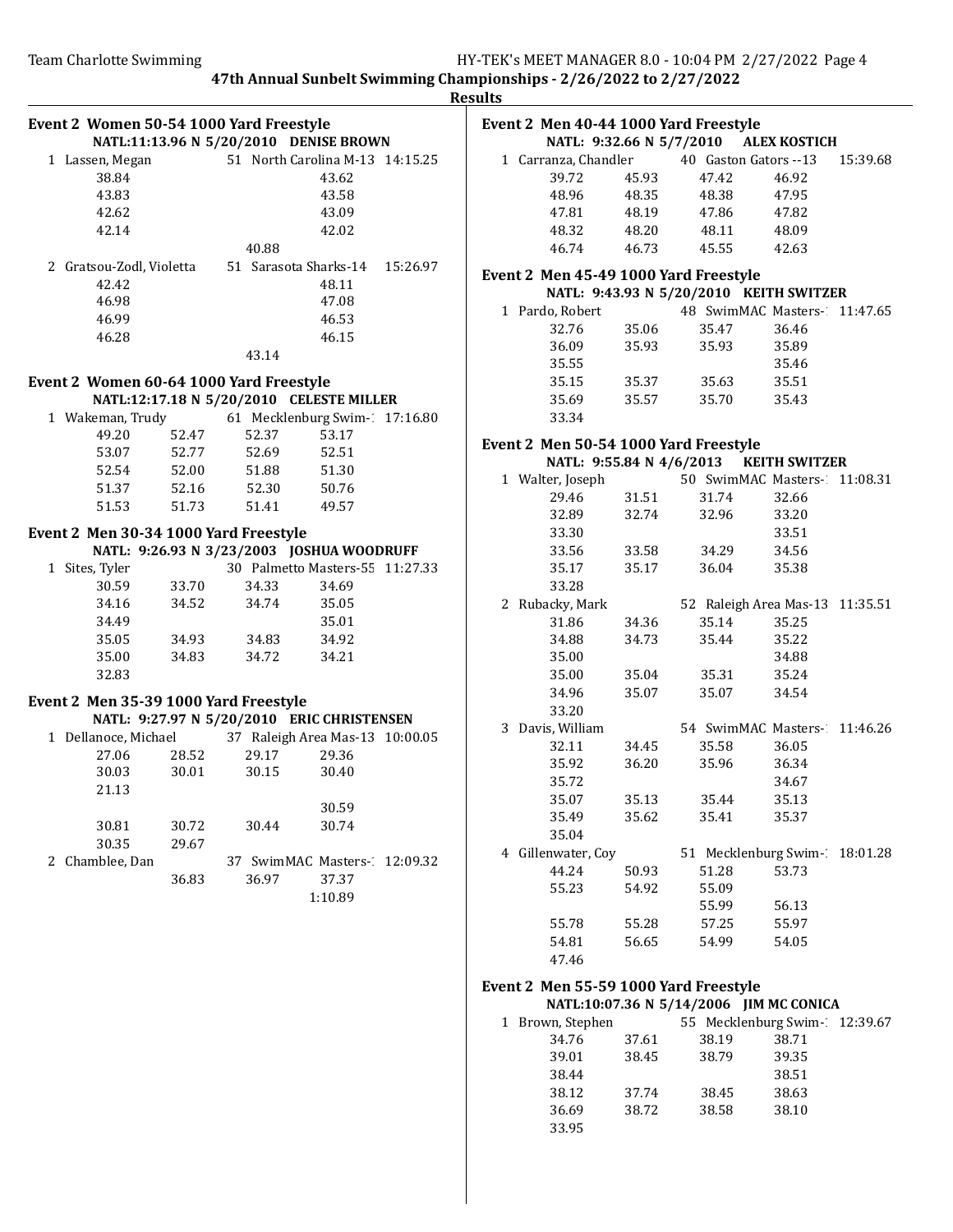**47th Annual Sunbelt Swimming Championships - 2/26/2022 to 2/27/2022**

**Results**

### Event 2 Women 50-54 1000 Yard Freestyle

**NATL:11:13.96 N 5/20/2010 DENISE BROWN**

1 Lassen, Megan 51 North Carolina M-13 14:15.25

| | | | |
|---|---|---|---|
| 38.84 | | | 43.62 |
| 43.83 | | | 43.58 |
| 42.62 | | | 43.09 |
| 42.14 | | | 42.02 |
| | | 40.88 | |

2 Gratsou-Zodl, Violetta 51 Sarasota Sharks-14 15:26.97

| | | | |
|---|---|---|---|
| 42.42 | | | 48.11 |
| 46.98 | | | 47.08 |
| 46.99 | | | 46.53 |
| 46.28 | | | 46.15 |
| | | 43.14 | |

### Event 2 Women 60-64 1000 Yard Freestyle

**NATL:12:17.18 N 5/20/2010 CELESTE MILLER**

1 Wakeman, Trudy 61 Mecklenburg Swim-1 17:16.80

| | | | |
|---|---|---|---|
| 49.20 | 52.47 | 52.37 | 53.17 |
| 53.07 | 52.77 | 52.69 | 52.51 |
| 52.54 | 52.00 | 51.88 | 51.30 |
| 51.37 | 52.16 | 52.30 | 50.76 |
| 51.53 | 51.73 | 51.41 | 49.57 |

### Event 2 Men 30-34 1000 Yard Freestyle

**NATL: 9:26.93 N 3/23/2003 JOSHUA WOODRUFF**

1 Sites, Tyler 30 Palmetto Masters-55 11:27.33

| | | | |
|---|---|---|---|
| 30.59 | 33.70 | 34.33 | 34.69 |
| 34.16 | 34.52 | 34.74 | 35.05 |
| 34.49 | | | 35.01 |
| 35.05 | 34.93 | 34.83 | 34.92 |
| 35.00 | 34.83 | 34.72 | 34.21 |
| 32.83 | | | |

### Event 2 Men 35-39 1000 Yard Freestyle

**NATL: 9:27.97 N 5/20/2010 ERIC CHRISTENSEN**

1 Dellanoce, Michael 37 Raleigh Area Mas-13 10:00.05

| | | | |
|---|---|---|---|
| 27.06 | 28.52 | 29.17 | 29.36 |
| 30.03 | 30.01 | 30.15 | 30.40 |
| 21.13 | | | |
| | | | 30.59 |
| 30.81 | 30.72 | 30.44 | 30.74 |
| 30.35 | 29.67 | | |

2 Chamblee, Dan 37 SwimMAC Masters-1 12:09.32

| | | | |
|---|---|---|---|
| | 36.83 | 36.97 | 37.37 |
| | | | 1:10.89 |

### Event 2 Men 40-44 1000 Yard Freestyle

**NATL: 9:32.66 N 5/7/2010 ALEX KOSTICH**

1 Carranza, Chandler 40 Gaston Gators --13 15:39.68

| | | | |
|---|---|---|---|
| 39.72 | 45.93 | 47.42 | 46.92 |
| 48.96 | 48.35 | 48.38 | 47.95 |
| 47.81 | 48.19 | 47.86 | 47.82 |
| 48.32 | 48.20 | 48.11 | 48.09 |
| 46.74 | 46.73 | 45.55 | 42.63 |

### Event 2 Men 45-49 1000 Yard Freestyle

**NATL: 9:43.93 N 5/20/2010 KEITH SWITZER**

1 Pardo, Robert 48 SwimMAC Masters-1 11:47.65

| | | | |
|---|---|---|---|
| 32.76 | 35.06 | 35.47 | 36.46 |
| 36.09 | 35.93 | 35.93 | 35.89 |
| 35.55 | | | 35.46 |
| 35.15 | 35.37 | 35.63 | 35.51 |
| 35.69 | 35.57 | 35.70 | 35.43 |
| 33.34 | | | |

### Event 2 Men 50-54 1000 Yard Freestyle

**NATL: 9:55.84 N 4/6/2013 KEITH SWITZER**

1 Walter, Joseph 50 SwimMAC Masters-1 11:08.31

| | | | |
|---|---|---|---|
| 29.46 | 31.51 | 31.74 | 32.66 |
| 32.89 | 32.74 | 32.96 | 33.20 |
| 33.30 | | | 33.51 |
| 33.56 | 33.58 | 34.29 | 34.56 |
| 35.17 | 35.17 | 36.04 | 35.38 |
| 33.28 | | | |

2 Rubacky, Mark 52 Raleigh Area Mas-13 11:35.51

| | | | |
|---|---|---|---|
| 31.86 | 34.36 | 35.14 | 35.25 |
| 34.88 | 34.73 | 35.44 | 35.22 |
| 35.00 | | | 34.88 |
| 35.00 | 35.04 | 35.31 | 35.24 |
| 34.96 | 35.07 | 35.07 | 34.54 |
| 33.20 | | | |

3 Davis, William 54 SwimMAC Masters-1 11:46.26

| | | | |
|---|---|---|---|
| 32.11 | 34.45 | 35.58 | 36.05 |
| 35.92 | 36.20 | 35.96 | 36.34 |
| 35.72 | | | 34.67 |
| 35.07 | 35.13 | 35.44 | 35.13 |
| 35.49 | 35.62 | 35.41 | 35.37 |
| 35.04 | | | |

4 Gillenwater, Coy 51 Mecklenburg Swim-1 18:01.28

| | | | |
|---|---|---|---|
| 44.24 | 50.93 | 51.28 | 53.73 |
| 55.23 | 54.92 | 55.09 | |
| | | 55.99 | 56.13 |
| 55.78 | 55.28 | 57.25 | 55.97 |
| 54.81 | 56.65 | 54.99 | 54.05 |
| 47.46 | | | |

### Event 2 Men 55-59 1000 Yard Freestyle

**NATL:10:07.36 N 5/14/2006 JIM MC CONICA**

1 Brown, Stephen 55 Mecklenburg Swim-1 12:39.67

| | | | |
|---|---|---|---|
| 34.76 | 37.61 | 38.19 | 38.71 |
| 39.01 | 38.45 | 38.79 | 39.35 |
| 38.44 | | | 38.51 |
| 38.12 | 37.74 | 38.45 | 38.63 |
| 36.69 | 38.72 | 38.58 | 38.10 |
| 33.95 | | | |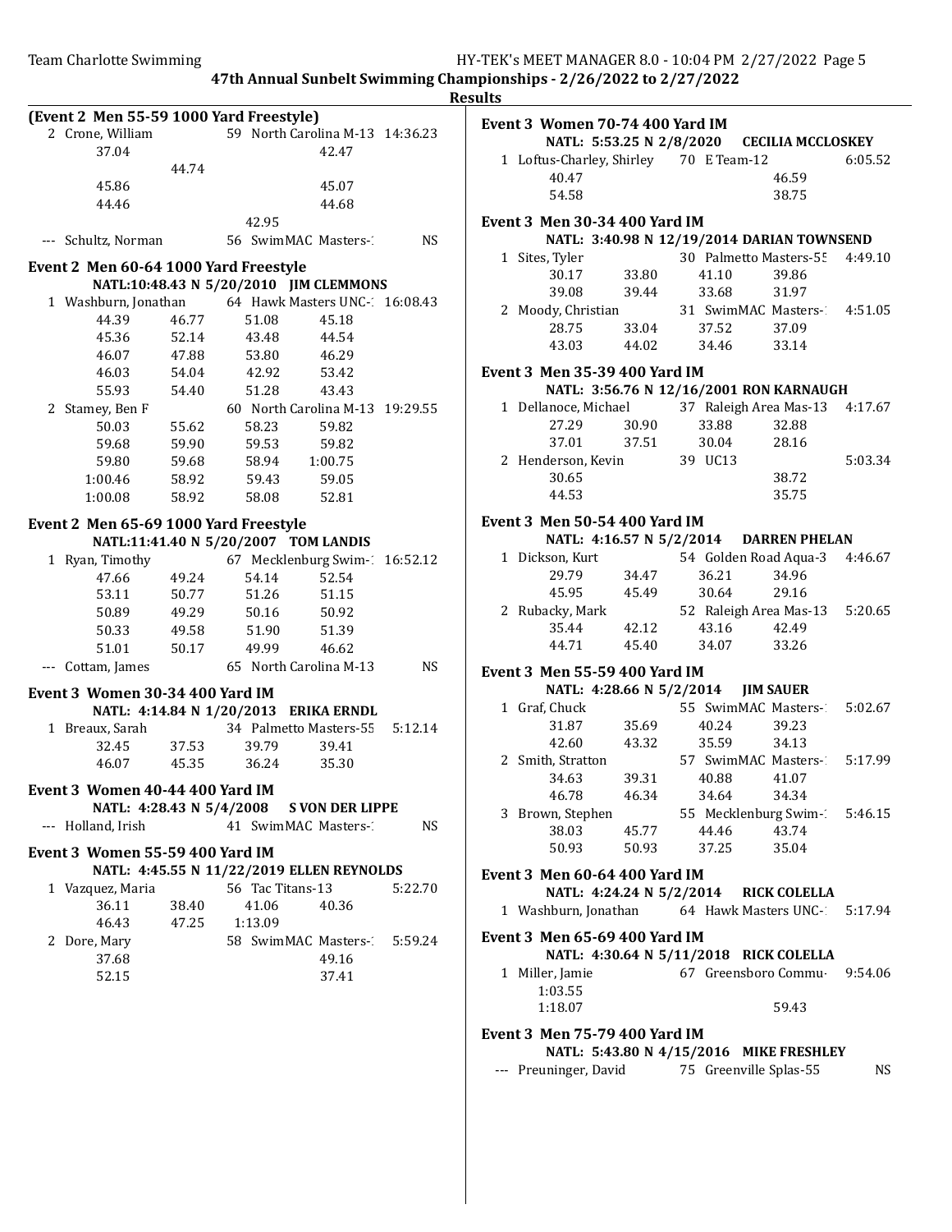**47th Annual Sunbelt Swimming Championships - 2/26/2022 to 2/27/2022**

**Results**

**(Event 2 Men 55-59 1000 Yard Freestyle)**

2 Crone, William 59 North Carolina M-13 14:36.23
37.04 42.47
44.74
45.86 45.07
44.46 44.68
42.95

--- Schultz, Norman 56 SwimMAC Masters-1 NS

**Event 2 Men 60-64 1000 Yard Freestyle**

NATL:10:48.43 N 5/20/2010 JIM CLEMMONS

1 Washburn, Jonathan 64 Hawk Masters UNC-1 16:08.43
44.39 46.77 51.08 45.18
45.36 52.14 43.48 44.54
46.07 47.88 53.80 46.29
46.03 54.04 42.92 53.42
55.93 54.40 51.28 43.43

2 Stamey, Ben F 60 North Carolina M-13 19:29.55
50.03 55.62 58.23 59.82
59.68 59.90 59.53 59.82
59.80 59.68 58.94 1:00.75
1:00.46 58.92 59.43 59.05
1:00.08 58.92 58.08 52.81

**Event 2 Men 65-69 1000 Yard Freestyle**

NATL:11:41.40 N 5/20/2007 TOM LANDIS

1 Ryan, Timothy 67 Mecklenburg Swim-1 16:52.12
47.66 49.24 54.14 52.54
53.11 50.77 51.26 51.15
50.89 49.29 50.16 50.92
50.33 49.58 51.90 51.39
51.01 50.17 49.99 46.62

--- Cottam, James 65 North Carolina M-13 NS

**Event 3 Women 30-34 400 Yard IM**

NATL: 4:14.84 N 1/20/2013 ERIKA ERNDL

1 Breaux, Sarah 34 Palmetto Masters-55 5:12.14
32.45 37.53 39.79 39.41
46.07 45.35 36.24 35.30

**Event 3 Women 40-44 400 Yard IM**

NATL: 4:28.43 N 5/4/2008 S VON DER LIPPE

--- Holland, Irish 41 SwimMAC Masters-1 NS

**Event 3 Women 55-59 400 Yard IM**

NATL: 4:45.55 N 11/22/2019 ELLEN REYNOLDS

1 Vazquez, Maria 56 Tac Titans-13 5:22.70
36.11 38.40 41.06 40.36
46.43 47.25 1:13.09

2 Dore, Mary 58 SwimMAC Masters-1 5:59.24
37.68 49.16
52.15 37.41

**Event 3 Women 70-74 400 Yard IM**

NATL: 5:53.25 N 2/8/2020 CECILIA MCCLOSKEY

1 Loftus-Charley, Shirley 70 E Team-12 6:05.52
40.47 46.59
54.58 38.75

**Event 3 Men 30-34 400 Yard IM**

NATL: 3:40.98 N 12/19/2014 DARIAN TOWNSEND

1 Sites, Tyler 30 Palmetto Masters-55 4:49.10
30.17 33.80 41.10 39.86
39.08 39.44 33.68 31.97

2 Moody, Christian 31 SwimMAC Masters-1 4:51.05
28.75 33.04 37.52 37.09
43.03 44.02 34.46 33.14

**Event 3 Men 35-39 400 Yard IM**

NATL: 3:56.76 N 12/16/2001 RON KARNAUGH

1 Dellanoce, Michael 37 Raleigh Area Mas-13 4:17.67
27.29 30.90 33.88 32.88
37.01 37.51 30.04 28.16

2 Henderson, Kevin 39 UC13 5:03.34
30.65 38.72
44.53 35.75

**Event 3 Men 50-54 400 Yard IM**

NATL: 4:16.57 N 5/2/2014 DARREN PHELAN

1 Dickson, Kurt 54 Golden Road Aqua-3 4:46.67
29.79 34.47 36.21 34.96
45.95 45.49 30.64 29.16

2 Rubacky, Mark 52 Raleigh Area Mas-13 5:20.65
35.44 42.12 43.16 42.49
44.71 45.40 34.07 33.26

**Event 3 Men 55-59 400 Yard IM**

NATL: 4:28.66 N 5/2/2014 JIM SAUER

1 Graf, Chuck 55 SwimMAC Masters-1 5:02.67
31.87 35.69 40.24 39.23
42.60 43.32 35.59 34.13

2 Smith, Stratton 57 SwimMAC Masters-1 5:17.99
34.63 39.31 40.88 41.07
46.78 46.34 34.64 34.34

3 Brown, Stephen 55 Mecklenburg Swim-1 5:46.15
38.03 45.77 44.46 43.74
50.93 50.93 37.25 35.04

**Event 3 Men 60-64 400 Yard IM**

NATL: 4:24.24 N 5/2/2014 RICK COLELLA

1 Washburn, Jonathan 64 Hawk Masters UNC-1 5:17.94

**Event 3 Men 65-69 400 Yard IM**

NATL: 4:30.64 N 5/11/2018 RICK COLELLA

1 Miller, Jamie 67 Greensboro Commu- 9:54.06
1:03.55
1:18.07 59.43

**Event 3 Men 75-79 400 Yard IM**

NATL: 5:43.80 N 4/15/2016 MIKE FRESHLEY

--- Preuninger, David 75 Greenville Splas-55 NS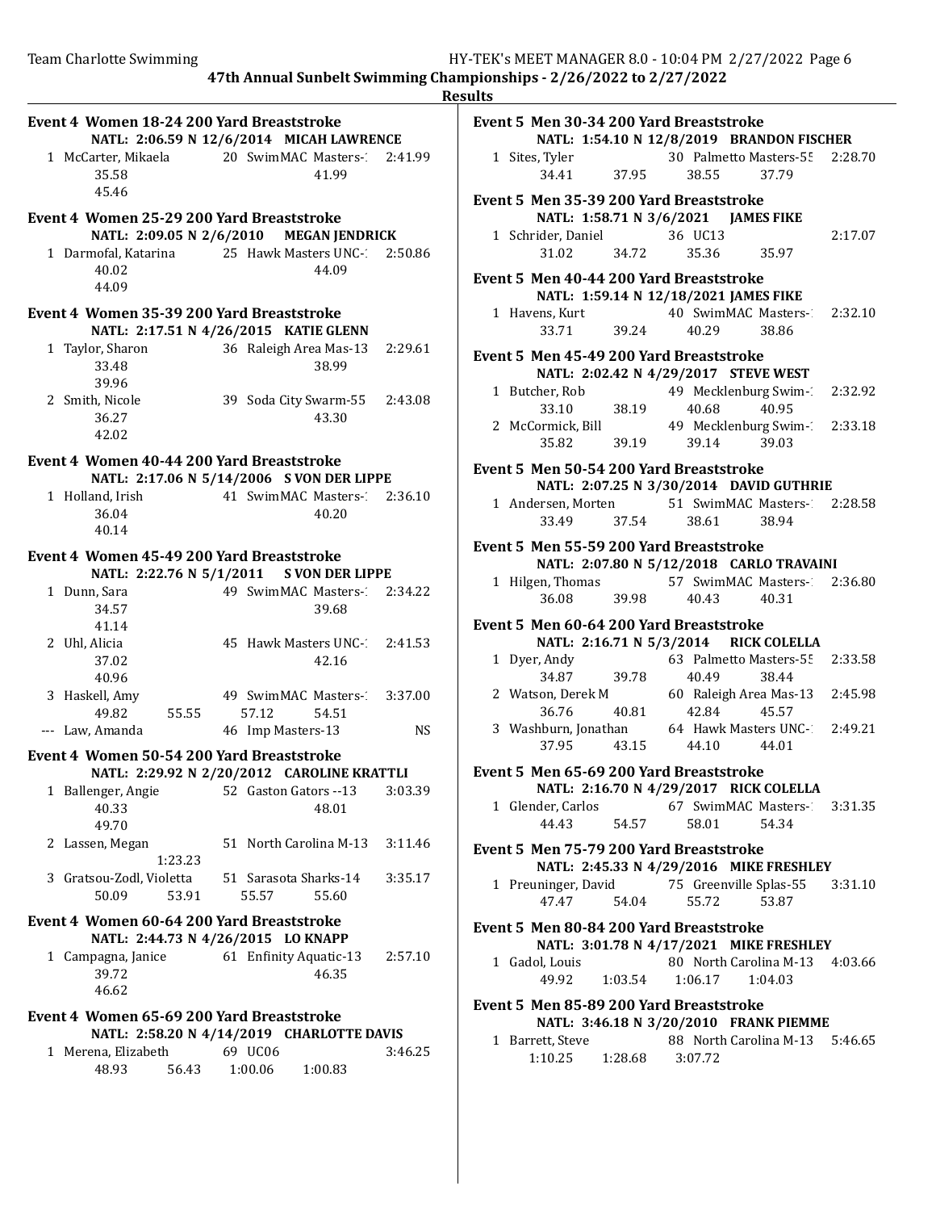**47th Annual Sunbelt Swimming Championships - 2/26/2022 to 2/27/2022**

**Results**

### Event 4 Women 18-24 200 Yard Breaststroke

NATL: 2:06.59 N 12/6/2014 MICAH LAWRENCE

```
  1 McCarter, Mikaela        20 SwimMAC Masters-1   2:41.99
      35.58                       41.99
      45.46
```

### Event 4 Women 25-29 200 Yard Breaststroke

NATL: 2:09.05 N 2/6/2010 MEGAN JENDRICK

```
  1 Darmofal, Katarina       25 Hawk Masters UNC-1  2:50.86
      40.02                       44.09
      44.09
```

### Event 4 Women 35-39 200 Yard Breaststroke

NATL: 2:17.51 N 4/26/2015 KATIE GLENN

```
  1 Taylor, Sharon           36 Raleigh Area Mas-13 2:29.61
      33.48                       38.99
      39.96
  2 Smith, Nicole            39 Soda City Swarm-55  2:43.08
      36.27                       43.30
      42.02
```

### Event 4 Women 40-44 200 Yard Breaststroke

NATL: 2:17.06 N 5/14/2006 S VON DER LIPPE

```
  1 Holland, Irish           41 SwimMAC Masters-1   2:36.10
      36.04                       40.20
      40.14
```

### Event 4 Women 45-49 200 Yard Breaststroke

NATL: 2:22.76 N 5/1/2011 S VON DER LIPPE

```
  1 Dunn, Sara               49 SwimMAC Masters-1   2:34.22
      34.57                       39.68
      41.14
  2 Uhl, Alicia              45 Hawk Masters UNC-1  2:41.53
      37.02                       42.16
      40.96
  3 Haskell, Amy             49 SwimMAC Masters-1   3:37.00
      49.82       55.55     57.12       54.51
--- Law, Amanda              46 Imp Masters-13           NS
```

### Event 4 Women 50-54 200 Yard Breaststroke

NATL: 2:29.92 N 2/20/2012 CAROLINE KRATTLI

```
  1 Ballenger, Angie         52 Gaston Gators --13  3:03.39
      40.33                       48.01
      49.70
  2 Lassen, Megan            51 North Carolina M-13 3:11.46
               1:23.23
  3 Gratsou-Zodl, Violetta   51 Sarasota Sharks-14  3:35.17
      50.09       53.91     55.57       55.60
```

### Event 4 Women 60-64 200 Yard Breaststroke

NATL: 2:44.73 N 4/26/2015 LO KNAPP

```
  1 Campagna, Janice         61 Enfinity Aquatic-13 2:57.10
      39.72                       46.35
      46.62
```

### Event 4 Women 65-69 200 Yard Breaststroke

NATL: 2:58.20 N 4/14/2019 CHARLOTTE DAVIS

```
  1 Merena, Elizabeth        69 UC06                3:46.25
      48.93       56.43   1:00.06     1:00.83
```

### Event 5 Men 30-34 200 Yard Breaststroke

NATL: 1:54.10 N 12/8/2019 BRANDON FISCHER

```
  1 Sites, Tyler             30 Palmetto Masters-55 2:28.70
      34.41       37.95     38.55       37.79
```

### Event 5 Men 35-39 200 Yard Breaststroke

NATL: 1:58.71 N 3/6/2021 JAMES FIKE

```
  1 Schrider, Daniel         36 UC13                2:17.07
      31.02       34.72     35.36       35.97
```

### Event 5 Men 40-44 200 Yard Breaststroke

NATL: 1:59.14 N 12/18/2021 JAMES FIKE

```
  1 Havens, Kurt             40 SwimMAC Masters-1   2:32.10
      33.71       39.24     40.29       38.86
```

### Event 5 Men 45-49 200 Yard Breaststroke

NATL: 2:02.42 N 4/29/2017 STEVE WEST

```
  1 Butcher, Rob             49 Mecklenburg Swim-1  2:32.92
      33.10       38.19     40.68       40.95
  2 McCormick, Bill          49 Mecklenburg Swim-1  2:33.18
      35.82       39.19     39.14       39.03
```

### Event 5 Men 50-54 200 Yard Breaststroke

NATL: 2:07.25 N 3/30/2014 DAVID GUTHRIE

```
  1 Andersen, Morten         51 SwimMAC Masters-1   2:28.58
      33.49       37.54     38.61       38.94
```

### Event 5 Men 55-59 200 Yard Breaststroke

NATL: 2:07.80 N 5/12/2018 CARLO TRAVAINI

```
  1 Hilgen, Thomas           57 SwimMAC Masters-1   2:36.80
      36.08       39.98     40.43       40.31
```

### Event 5 Men 60-64 200 Yard Breaststroke

NATL: 2:16.71 N 5/3/2014 RICK COLELLA

```
  1 Dyer, Andy               63 Palmetto Masters-55 2:33.58
      34.87       39.78     40.49       38.44
  2 Watson, Derek M          60 Raleigh Area Mas-13 2:45.98
      36.76       40.81     42.84       45.57
  3 Washburn, Jonathan       64 Hawk Masters UNC-1  2:49.21
      37.95       43.15     44.10       44.01
```

### Event 5 Men 65-69 200 Yard Breaststroke

NATL: 2:16.70 N 4/29/2017 RICK COLELLA

```
  1 Glender, Carlos          67 SwimMAC Masters-1   3:31.35
      44.43       54.57     58.01       54.34
```

### Event 5 Men 75-79 200 Yard Breaststroke

NATL: 2:45.33 N 4/29/2016 MIKE FRESHLEY

```
  1 Preuninger, David        75 Greenville Splas-55 3:31.10
      47.47       54.04     55.72       53.87
```

### Event 5 Men 80-84 200 Yard Breaststroke

NATL: 3:01.78 N 4/17/2021 MIKE FRESHLEY

```
  1 Gadol, Louis             80 North Carolina M-13 4:03.66
      49.92     1:03.54   1:06.17     1:04.03
```

### Event 5 Men 85-89 200 Yard Breaststroke

NATL: 3:46.18 N 3/20/2010 FRANK PIEMME

```
  1 Barrett, Steve           88 North Carolina M-13 5:46.65
    1:10.25     1:28.68   3:07.72
```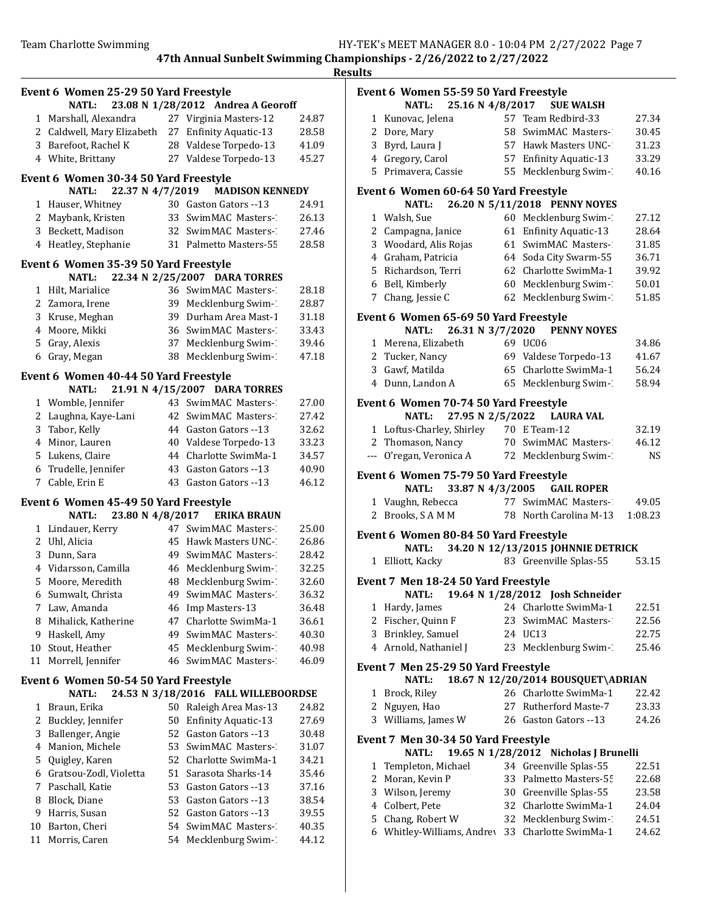# 47th Annual Sunbelt Swimming Championships - 2/26/2022 to 2/27/2022

## Results

### Event 6 Women 25-29 50 Yard Freestyle

**NATL: 23.08 N 1/28/2012 Andrea A Georoff**

| Place | Name | Age | Team | Time |
|---|---|---|---|---|
| 1 | Marshall, Alexandra | 27 | Virginia Masters-12 | 24.87 |
| 2 | Caldwell, Mary Elizabeth | 27 | Enfinity Aquatic-13 | 28.58 |
| 3 | Barefoot, Rachel K | 28 | Valdese Torpedo-13 | 41.09 |
| 4 | White, Brittany | 27 | Valdese Torpedo-13 | 45.27 |

### Event 6 Women 30-34 50 Yard Freestyle

**NATL: 22.37 N 4/7/2019 MADISON KENNEDY**

| Place | Name | Age | Team | Time |
|---|---|---|---|---|
| 1 | Hauser, Whitney | 30 | Gaston Gators --13 | 24.91 |
| 2 | Maybank, Kristen | 33 | SwimMAC Masters-1 | 26.13 |
| 3 | Beckett, Madison | 32 | SwimMAC Masters-1 | 27.46 |
| 4 | Heatley, Stephanie | 31 | Palmetto Masters-55 | 28.58 |

### Event 6 Women 35-39 50 Yard Freestyle

**NATL: 22.34 N 2/25/2007 DARA TORRES**

| Place | Name | Age | Team | Time |
|---|---|---|---|---|
| 1 | Hilt, Marialice | 36 | SwimMAC Masters-1 | 28.18 |
| 2 | Zamora, Irene | 39 | Mecklenburg Swim-1 | 28.87 |
| 3 | Kruse, Meghan | 39 | Durham Area Mast-1 | 31.18 |
| 4 | Moore, Mikki | 36 | SwimMAC Masters-1 | 33.43 |
| 5 | Gray, Alexis | 37 | Mecklenburg Swim-1 | 39.46 |
| 6 | Gray, Megan | 38 | Mecklenburg Swim-1 | 47.18 |

### Event 6 Women 40-44 50 Yard Freestyle

**NATL: 21.91 N 4/15/2007 DARA TORRES**

| Place | Name | Age | Team | Time |
|---|---|---|---|---|
| 1 | Womble, Jennifer | 43 | SwimMAC Masters-1 | 27.00 |
| 2 | Laughna, Kaye-Lani | 42 | SwimMAC Masters-1 | 27.42 |
| 3 | Tabor, Kelly | 44 | Gaston Gators --13 | 32.62 |
| 4 | Minor, Lauren | 40 | Valdese Torpedo-13 | 33.23 |
| 5 | Lukens, Claire | 44 | Charlotte SwimMa-1 | 34.57 |
| 6 | Trudelle, Jennifer | 43 | Gaston Gators --13 | 40.90 |
| 7 | Cable, Erin E | 43 | Gaston Gators --13 | 46.12 |

### Event 6 Women 45-49 50 Yard Freestyle

**NATL: 23.80 N 4/8/2017 ERIKA BRAUN**

| Place | Name | Age | Team | Time |
|---|---|---|---|---|
| 1 | Lindauer, Kerry | 47 | SwimMAC Masters-1 | 25.00 |
| 2 | Uhl, Alicia | 45 | Hawk Masters UNC-1 | 26.86 |
| 3 | Dunn, Sara | 49 | SwimMAC Masters-1 | 28.42 |
| 4 | Vidarsson, Camilla | 46 | Mecklenburg Swim-1 | 32.25 |
| 5 | Moore, Meredith | 48 | Mecklenburg Swim-1 | 32.60 |
| 6 | Sumwalt, Christa | 49 | SwimMAC Masters-1 | 36.32 |
| 7 | Law, Amanda | 46 | Imp Masters-13 | 36.48 |
| 8 | Mihalick, Katherine | 47 | Charlotte SwimMa-1 | 36.61 |
| 9 | Haskell, Amy | 49 | SwimMAC Masters-1 | 40.30 |
| 10 | Stout, Heather | 45 | Mecklenburg Swim-1 | 40.98 |
| 11 | Morrell, Jennifer | 46 | SwimMAC Masters-1 | 46.09 |

### Event 6 Women 50-54 50 Yard Freestyle

**NATL: 24.53 N 3/18/2016 FALL WILLEBOORDSE**

| Place | Name | Age | Team | Time |
|---|---|---|---|---|
| 1 | Braun, Erika | 50 | Raleigh Area Mas-13 | 24.82 |
| 2 | Buckley, Jennifer | 50 | Enfinity Aquatic-13 | 27.69 |
| 3 | Ballenger, Angie | 52 | Gaston Gators --13 | 30.48 |
| 4 | Manion, Michele | 53 | SwimMAC Masters-1 | 31.07 |
| 5 | Quigley, Karen | 52 | Charlotte SwimMa-1 | 34.21 |
| 6 | Gratsou-Zodl, Violetta | 51 | Sarasota Sharks-14 | 35.46 |
| 7 | Paschall, Katie | 53 | Gaston Gators --13 | 37.16 |
| 8 | Block, Diane | 53 | Gaston Gators --13 | 38.54 |
| 9 | Harris, Susan | 52 | Gaston Gators --13 | 39.55 |
| 10 | Barton, Cheri | 54 | SwimMAC Masters-1 | 40.35 |
| 11 | Morris, Caren | 54 | Mecklenburg Swim-1 | 44.12 |

### Event 6 Women 55-59 50 Yard Freestyle

**NATL: 25.16 N 4/8/2017 SUE WALSH**

| Place | Name | Age | Team | Time |
|---|---|---|---|---|
| 1 | Kunovac, Jelena | 57 | Team Redbird-33 | 27.34 |
| 2 | Dore, Mary | 58 | SwimMAC Masters-1 | 30.45 |
| 3 | Byrd, Laura J | 57 | Hawk Masters UNC-1 | 31.23 |
| 4 | Gregory, Carol | 57 | Enfinity Aquatic-13 | 33.29 |
| 5 | Primavera, Cassie | 55 | Mecklenburg Swim-1 | 40.16 |

### Event 6 Women 60-64 50 Yard Freestyle

**NATL: 26.20 N 5/11/2018 PENNY NOYES**

| Place | Name | Age | Team | Time |
|---|---|---|---|---|
| 1 | Walsh, Sue | 60 | Mecklenburg Swim-1 | 27.12 |
| 2 | Campagna, Janice | 61 | Enfinity Aquatic-13 | 28.64 |
| 3 | Woodard, Alis Rojas | 61 | SwimMAC Masters-1 | 31.85 |
| 4 | Graham, Patricia | 64 | Soda City Swarm-55 | 36.71 |
| 5 | Richardson, Terri | 62 | Charlotte SwimMa-1 | 39.92 |
| 6 | Bell, Kimberly | 60 | Mecklenburg Swim-1 | 50.01 |
| 7 | Chang, Jessie C | 62 | Mecklenburg Swim-1 | 51.85 |

### Event 6 Women 65-69 50 Yard Freestyle

**NATL: 26.31 N 3/7/2020 PENNY NOYES**

| Place | Name | Age | Team | Time |
|---|---|---|---|---|
| 1 | Merena, Elizabeth | 69 | UC06 | 34.86 |
| 2 | Tucker, Nancy | 69 | Valdese Torpedo-13 | 41.67 |
| 3 | Gawf, Matilda | 65 | Charlotte SwimMa-1 | 56.24 |
| 4 | Dunn, Landon A | 65 | Mecklenburg Swim-1 | 58.94 |

### Event 6 Women 70-74 50 Yard Freestyle

**NATL: 27.95 N 2/5/2022 LAURA VAL**

| Place | Name | Age | Team | Time |
|---|---|---|---|---|
| 1 | Loftus-Charley, Shirley | 70 | E Team-12 | 32.19 |
| 2 | Thomason, Nancy | 70 | SwimMAC Masters-1 | 46.12 |
| --- | O'regan, Veronica A | 72 | Mecklenburg Swim-1 | NS |

### Event 6 Women 75-79 50 Yard Freestyle

**NATL: 33.87 N 4/3/2005 GAIL ROPER**

| Place | Name | Age | Team | Time |
|---|---|---|---|---|
| 1 | Vaughn, Rebecca | 77 | SwimMAC Masters-1 | 49.05 |
| 2 | Brooks, S A M M | 78 | North Carolina M-13 | 1:08.23 |

### Event 6 Women 80-84 50 Yard Freestyle

**NATL: 34.20 N 12/13/2015 JOHNNIE DETRICK**

| Place | Name | Age | Team | Time |
|---|---|---|---|---|
| 1 | Elliott, Kacky | 83 | Greenville Splas-55 | 53.15 |

### Event 7 Men 18-24 50 Yard Freestyle

**NATL: 19.64 N 1/28/2012 Josh Schneider**

| Place | Name | Age | Team | Time |
|---|---|---|---|---|
| 1 | Hardy, James | 24 | Charlotte SwimMa-1 | 22.51 |
| 2 | Fischer, Quinn F | 23 | SwimMAC Masters-1 | 22.56 |
| 3 | Brinkley, Samuel | 24 | UC13 | 22.75 |
| 4 | Arnold, Nathaniel J | 23 | Mecklenburg Swim-1 | 25.46 |

### Event 7 Men 25-29 50 Yard Freestyle

**NATL: 18.67 N 12/20/2014 BOUSQUET\ADRIAN**

| Place | Name | Age | Team | Time |
|---|---|---|---|---|
| 1 | Brock, Riley | 26 | Charlotte SwimMa-1 | 22.42 |
| 2 | Nguyen, Hao | 27 | Rutherford Maste-7 | 23.33 |
| 3 | Williams, James W | 26 | Gaston Gators --13 | 24.26 |

### Event 7 Men 30-34 50 Yard Freestyle

**NATL: 19.65 N 1/28/2012 Nicholas J Brunelli**

| Place | Name | Age | Team | Time |
|---|---|---|---|---|
| 1 | Templeton, Michael | 34 | Greenville Splas-55 | 22.51 |
| 2 | Moran, Kevin P | 33 | Palmetto Masters-55 | 22.68 |
| 3 | Wilson, Jeremy | 30 | Greenville Splas-55 | 23.58 |
| 4 | Colbert, Pete | 32 | Charlotte SwimMa-1 | 24.04 |
| 5 | Chang, Robert W | 32 | Mecklenburg Swim-1 | 24.51 |
| 6 | Whitley-Williams, Andrew | 33 | Charlotte SwimMa-1 | 24.62 |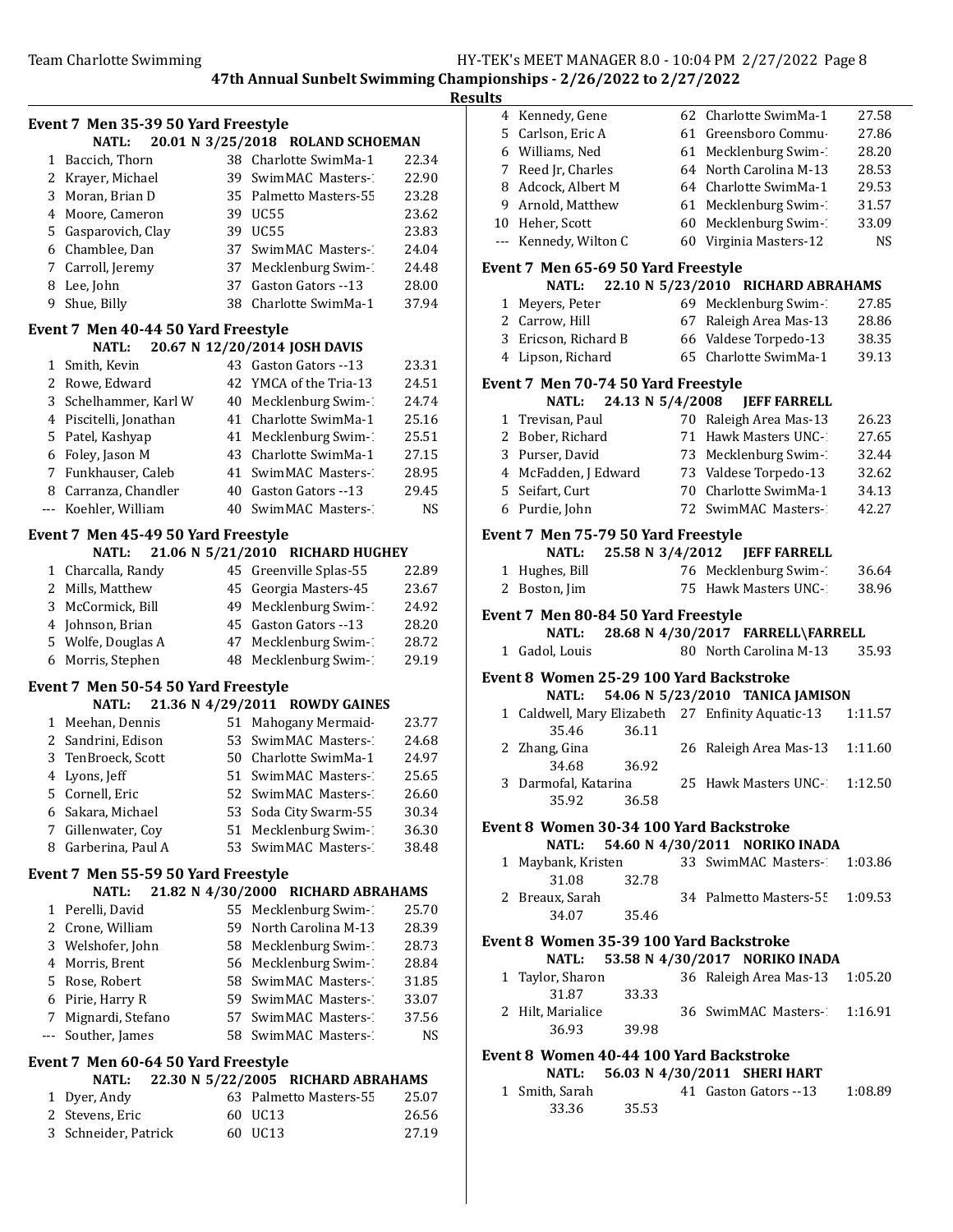**47th Annual Sunbelt Swimming Championships - 2/26/2022 to 2/27/2022**

**Results**

### Event 7 Men 35-39 50 Yard Freestyle

**NATL: 20.01 N 3/25/2018 ROLAND SCHOEMAN**

| | Name | Age | Team | Time |
|---|---|---|---|---|
| 1 | Baccich, Thorn | 38 | Charlotte SwimMa-1 | 22.34 |
| 2 | Krayer, Michael | 39 | SwimMAC Masters-1 | 22.90 |
| 3 | Moran, Brian D | 35 | Palmetto Masters-55 | 23.28 |
| 4 | Moore, Cameron | 39 | UC55 | 23.62 |
| 5 | Gasparovich, Clay | 39 | UC55 | 23.83 |
| 6 | Chamblee, Dan | 37 | SwimMAC Masters-1 | 24.04 |
| 7 | Carroll, Jeremy | 37 | Mecklenburg Swim-1 | 24.48 |
| 8 | Lee, John | 37 | Gaston Gators --13 | 28.00 |
| 9 | Shue, Billy | 38 | Charlotte SwimMa-1 | 37.94 |

### Event 7 Men 40-44 50 Yard Freestyle

**NATL: 20.67 N 12/20/2014 JOSH DAVIS**

| | Name | Age | Team | Time |
|---|---|---|---|---|
| 1 | Smith, Kevin | 43 | Gaston Gators --13 | 23.31 |
| 2 | Rowe, Edward | 42 | YMCA of the Tria-13 | 24.51 |
| 3 | Schelhammer, Karl W | 40 | Mecklenburg Swim-1 | 24.74 |
| 4 | Piscitelli, Jonathan | 41 | Charlotte SwimMa-1 | 25.16 |
| 5 | Patel, Kashyap | 41 | Mecklenburg Swim-1 | 25.51 |
| 6 | Foley, Jason M | 43 | Charlotte SwimMa-1 | 27.15 |
| 7 | Funkhauser, Caleb | 41 | SwimMAC Masters-1 | 28.95 |
| 8 | Carranza, Chandler | 40 | Gaston Gators --13 | 29.45 |
| --- | Koehler, William | 40 | SwimMAC Masters-1 | NS |

### Event 7 Men 45-49 50 Yard Freestyle

**NATL: 21.06 N 5/21/2010 RICHARD HUGHEY**

| | Name | Age | Team | Time |
|---|---|---|---|---|
| 1 | Charcalla, Randy | 45 | Greenville Splas-55 | 22.89 |
| 2 | Mills, Matthew | 45 | Georgia Masters-45 | 23.67 |
| 3 | McCormick, Bill | 49 | Mecklenburg Swim-1 | 24.92 |
| 4 | Johnson, Brian | 45 | Gaston Gators --13 | 28.20 |
| 5 | Wolfe, Douglas A | 47 | Mecklenburg Swim-1 | 28.72 |
| 6 | Morris, Stephen | 48 | Mecklenburg Swim-1 | 29.19 |

### Event 7 Men 50-54 50 Yard Freestyle

**NATL: 21.36 N 4/29/2011 ROWDY GAINES**

| | Name | Age | Team | Time |
|---|---|---|---|---|
| 1 | Meehan, Dennis | 51 | Mahogany Mermaid- | 23.77 |
| 2 | Sandrini, Edison | 53 | SwimMAC Masters-1 | 24.68 |
| 3 | TenBroeck, Scott | 50 | Charlotte SwimMa-1 | 24.97 |
| 4 | Lyons, Jeff | 51 | SwimMAC Masters-1 | 25.65 |
| 5 | Cornell, Eric | 52 | SwimMAC Masters-1 | 26.60 |
| 6 | Sakara, Michael | 53 | Soda City Swarm-55 | 30.34 |
| 7 | Gillenwater, Coy | 51 | Mecklenburg Swim-1 | 36.30 |
| 8 | Garberina, Paul A | 53 | SwimMAC Masters-1 | 38.48 |

### Event 7 Men 55-59 50 Yard Freestyle

**NATL: 21.82 N 4/30/2000 RICHARD ABRAHAMS**

| | Name | Age | Team | Time |
|---|---|---|---|---|
| 1 | Perelli, David | 55 | Mecklenburg Swim-1 | 25.70 |
| 2 | Crone, William | 59 | North Carolina M-13 | 28.39 |
| 3 | Welshofer, John | 58 | Mecklenburg Swim-1 | 28.73 |
| 4 | Morris, Brent | 56 | Mecklenburg Swim-1 | 28.84 |
| 5 | Rose, Robert | 58 | SwimMAC Masters-1 | 31.85 |
| 6 | Pirie, Harry R | 59 | SwimMAC Masters-1 | 33.07 |
| 7 | Mignardi, Stefano | 57 | SwimMAC Masters-1 | 37.56 |
| --- | Souther, James | 58 | SwimMAC Masters-1 | NS |

### Event 7 Men 60-64 50 Yard Freestyle

**NATL: 22.30 N 5/22/2005 RICHARD ABRAHAMS**

| | Name | Age | Team | Time |
|---|---|---|---|---|
| 1 | Dyer, Andy | 63 | Palmetto Masters-55 | 25.07 |
| 2 | Stevens, Eric | 60 | UC13 | 26.56 |
| 3 | Schneider, Patrick | 60 | UC13 | 27.19 |
| 4 | Kennedy, Gene | 62 | Charlotte SwimMa-1 | 27.58 |
| 5 | Carlson, Eric A | 61 | Greensboro Commu- | 27.86 |
| 6 | Williams, Ned | 61 | Mecklenburg Swim-1 | 28.20 |
| 7 | Reed Jr, Charles | 64 | North Carolina M-13 | 28.53 |
| 8 | Adcock, Albert M | 64 | Charlotte SwimMa-1 | 29.53 |
| 9 | Arnold, Matthew | 61 | Mecklenburg Swim-1 | 31.57 |
| 10 | Heher, Scott | 60 | Mecklenburg Swim-1 | 33.09 |
| --- | Kennedy, Wilton C | 60 | Virginia Masters-12 | NS |

### Event 7 Men 65-69 50 Yard Freestyle

**NATL: 22.10 N 5/23/2010 RICHARD ABRAHAMS**

| | Name | Age | Team | Time |
|---|---|---|---|---|
| 1 | Meyers, Peter | 69 | Mecklenburg Swim-1 | 27.85 |
| 2 | Carrow, Hill | 67 | Raleigh Area Mas-13 | 28.86 |
| 3 | Ericson, Richard B | 66 | Valdese Torpedo-13 | 38.35 |
| 4 | Lipson, Richard | 65 | Charlotte SwimMa-1 | 39.13 |

### Event 7 Men 70-74 50 Yard Freestyle

**NATL: 24.13 N 5/4/2008 JEFF FARRELL**

| | Name | Age | Team | Time |
|---|---|---|---|---|
| 1 | Trevisan, Paul | 70 | Raleigh Area Mas-13 | 26.23 |
| 2 | Bober, Richard | 71 | Hawk Masters UNC-1 | 27.65 |
| 3 | Purser, David | 73 | Mecklenburg Swim-1 | 32.44 |
| 4 | McFadden, J Edward | 73 | Valdese Torpedo-13 | 32.62 |
| 5 | Seifart, Curt | 70 | Charlotte SwimMa-1 | 34.13 |
| 6 | Purdie, John | 72 | SwimMAC Masters-1 | 42.27 |

### Event 7 Men 75-79 50 Yard Freestyle

**NATL: 25.58 N 3/4/2012 JEFF FARRELL**

| | Name | Age | Team | Time |
|---|---|---|---|---|
| 1 | Hughes, Bill | 76 | Mecklenburg Swim-1 | 36.64 |
| 2 | Boston, Jim | 75 | Hawk Masters UNC-1 | 38.96 |

### Event 7 Men 80-84 50 Yard Freestyle

**NATL: 28.68 N 4/30/2017 FARRELL\FARRELL**

| | Name | Age | Team | Time |
|---|---|---|---|---|
| 1 | Gadol, Louis | 80 | North Carolina M-13 | 35.93 |

### Event 8 Women 25-29 100 Yard Backstroke

**NATL: 54.06 N 5/23/2010 TANICA JAMISON**

| | Name | Age | Team | Time |
|---|---|---|---|---|
| 1 | Caldwell, Mary Elizabeth | 27 | Enfinity Aquatic-13 | 1:11.57 |
| | 35.46 36.11 | | | |
| 2 | Zhang, Gina | 26 | Raleigh Area Mas-13 | 1:11.60 |
| | 34.68 36.92 | | | |
| 3 | Darmofal, Katarina | 25 | Hawk Masters UNC-1 | 1:12.50 |
| | 35.92 36.58 | | | |

### Event 8 Women 30-34 100 Yard Backstroke

**NATL: 54.60 N 4/30/2011 NORIKO INADA**

| | Name | Age | Team | Time |
|---|---|---|---|---|
| 1 | Maybank, Kristen | 33 | SwimMAC Masters-1 | 1:03.86 |
| | 31.08 32.78 | | | |
| 2 | Breaux, Sarah | 34 | Palmetto Masters-55 | 1:09.53 |
| | 34.07 35.46 | | | |

### Event 8 Women 35-39 100 Yard Backstroke

**NATL: 53.58 N 4/30/2017 NORIKO INADA**

| | Name | Age | Team | Time |
|---|---|---|---|---|
| 1 | Taylor, Sharon | 36 | Raleigh Area Mas-13 | 1:05.20 |
| | 31.87 33.33 | | | |
| 2 | Hilt, Marialice | 36 | SwimMAC Masters-1 | 1:16.91 |
| | 36.93 39.98 | | | |

### Event 8 Women 40-44 100 Yard Backstroke

**NATL: 56.03 N 4/30/2011 SHERI HART**

| | Name | Age | Team | Time |
|---|---|---|---|---|
| 1 | Smith, Sarah | 41 | Gaston Gators --13 | 1:08.89 |
| | 33.36 35.53 | | | |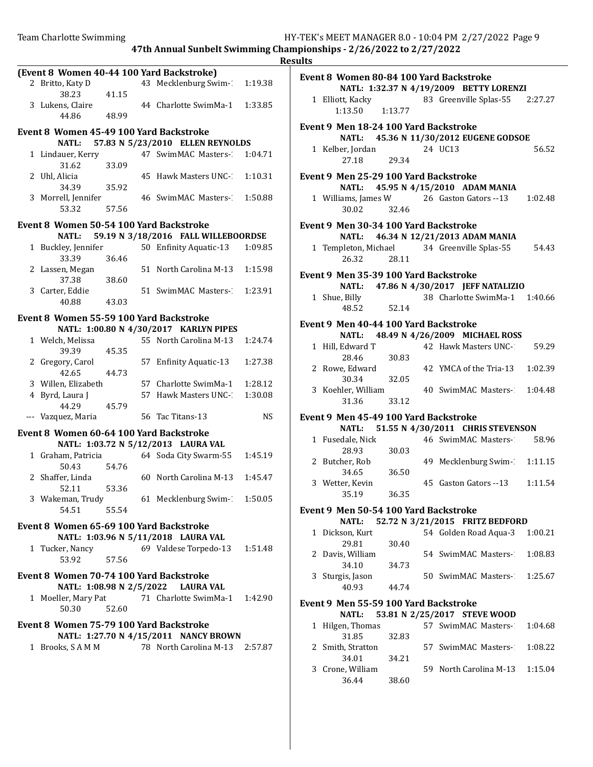## 47th Annual Sunbelt Swimming Championships - 2/26/2022 to 2/27/2022

### Results

#### (Event 8 Women 40-44 100 Yard Backstroke)

| Place | Name | Age | Team | Time |
|---|---|---|---|---|
| 2 | Britto, Katy D | 43 | Mecklenburg Swim-1 | 1:19.38 |
| | 38.23 41.15 | | | |
| 3 | Lukens, Claire | 44 | Charlotte SwimMa-1 | 1:33.85 |
| | 44.86 48.99 | | | |

#### Event 8 Women 45-49 100 Yard Backstroke

NATL: 57.83 N 5/23/2010 ELLEN REYNOLDS

| Place | Name | Age | Team | Time |
|---|---|---|---|---|
| 1 | Lindauer, Kerry | 47 | SwimMAC Masters-1 | 1:04.71 |
| | 31.62 33.09 | | | |
| 2 | Uhl, Alicia | 45 | Hawk Masters UNC-1 | 1:10.31 |
| | 34.39 35.92 | | | |
| 3 | Morrell, Jennifer | 46 | SwimMAC Masters-1 | 1:50.88 |
| | 53.32 57.56 | | | |

#### Event 8 Women 50-54 100 Yard Backstroke

NATL: 59.19 N 3/18/2016 FALL WILLEBOORDSE

| Place | Name | Age | Team | Time |
|---|---|---|---|---|
| 1 | Buckley, Jennifer | 50 | Enfinity Aquatic-13 | 1:09.85 |
| | 33.39 36.46 | | | |
| 2 | Lassen, Megan | 51 | North Carolina M-13 | 1:15.98 |
| | 37.38 38.60 | | | |
| 3 | Carter, Eddie | 51 | SwimMAC Masters-1 | 1:23.91 |
| | 40.88 43.03 | | | |

#### Event 8 Women 55-59 100 Yard Backstroke

NATL: 1:00.80 N 4/30/2017 KARLYN PIPES

| Place | Name | Age | Team | Time |
|---|---|---|---|---|
| 1 | Welch, Melissa | 55 | North Carolina M-13 | 1:24.74 |
| | 39.39 45.35 | | | |
| 2 | Gregory, Carol | 57 | Enfinity Aquatic-13 | 1:27.38 |
| | 42.65 44.73 | | | |
| 3 | Willen, Elizabeth | 57 | Charlotte SwimMa-1 | 1:28.12 |
| 4 | Byrd, Laura J | 57 | Hawk Masters UNC-1 | 1:30.08 |
| | 44.29 45.79 | | | |
| --- | Vazquez, Maria | 56 | Tac Titans-13 | NS |

#### Event 8 Women 60-64 100 Yard Backstroke

NATL: 1:03.72 N 5/12/2013 LAURA VAL

| Place | Name | Age | Team | Time |
|---|---|---|---|---|
| 1 | Graham, Patricia | 64 | Soda City Swarm-55 | 1:45.19 |
| | 50.43 54.76 | | | |
| 2 | Shaffer, Linda | 60 | North Carolina M-13 | 1:45.47 |
| | 52.11 53.36 | | | |
| 3 | Wakeman, Trudy | 61 | Mecklenburg Swim-1 | 1:50.05 |
| | 54.51 55.54 | | | |

#### Event 8 Women 65-69 100 Yard Backstroke

NATL: 1:03.96 N 5/11/2018 LAURA VAL

| Place | Name | Age | Team | Time |
|---|---|---|---|---|
| 1 | Tucker, Nancy | 69 | Valdese Torpedo-13 | 1:51.48 |
| | 53.92 57.56 | | | |

#### Event 8 Women 70-74 100 Yard Backstroke

NATL: 1:08.98 N 2/5/2022 LAURA VAL

| Place | Name | Age | Team | Time |
|---|---|---|---|---|
| 1 | Moeller, Mary Pat | 71 | Charlotte SwimMa-1 | 1:42.90 |
| | 50.30 52.60 | | | |

#### Event 8 Women 75-79 100 Yard Backstroke

NATL: 1:27.70 N 4/15/2011 NANCY BROWN

| Place | Name | Age | Team | Time |
|---|---|---|---|---|
| 1 | Brooks, S A M M | 78 | North Carolina M-13 | 2:57.87 |

#### Event 8 Women 80-84 100 Yard Backstroke

NATL: 1:32.37 N 4/19/2009 BETTY LORENZI

| Place | Name | Age | Team | Time |
|---|---|---|---|---|
| 1 | Elliott, Kacky | 83 | Greenville Splas-55 | 2:27.27 |
| | 1:13.50 1:13.77 | | | |

#### Event 9 Men 18-24 100 Yard Backstroke

NATL: 45.36 N 11/30/2012 EUGENE GODSOE

| Place | Name | Age | Team | Time |
|---|---|---|---|---|
| 1 | Kelber, Jordan | 24 | UC13 | 56.52 |
| | 27.18 29.34 | | | |

#### Event 9 Men 25-29 100 Yard Backstroke

NATL: 45.95 N 4/15/2010 ADAM MANIA

| Place | Name | Age | Team | Time |
|---|---|---|---|---|
| 1 | Williams, James W | 26 | Gaston Gators --13 | 1:02.48 |
| | 30.02 32.46 | | | |

#### Event 9 Men 30-34 100 Yard Backstroke

NATL: 46.34 N 12/21/2013 ADAM MANIA

| Place | Name | Age | Team | Time |
|---|---|---|---|---|
| 1 | Templeton, Michael | 34 | Greenville Splas-55 | 54.43 |
| | 26.32 28.11 | | | |

#### Event 9 Men 35-39 100 Yard Backstroke

NATL: 47.86 N 4/30/2017 JEFF NATALIZIO

| Place | Name | Age | Team | Time |
|---|---|---|---|---|
| 1 | Shue, Billy | 38 | Charlotte SwimMa-1 | 1:40.66 |
| | 48.52 52.14 | | | |

#### Event 9 Men 40-44 100 Yard Backstroke

NATL: 48.49 N 4/26/2009 MICHAEL ROSS

| Place | Name | Age | Team | Time |
|---|---|---|---|---|
| 1 | Hill, Edward T | 42 | Hawk Masters UNC-1 | 59.29 |
| | 28.46 30.83 | | | |
| 2 | Rowe, Edward | 42 | YMCA of the Tria-13 | 1:02.39 |
| | 30.34 32.05 | | | |
| 3 | Koehler, William | 40 | SwimMAC Masters-1 | 1:04.48 |
| | 31.36 33.12 | | | |

#### Event 9 Men 45-49 100 Yard Backstroke

NATL: 51.55 N 4/30/2011 CHRIS STEVENSON

| Place | Name | Age | Team | Time |
|---|---|---|---|---|
| 1 | Fusedale, Nick | 46 | SwimMAC Masters-1 | 58.96 |
| | 28.93 30.03 | | | |
| 2 | Butcher, Rob | 49 | Mecklenburg Swim-1 | 1:11.15 |
| | 34.65 36.50 | | | |
| 3 | Wetter, Kevin | 45 | Gaston Gators --13 | 1:11.54 |
| | 35.19 36.35 | | | |

#### Event 9 Men 50-54 100 Yard Backstroke

NATL: 52.72 N 3/21/2015 FRITZ BEDFORD

| Place | Name | Age | Team | Time |
|---|---|---|---|---|
| 1 | Dickson, Kurt | 54 | Golden Road Aqua-3 | 1:00.21 |
| | 29.81 30.40 | | | |
| 2 | Davis, William | 54 | SwimMAC Masters-1 | 1:08.83 |
| | 34.10 34.73 | | | |
| 3 | Sturgis, Jason | 50 | SwimMAC Masters-1 | 1:25.67 |
| | 40.93 44.74 | | | |

#### Event 9 Men 55-59 100 Yard Backstroke

NATL: 53.81 N 2/25/2017 STEVE WOOD

| Place | Name | Age | Team | Time |
|---|---|---|---|---|
| 1 | Hilgen, Thomas | 57 | SwimMAC Masters-1 | 1:04.68 |
| | 31.85 32.83 | | | |
| 2 | Smith, Stratton | 57 | SwimMAC Masters-1 | 1:08.22 |
| | 34.01 34.21 | | | |
| 3 | Crone, William | 59 | North Carolina M-13 | 1:15.04 |
| | 36.44 38.60 | | | |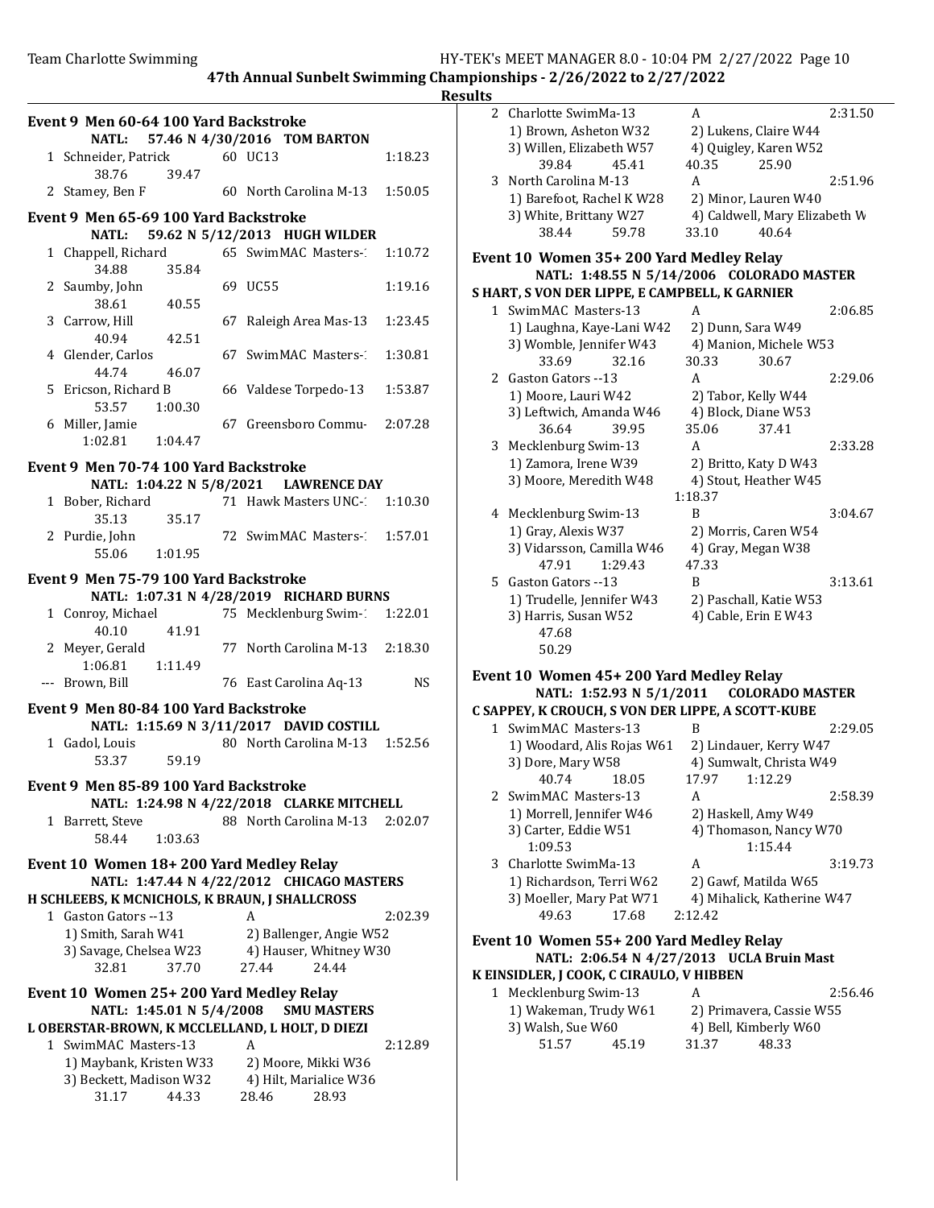**47th Annual Sunbelt Swimming Championships - 2/26/2022 to 2/27/2022**

**Results**

### Event 9 Men 60-64 100 Yard Backstroke

NATL: 57.46 N 4/30/2016 TOM BARTON

| | Name | Age | Team | Time |
|---|---|---|---|---|
| 1 | Schneider, Patrick | 60 | UC13 | 1:18.23 |
| | 38.76 39.47 | | | |
| 2 | Stamey, Ben F | 60 | North Carolina M-13 | 1:50.05 |

### Event 9 Men 65-69 100 Yard Backstroke

NATL: 59.62 N 5/12/2013 HUGH WILDER

| | Name | Age | Team | Time |
|---|---|---|---|---|
| 1 | Chappell, Richard | 65 | SwimMAC Masters-1 | 1:10.72 |
| | 34.88 35.84 | | | |
| 2 | Saumby, John | 69 | UC55 | 1:19.16 |
| | 38.61 40.55 | | | |
| 3 | Carrow, Hill | 67 | Raleigh Area Mas-13 | 1:23.45 |
| | 40.94 42.51 | | | |
| 4 | Glender, Carlos | 67 | SwimMAC Masters-1 | 1:30.81 |
| | 44.74 46.07 | | | |
| 5 | Ericson, Richard B | 66 | Valdese Torpedo-13 | 1:53.87 |
| | 53.57 1:00.30 | | | |
| 6 | Miller, Jamie | 67 | Greensboro Commu- | 2:07.28 |
| | 1:02.81 1:04.47 | | | |

### Event 9 Men 70-74 100 Yard Backstroke

NATL: 1:04.22 N 5/8/2021 LAWRENCE DAY

| | Name | Age | Team | Time |
|---|---|---|---|---|
| 1 | Bober, Richard | 71 | Hawk Masters UNC-1 | 1:10.30 |
| | 35.13 35.17 | | | |
| 2 | Purdie, John | 72 | SwimMAC Masters-1 | 1:57.01 |
| | 55.06 1:01.95 | | | |

### Event 9 Men 75-79 100 Yard Backstroke

NATL: 1:07.31 N 4/28/2019 RICHARD BURNS

| | Name | Age | Team | Time |
|---|---|---|---|---|
| 1 | Conroy, Michael | 75 | Mecklenburg Swim-1 | 1:22.01 |
| | 40.10 41.91 | | | |
| 2 | Meyer, Gerald | 77 | North Carolina M-13 | 2:18.30 |
| | 1:06.81 1:11.49 | | | |
| --- | Brown, Bill | 76 | East Carolina Aq-13 | NS |

### Event 9 Men 80-84 100 Yard Backstroke

NATL: 1:15.69 N 3/11/2017 DAVID COSTILL

| | Name | Age | Team | Time |
|---|---|---|---|---|
| 1 | Gadol, Louis | 80 | North Carolina M-13 | 1:52.56 |
| | 53.37 59.19 | | | |

### Event 9 Men 85-89 100 Yard Backstroke

NATL: 1:24.98 N 4/22/2018 CLARKE MITCHELL

| | Name | Age | Team | Time |
|---|---|---|---|---|
| 1 | Barrett, Steve | 88 | North Carolina M-13 | 2:02.07 |
| | 58.44 1:03.63 | | | |

### Event 10 Women 18+ 200 Yard Medley Relay

NATL: 1:47.44 N 4/22/2012 CHICAGO MASTERS

H SCHLEEBS, K MCNICHOLS, K BRAUN, J SHALLCROSS

1 Gaston Gators --13 A 2:02.39
- 1) Smith, Sarah W41 2) Ballenger, Angie W52
- 3) Savage, Chelsea W23 4) Hauser, Whitney W30
- 32.81 37.70 27.44 24.44

### Event 10 Women 25+ 200 Yard Medley Relay

NATL: 1:45.01 N 5/4/2008 SMU MASTERS

L OBERSTAR-BROWN, K MCCLELLAND, L HOLT, D DIEZI

1 SwimMAC Masters-13 A 2:12.89
- 1) Maybank, Kristen W33 2) Moore, Mikki W36
- 3) Beckett, Madison W32 4) Hilt, Marialice W36
- 31.17 44.33 28.46 28.93

2 Charlotte SwimMa-13 A 2:31.50
- 1) Brown, Asheton W32 2) Lukens, Claire W44
- 3) Willen, Elizabeth W57 4) Quigley, Karen W52
- 39.84 45.41 40.35 25.90

3 North Carolina M-13 A 2:51.96
- 1) Barefoot, Rachel K W28 2) Minor, Lauren W40
- 3) White, Brittany W27 4) Caldwell, Mary Elizabeth W
- 38.44 59.78 33.10 40.64

### Event 10 Women 35+ 200 Yard Medley Relay

NATL: 1:48.55 N 5/14/2006 COLORADO MASTER

S HART, S VON DER LIPPE, E CAMPBELL, K GARNIER

1 SwimMAC Masters-13 A 2:06.85
- 1) Laughna, Kaye-Lani W42 2) Dunn, Sara W49
- 3) Womble, Jennifer W43 4) Manion, Michele W53
- 33.69 32.16 30.33 30.67

2 Gaston Gators --13 A 2:29.06
- 1) Moore, Lauri W42 2) Tabor, Kelly W44
- 3) Leftwich, Amanda W46 4) Block, Diane W53
- 36.64 39.95 35.06 37.41

3 Mecklenburg Swim-13 A 2:33.28
- 1) Zamora, Irene W39 2) Britto, Katy D W43
- 3) Moore, Meredith W48 4) Stout, Heather W45
- 1:18.37

4 Mecklenburg Swim-13 B 3:04.67
- 1) Gray, Alexis W37 2) Morris, Caren W54
- 3) Vidarsson, Camilla W46 4) Gray, Megan W38
- 47.91 1:29.43 47.33

5 Gaston Gators --13 B 3:13.61
- 1) Trudelle, Jennifer W43 2) Paschall, Katie W53
- 3) Harris, Susan W52 4) Cable, Erin E W43
- 47.68
- 50.29

### Event 10 Women 45+ 200 Yard Medley Relay

NATL: 1:52.93 N 5/1/2011 COLORADO MASTER

C SAPPEY, K CROUCH, S VON DER LIPPE, A SCOTT-KUBE

1 SwimMAC Masters-13 B 2:29.05
- 1) Woodard, Alis Rojas W61 2) Lindauer, Kerry W47
- 3) Dore, Mary W58 4) Sumwalt, Christa W49
- 40.74 18.05 17.97 1:12.29

2 SwimMAC Masters-13 A 2:58.39
- 1) Morrell, Jennifer W46 2) Haskell, Amy W49
- 3) Carter, Eddie W51 4) Thomason, Nancy W70
- 1:09.53 1:15.44

3 Charlotte SwimMa-13 A 3:19.73
- 1) Richardson, Terri W62 2) Gawf, Matilda W65
- 3) Moeller, Mary Pat W71 4) Mihalick, Katherine W47
- 49.63 17.68 2:12.42

### Event 10 Women 55+ 200 Yard Medley Relay

NATL: 2:06.54 N 4/27/2013 UCLA Bruin Mast

K EINSIDLER, J COOK, C CIRAULO, V HIBBEN

1 Mecklenburg Swim-13 A 2:56.46
- 1) Wakeman, Trudy W61 2) Primavera, Cassie W55
- 3) Walsh, Sue W60 4) Bell, Kimberly W60
- 51.57 45.19 31.37 48.33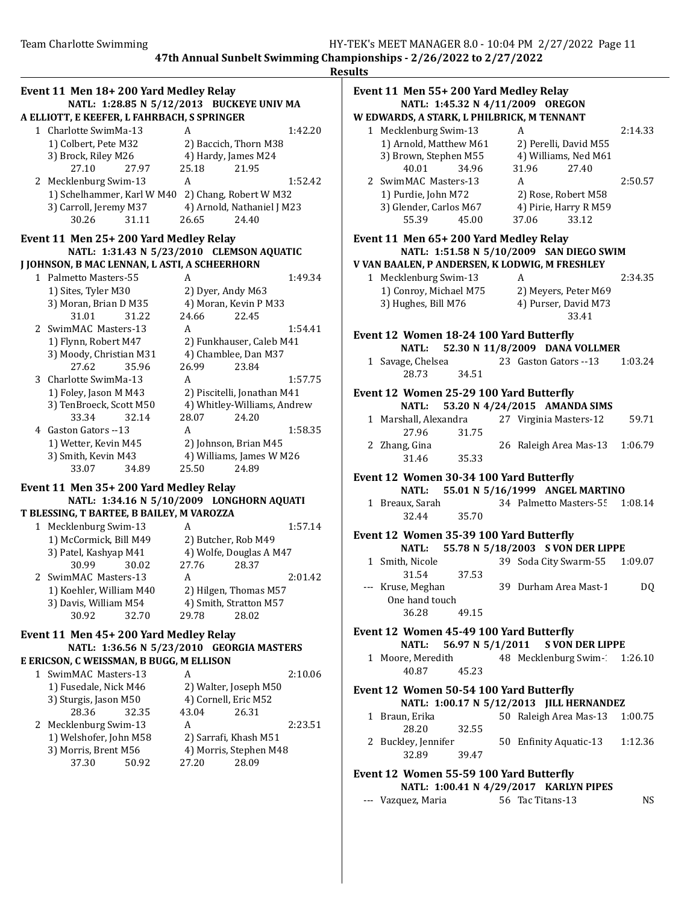**47th Annual Sunbelt Swimming Championships - 2/26/2022 to 2/27/2022**

**Results**

### Event 11 Men 18+ 200 Yard Medley Relay

NATL: 1:28.85 N 5/12/2013 BUCKEYE UNIV MA
A ELLIOTT, E KEEFER, L FAHRBACH, S SPRINGER

```
  1 Charlotte SwimMa-13           A                           1:42.20
     1) Colbert, Pete M32            2) Baccich, Thorn M38
     3) Brock, Riley M26             4) Hardy, James M24
        27.10      27.97      25.18      21.95
  2 Mecklenburg Swim-13           A                           1:52.42
     1) Schelhammer, Karl W M40      2) Chang, Robert W M32
     3) Carroll, Jeremy M37          4) Arnold, Nathaniel J M23
        30.26      31.11      26.65      24.40
```

### Event 11 Men 25+ 200 Yard Medley Relay

NATL: 1:31.43 N 5/23/2010 CLEMSON AQUATIC
J JOHNSON, B MAC LENNAN, L ASTI, A SCHEERHORN

```
  1 Palmetto Masters-55           A                           1:49.34
     1) Sites, Tyler M30             2) Dyer, Andy M63
     3) Moran, Brian D M35           4) Moran, Kevin P M33
        31.01      31.22      24.66      22.45
  2 SwimMAC Masters-13            A                           1:54.41
     1) Flynn, Robert M47            2) Funkhauser, Caleb M41
     3) Moody, Christian M31         4) Chamblee, Dan M37
        27.62      35.96      26.99      23.84
  3 Charlotte SwimMa-13           A                           1:57.75
     1) Foley, Jason M M43           2) Piscitelli, Jonathan M41
     3) TenBroeck, Scott M50         4) Whitley-Williams, Andrew
        33.34      32.14      28.07      24.20
  4 Gaston Gators --13            A                           1:58.35
     1) Wetter, Kevin M45            2) Johnson, Brian M45
     3) Smith, Kevin M43             4) Williams, James W M26
        33.07      34.89      25.50      24.89
```

### Event 11 Men 35+ 200 Yard Medley Relay

NATL: 1:34.16 N 5/10/2009 LONGHORN AQUATI
T BLESSING, T BARTEE, B BAILEY, M VAROZZA

```
  1 Mecklenburg Swim-13           A                           1:57.14
     1) McCormick, Bill M49          2) Butcher, Rob M49
     3) Patel, Kashyap M41           4) Wolfe, Douglas A M47
        30.99      30.02      27.76      28.37
  2 SwimMAC Masters-13            A                           2:01.42
     1) Koehler, William M40         2) Hilgen, Thomas M57
     3) Davis, William M54           4) Smith, Stratton M57
        30.92      32.70      29.78      28.02
```

### Event 11 Men 45+ 200 Yard Medley Relay

NATL: 1:36.56 N 5/23/2010 GEORGIA MASTERS
E ERICSON, C WEISSMAN, B BUGG, M ELLISON

```
  1 SwimMAC Masters-13            A                           2:10.06
     1) Fusedale, Nick M46           2) Walter, Joseph M50
     3) Sturgis, Jason M50           4) Cornell, Eric M52
        28.36      32.35      43.04      26.31
  2 Mecklenburg Swim-13           A                           2:23.51
     1) Welshofer, John M58          2) Sarrafi, Khash M51
     3) Morris, Brent M56            4) Morris, Stephen M48
        37.30      50.92      27.20      28.09
```

### Event 11 Men 55+ 200 Yard Medley Relay

NATL: 1:45.32 N 4/11/2009 OREGON
W EDWARDS, A STARK, L PHILBRICK, M TENNANT

```
  1 Mecklenburg Swim-13           A                           2:14.33
     1) Arnold, Matthew M61          2) Perelli, David M55
     3) Brown, Stephen M55           4) Williams, Ned M61
        40.01      34.96      31.96      27.40
  2 SwimMAC Masters-13            A                           2:50.57
     1) Purdie, John M72             2) Rose, Robert M58
     3) Glender, Carlos M67          4) Pirie, Harry R M59
        55.39      45.00      37.06      33.12
```

### Event 11 Men 65+ 200 Yard Medley Relay

NATL: 1:51.58 N 5/10/2009 SAN DIEGO SWIM
V VAN BAALEN, P ANDERSEN, K LODWIG, M FRESHLEY

```
  1 Mecklenburg Swim-13           A                           2:34.35
     1) Conroy, Michael M75          2) Meyers, Peter M69
     3) Hughes, Bill M76             4) Purser, David M73
                                             33.41
```

### Event 12 Women 18-24 100 Yard Butterfly

NATL: 52.30 N 11/8/2009 DANA VOLLMER

```
  1 Savage, Chelsea          23 Gaston Gators --13       1:03.24
        28.73      34.51
```

### Event 12 Women 25-29 100 Yard Butterfly

NATL: 53.20 N 4/24/2015 AMANDA SIMS

```
  1 Marshall, Alexandra      27 Virginia Masters-12        59.71
        27.96      31.75
  2 Zhang, Gina              26 Raleigh Area Mas-13      1:06.79
        31.46      35.33
```

### Event 12 Women 30-34 100 Yard Butterfly

NATL: 55.01 N 5/16/1999 ANGEL MARTINO

```
  1 Breaux, Sarah            34 Palmetto Masters-55      1:08.14
        32.44      35.70
```

### Event 12 Women 35-39 100 Yard Butterfly

NATL: 55.78 N 5/18/2003 S VON DER LIPPE

```
  1 Smith, Nicole            39 Soda City Swarm-55       1:09.07
        31.54      37.53
--- Kruse, Meghan            39 Durham Area Mast-1            DQ
      One hand touch
        36.28      49.15
```

### Event 12 Women 45-49 100 Yard Butterfly

NATL: 56.97 N 5/1/2011 S VON DER LIPPE

```
  1 Moore, Meredith          48 Mecklenburg Swim-1       1:26.10
        40.87      45.23
```

### Event 12 Women 50-54 100 Yard Butterfly

NATL: 1:00.17 N 5/12/2013 JILL HERNANDEZ

```
  1 Braun, Erika             50 Raleigh Area Mas-13      1:00.75
        28.20      32.55
  2 Buckley, Jennifer        50 Enfinity Aquatic-13      1:12.36
        32.89      39.47
```

### Event 12 Women 55-59 100 Yard Butterfly

NATL: 1:00.41 N 4/29/2017 KARLYN PIPES

```
--- Vazquez, Maria           56 Tac Titans-13                 NS
```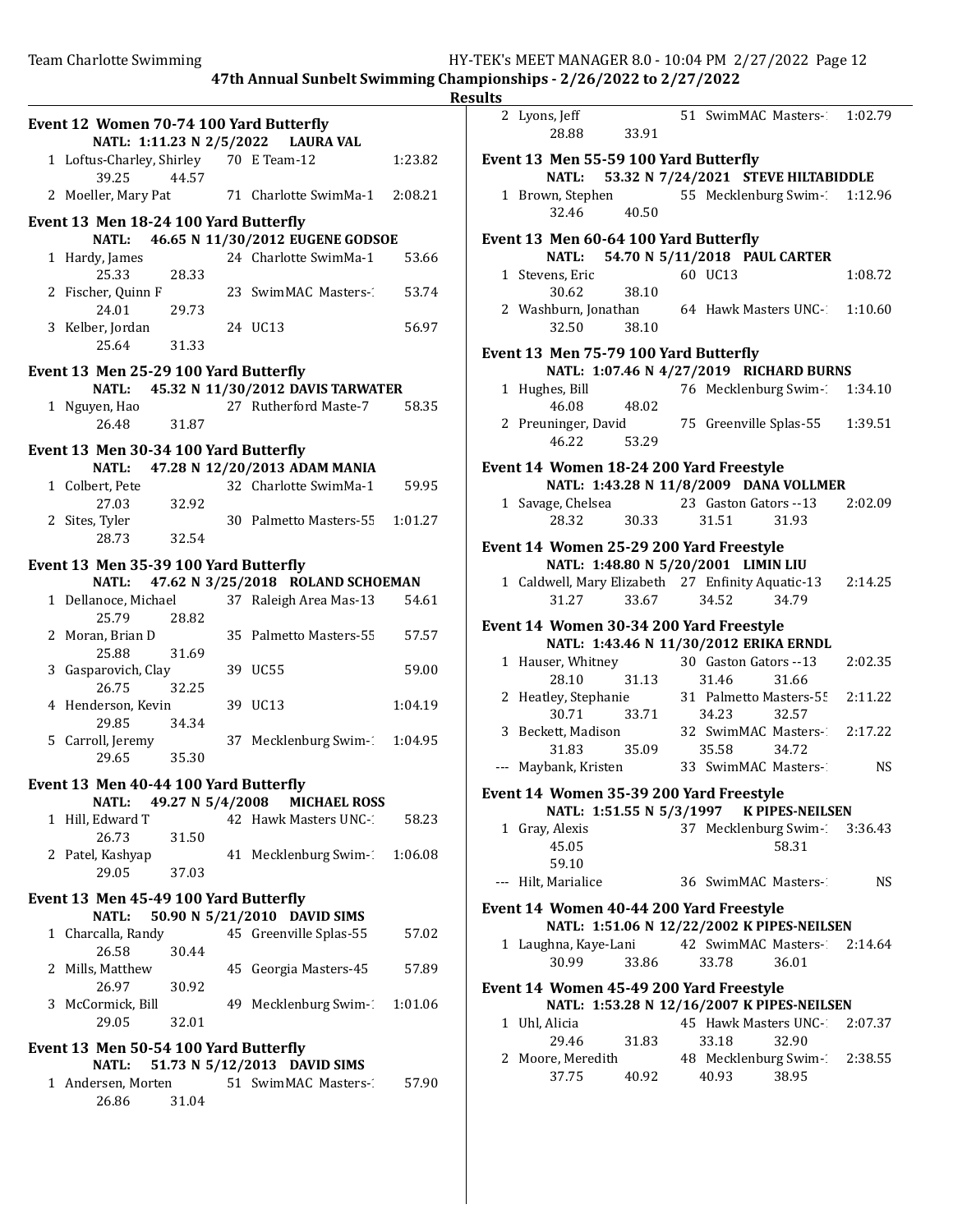## 47th Annual Sunbelt Swimming Championships - 2/26/2022 to 2/27/2022

### Results

**Event 12 Women 70-74 100 Yard Butterfly**

NATL: 1:11.23 N 2/5/2022 LAURA VAL

| Place | Name | Age | Team | Time |
|---|---|---|---|---|
| 1 | Loftus-Charley, Shirley | 70 | E Team-12 | 1:23.82 |
| | 39.25 44.57 | | | |
| 2 | Moeller, Mary Pat | 71 | Charlotte SwimMa-1 | 2:08.21 |

**Event 13 Men 18-24 100 Yard Butterfly**

NATL: 46.65 N 11/30/2012 EUGENE GODSOE

| Place | Name | Age | Team | Time |
|---|---|---|---|---|
| 1 | Hardy, James | 24 | Charlotte SwimMa-1 | 53.66 |
| | 25.33 28.33 | | | |
| 2 | Fischer, Quinn F | 23 | SwimMAC Masters-1 | 53.74 |
| | 24.01 29.73 | | | |
| 3 | Kelber, Jordan | 24 | UC13 | 56.97 |
| | 25.64 31.33 | | | |

**Event 13 Men 25-29 100 Yard Butterfly**

NATL: 45.32 N 11/30/2012 DAVIS TARWATER

| Place | Name | Age | Team | Time |
|---|---|---|---|---|
| 1 | Nguyen, Hao | 27 | Rutherford Maste-7 | 58.35 |
| | 26.48 31.87 | | | |

**Event 13 Men 30-34 100 Yard Butterfly**

NATL: 47.28 N 12/20/2013 ADAM MANIA

| Place | Name | Age | Team | Time |
|---|---|---|---|---|
| 1 | Colbert, Pete | 32 | Charlotte SwimMa-1 | 59.95 |
| | 27.03 32.92 | | | |
| 2 | Sites, Tyler | 30 | Palmetto Masters-55 | 1:01.27 |
| | 28.73 32.54 | | | |

**Event 13 Men 35-39 100 Yard Butterfly**

NATL: 47.62 N 3/25/2018 ROLAND SCHOEMAN

| Place | Name | Age | Team | Time |
|---|---|---|---|---|
| 1 | Dellanoce, Michael | 37 | Raleigh Area Mas-13 | 54.61 |
| | 25.79 28.82 | | | |
| 2 | Moran, Brian D | 35 | Palmetto Masters-55 | 57.57 |
| | 25.88 31.69 | | | |
| 3 | Gasparovich, Clay | 39 | UC55 | 59.00 |
| | 26.75 32.25 | | | |
| 4 | Henderson, Kevin | 39 | UC13 | 1:04.19 |
| | 29.85 34.34 | | | |
| 5 | Carroll, Jeremy | 37 | Mecklenburg Swim-1 | 1:04.95 |
| | 29.65 35.30 | | | |

**Event 13 Men 40-44 100 Yard Butterfly**

NATL: 49.27 N 5/4/2008 MICHAEL ROSS

| Place | Name | Age | Team | Time |
|---|---|---|---|---|
| 1 | Hill, Edward T | 42 | Hawk Masters UNC-1 | 58.23 |
| | 26.73 31.50 | | | |
| 2 | Patel, Kashyap | 41 | Mecklenburg Swim-1 | 1:06.08 |
| | 29.05 37.03 | | | |

**Event 13 Men 45-49 100 Yard Butterfly**

NATL: 50.90 N 5/21/2010 DAVID SIMS

| Place | Name | Age | Team | Time |
|---|---|---|---|---|
| 1 | Charcalla, Randy | 45 | Greenville Splas-55 | 57.02 |
| | 26.58 30.44 | | | |
| 2 | Mills, Matthew | 45 | Georgia Masters-45 | 57.89 |
| | 26.97 30.92 | | | |
| 3 | McCormick, Bill | 49 | Mecklenburg Swim-1 | 1:01.06 |
| | 29.05 32.01 | | | |

**Event 13 Men 50-54 100 Yard Butterfly**

NATL: 51.73 N 5/12/2013 DAVID SIMS

| Place | Name | Age | Team | Time |
|---|---|---|---|---|
| 1 | Andersen, Morten | 51 | SwimMAC Masters-1 | 57.90 |
| | 26.86 31.04 | | | |
| 2 | Lyons, Jeff | 51 | SwimMAC Masters-1 | 1:02.79 |
| | 28.88 33.91 | | | |

**Event 13 Men 55-59 100 Yard Butterfly**

NATL: 53.32 N 7/24/2021 STEVE HILTABIDDLE

| Place | Name | Age | Team | Time |
|---|---|---|---|---|
| 1 | Brown, Stephen | 55 | Mecklenburg Swim-1 | 1:12.96 |
| | 32.46 40.50 | | | |

**Event 13 Men 60-64 100 Yard Butterfly**

NATL: 54.70 N 5/11/2018 PAUL CARTER

| Place | Name | Age | Team | Time |
|---|---|---|---|---|
| 1 | Stevens, Eric | 60 | UC13 | 1:08.72 |
| | 30.62 38.10 | | | |
| 2 | Washburn, Jonathan | 64 | Hawk Masters UNC-1 | 1:10.60 |
| | 32.50 38.10 | | | |

**Event 13 Men 75-79 100 Yard Butterfly**

NATL: 1:07.46 N 4/27/2019 RICHARD BURNS

| Place | Name | Age | Team | Time |
|---|---|---|---|---|
| 1 | Hughes, Bill | 76 | Mecklenburg Swim-1 | 1:34.10 |
| | 46.08 48.02 | | | |
| 2 | Preuninger, David | 75 | Greenville Splas-55 | 1:39.51 |
| | 46.22 53.29 | | | |

**Event 14 Women 18-24 200 Yard Freestyle**

NATL: 1:43.28 N 11/8/2009 DANA VOLLMER

| Place | Name | Age | Team | Time |
|---|---|---|---|---|
| 1 | Savage, Chelsea | 23 | Gaston Gators --13 | 2:02.09 |
| | 28.32 30.33 31.51 31.93 | | | |

**Event 14 Women 25-29 200 Yard Freestyle**

NATL: 1:48.80 N 5/20/2001 LIMIN LIU

| Place | Name | Age | Team | Time |
|---|---|---|---|---|
| 1 | Caldwell, Mary Elizabeth | 27 | Enfinity Aquatic-13 | 2:14.25 |
| | 31.27 33.67 34.52 34.79 | | | |

**Event 14 Women 30-34 200 Yard Freestyle**

NATL: 1:43.46 N 11/30/2012 ERIKA ERNDL

| Place | Name | Age | Team | Time |
|---|---|---|---|---|
| 1 | Hauser, Whitney | 30 | Gaston Gators --13 | 2:02.35 |
| | 28.10 31.13 31.46 31.66 | | | |
| 2 | Heatley, Stephanie | 31 | Palmetto Masters-55 | 2:11.22 |
| | 30.71 33.71 34.23 32.57 | | | |
| 3 | Beckett, Madison | 32 | SwimMAC Masters-1 | 2:17.22 |
| | 31.83 35.09 35.58 34.72 | | | |
| --- | Maybank, Kristen | 33 | SwimMAC Masters-1 | NS |

**Event 14 Women 35-39 200 Yard Freestyle**

NATL: 1:51.55 N 5/3/1997 K PIPES-NEILSEN

| Place | Name | Age | Team | Time |
|---|---|---|---|---|
| 1 | Gray, Alexis | 37 | Mecklenburg Swim-1 | 3:36.43 |
| | 45.05 58.31 59.10 | | | |
| --- | Hilt, Marialice | 36 | SwimMAC Masters-1 | NS |

**Event 14 Women 40-44 200 Yard Freestyle**

NATL: 1:51.06 N 12/22/2002 K PIPES-NEILSEN

| Place | Name | Age | Team | Time |
|---|---|---|---|---|
| 1 | Laughna, Kaye-Lani | 42 | SwimMAC Masters-1 | 2:14.64 |
| | 30.99 33.86 33.78 36.01 | | | |

**Event 14 Women 45-49 200 Yard Freestyle**

NATL: 1:53.28 N 12/16/2007 K PIPES-NEILSEN

| Place | Name | Age | Team | Time |
|---|---|---|---|---|
| 1 | Uhl, Alicia | 45 | Hawk Masters UNC-1 | 2:07.37 |
| | 29.46 31.83 33.18 32.90 | | | |
| 2 | Moore, Meredith | 48 | Mecklenburg Swim-1 | 2:38.55 |
| | 37.75 40.92 40.93 38.95 | | | |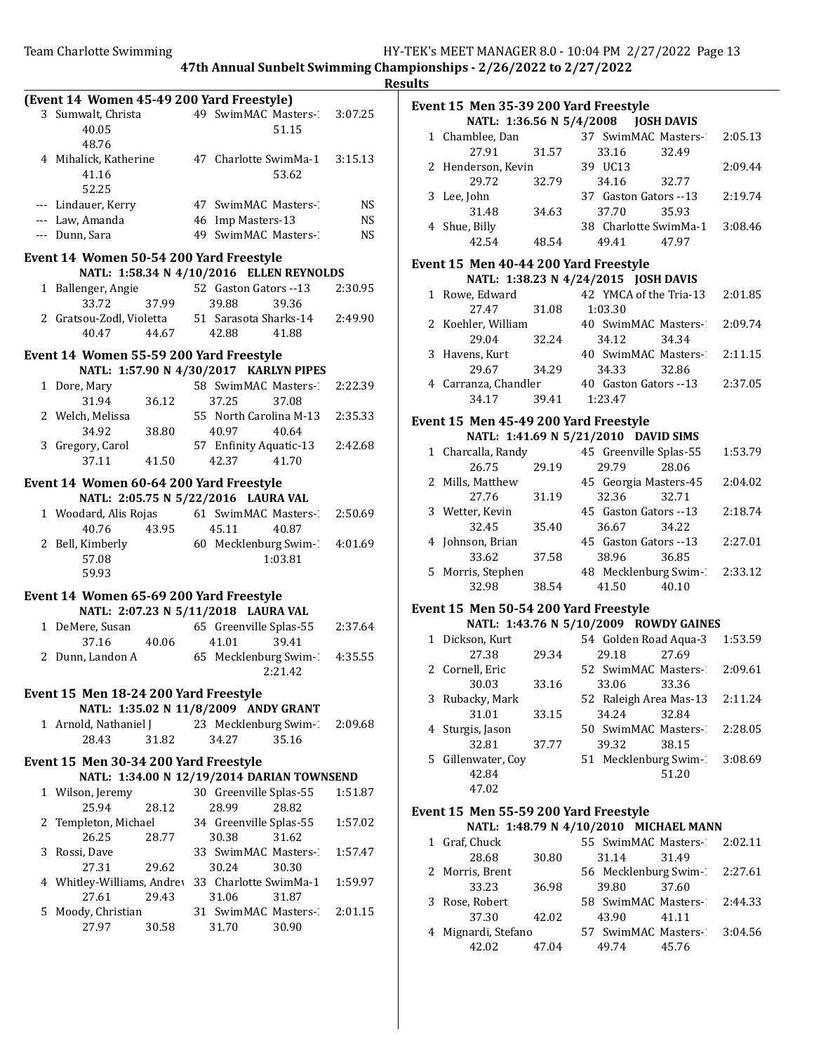**Results**

**(Event 14 Women 45-49 200 Yard Freestyle)**

| Place | Name | Age | Team | Time |
|---|---|---|---|---|
| 3 | Sumwalt, Christa | 49 | SwimMAC Masters-1 | 3:07.25 |
| | 40.05 | | 51.15 | |
| | 48.76 | | | |
| 4 | Mihalick, Katherine | 47 | Charlotte SwimMa-1 | 3:15.13 |
| | 41.16 | | 53.62 | |
| | 52.25 | | | |
| --- | Lindauer, Kerry | 47 | SwimMAC Masters-1 | NS |
| --- | Law, Amanda | 46 | Imp Masters-13 | NS |
| --- | Dunn, Sara | 49 | SwimMAC Masters-1 | NS |

**Event 14 Women 50-54 200 Yard Freestyle**

NATL: 1:58.34 N 4/10/2016 ELLEN REYNOLDS

| Place | Name | Age | Team | Time |
|---|---|---|---|---|
| 1 | Ballenger, Angie | 52 | Gaston Gators --13 | 2:30.95 |
| | 33.72 37.99 | | 39.88 39.36 | |
| 2 | Gratsou-Zodl, Violetta | 51 | Sarasota Sharks-14 | 2:49.90 |
| | 40.47 44.67 | | 42.88 41.88 | |

**Event 14 Women 55-59 200 Yard Freestyle**

NATL: 1:57.90 N 4/30/2017 KARLYN PIPES

| Place | Name | Age | Team | Time |
|---|---|---|---|---|
| 1 | Dore, Mary | 58 | SwimMAC Masters-1 | 2:22.39 |
| | 31.94 36.12 | | 37.25 37.08 | |
| 2 | Welch, Melissa | 55 | North Carolina M-13 | 2:35.33 |
| | 34.92 38.80 | | 40.97 40.64 | |
| 3 | Gregory, Carol | 57 | Enfinity Aquatic-13 | 2:42.68 |
| | 37.11 41.50 | | 42.37 41.70 | |

**Event 14 Women 60-64 200 Yard Freestyle**

NATL: 2:05.75 N 5/22/2016 LAURA VAL

| Place | Name | Age | Team | Time |
|---|---|---|---|---|
| 1 | Woodard, Alis Rojas | 61 | SwimMAC Masters-1 | 2:50.69 |
| | 40.76 43.95 | | 45.11 40.87 | |
| 2 | Bell, Kimberly | 60 | Mecklenburg Swim-1 | 4:01.69 |
| | 57.08 | | 1:03.81 | |
| | 59.93 | | | |

**Event 14 Women 65-69 200 Yard Freestyle**

NATL: 2:07.23 N 5/11/2018 LAURA VAL

| Place | Name | Age | Team | Time |
|---|---|---|---|---|
| 1 | DeMere, Susan | 65 | Greenville Splas-55 | 2:37.64 |
| | 37.16 40.06 | | 41.01 39.41 | |
| 2 | Dunn, Landon A | 65 | Mecklenburg Swim-1 | 4:35.55 |
| | | | 2:21.42 | |

**Event 15 Men 18-24 200 Yard Freestyle**

NATL: 1:35.02 N 11/8/2009 ANDY GRANT

| Place | Name | Age | Team | Time |
|---|---|---|---|---|
| 1 | Arnold, Nathaniel J | 23 | Mecklenburg Swim-1 | 2:09.68 |
| | 28.43 31.82 | | 34.27 35.16 | |

**Event 15 Men 30-34 200 Yard Freestyle**

NATL: 1:34.00 N 12/19/2014 DARIAN TOWNSEND

| Place | Name | Age | Team | Time |
|---|---|---|---|---|
| 1 | Wilson, Jeremy | 30 | Greenville Splas-55 | 1:51.87 |
| | 25.94 28.12 | | 28.99 28.82 | |
| 2 | Templeton, Michael | 34 | Greenville Splas-55 | 1:57.02 |
| | 26.25 28.77 | | 30.38 31.62 | |
| 3 | Rossi, Dave | 33 | SwimMAC Masters-1 | 1:57.47 |
| | 27.31 29.62 | | 30.24 30.30 | |
| 4 | Whitley-Williams, Andrew | 33 | Charlotte SwimMa-1 | 1:59.97 |
| | 27.61 29.43 | | 31.06 31.87 | |
| 5 | Moody, Christian | 31 | SwimMAC Masters-1 | 2:01.15 |
| | 27.97 30.58 | | 31.70 30.90 | |

**Event 15 Men 35-39 200 Yard Freestyle**

NATL: 1:36.56 N 5/4/2008 JOSH DAVIS

| Place | Name | Age | Team | Time |
|---|---|---|---|---|
| 1 | Chamblee, Dan | 37 | SwimMAC Masters-1 | 2:05.13 |
| | 27.91 31.57 | | 33.16 32.49 | |
| 2 | Henderson, Kevin | 39 | UC13 | 2:09.44 |
| | 29.72 32.79 | | 34.16 32.77 | |
| 3 | Lee, John | 37 | Gaston Gators --13 | 2:19.74 |
| | 31.48 34.63 | | 37.70 35.93 | |
| 4 | Shue, Billy | 38 | Charlotte SwimMa-1 | 3:08.46 |
| | 42.54 48.54 | | 49.41 47.97 | |

**Event 15 Men 40-44 200 Yard Freestyle**

NATL: 1:38.23 N 4/24/2015 JOSH DAVIS

| Place | Name | Age | Team | Time |
|---|---|---|---|---|
| 1 | Rowe, Edward | 42 | YMCA of the Tria-13 | 2:01.85 |
| | 27.47 31.08 | | 1:03.30 | |
| 2 | Koehler, William | 40 | SwimMAC Masters-1 | 2:09.74 |
| | 29.04 32.24 | | 34.12 34.34 | |
| 3 | Havens, Kurt | 40 | SwimMAC Masters-1 | 2:11.15 |
| | 29.67 34.29 | | 34.33 32.86 | |
| 4 | Carranza, Chandler | 40 | Gaston Gators --13 | 2:37.05 |
| | 34.17 39.41 | | 1:23.47 | |

**Event 15 Men 45-49 200 Yard Freestyle**

NATL: 1:41.69 N 5/21/2010 DAVID SIMS

| Place | Name | Age | Team | Time |
|---|---|---|---|---|
| 1 | Charcalla, Randy | 45 | Greenville Splas-55 | 1:53.79 |
| | 26.75 29.19 | | 29.79 28.06 | |
| 2 | Mills, Matthew | 45 | Georgia Masters-45 | 2:04.02 |
| | 27.76 31.19 | | 32.36 32.71 | |
| 3 | Wetter, Kevin | 45 | Gaston Gators --13 | 2:18.74 |
| | 32.45 35.40 | | 36.67 34.22 | |
| 4 | Johnson, Brian | 45 | Gaston Gators --13 | 2:27.01 |
| | 33.62 37.58 | | 38.96 36.85 | |
| 5 | Morris, Stephen | 48 | Mecklenburg Swim-1 | 2:33.12 |
| | 32.98 38.54 | | 41.50 40.10 | |

**Event 15 Men 50-54 200 Yard Freestyle**

NATL: 1:43.76 N 5/10/2009 ROWDY GAINES

| Place | Name | Age | Team | Time |
|---|---|---|---|---|
| 1 | Dickson, Kurt | 54 | Golden Road Aqua-3 | 1:53.59 |
| | 27.38 29.34 | | 29.18 27.69 | |
| 2 | Cornell, Eric | 52 | SwimMAC Masters-1 | 2:09.61 |
| | 30.03 33.16 | | 33.06 33.36 | |
| 3 | Rubacky, Mark | 52 | Raleigh Area Mas-13 | 2:11.24 |
| | 31.01 33.15 | | 34.24 32.84 | |
| 4 | Sturgis, Jason | 50 | SwimMAC Masters-1 | 2:28.05 |
| | 32.81 37.77 | | 39.32 38.15 | |
| 5 | Gillenwater, Coy | 51 | Mecklenburg Swim-1 | 3:08.69 |
| | 42.84 | | 51.20 | |
| | 47.02 | | | |

**Event 15 Men 55-59 200 Yard Freestyle**

NATL: 1:48.79 N 4/10/2010 MICHAEL MANN

| Place | Name | Age | Team | Time |
|---|---|---|---|---|
| 1 | Graf, Chuck | 55 | SwimMAC Masters-1 | 2:02.11 |
| | 28.68 30.80 | | 31.14 31.49 | |
| 2 | Morris, Brent | 56 | Mecklenburg Swim-1 | 2:27.61 |
| | 33.23 36.98 | | 39.80 37.60 | |
| 3 | Rose, Robert | 58 | SwimMAC Masters-1 | 2:44.33 |
| | 37.30 42.02 | | 43.90 41.11 | |
| 4 | Mignardi, Stefano | 57 | SwimMAC Masters-1 | 3:04.56 |
| | 42.02 47.04 | | 49.74 45.76 | |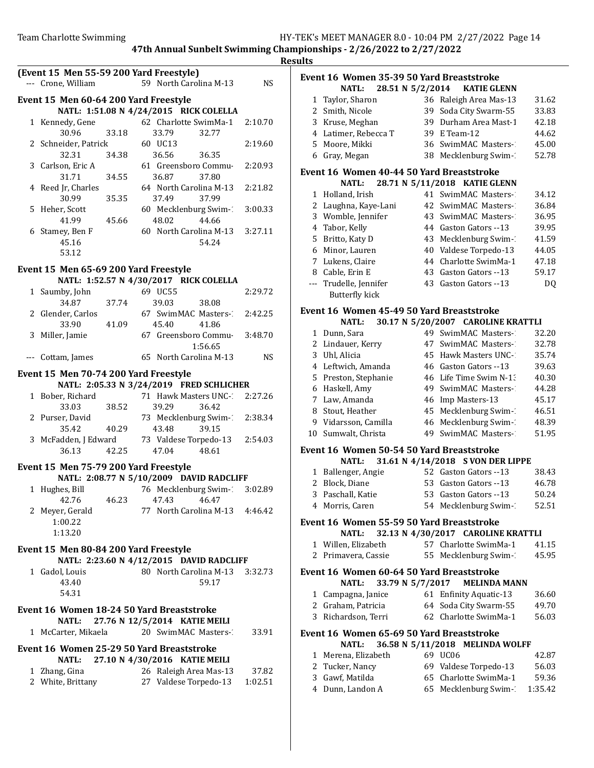**47th Annual Sunbelt Swimming Championships - 2/26/2022 to 2/27/2022**

**Results**

### (Event 15 Men 55-59 200 Yard Freestyle)

| | Name | Age | Team | Finals Time |
|---|---|---|---|---|
| --- | Crone, William | 59 | North Carolina M-13 | NS |

### Event 15 Men 60-64 200 Yard Freestyle

NATL: 1:51.08 N 4/24/2015 RICK COLELLA

| | Name | Age | Team | Finals Time |
|---|---|---|---|---|
| 1 | Kennedy, Gene | 62 | Charlotte SwimMa-1 | 2:10.70 |
| | 30.96 33.18 33.79 32.77 | | | |
| 2 | Schneider, Patrick | 60 | UC13 | 2:19.60 |
| | 32.31 34.38 36.56 36.35 | | | |
| 3 | Carlson, Eric A | 61 | Greensboro Commu- | 2:20.93 |
| | 31.71 34.55 36.87 37.80 | | | |
| 4 | Reed Jr, Charles | 64 | North Carolina M-13 | 2:21.82 |
| | 30.99 35.35 37.49 37.99 | | | |
| 5 | Heher, Scott | 60 | Mecklenburg Swim-1 | 3:00.33 |
| | 41.99 45.66 48.02 44.66 | | | |
| 6 | Stamey, Ben F | 60 | North Carolina M-13 | 3:27.11 |
| | 45.16 54.24 53.12 | | | |

### Event 15 Men 65-69 200 Yard Freestyle

NATL: 1:52.57 N 4/30/2017 RICK COLELLA

| | Name | Age | Team | Finals Time |
|---|---|---|---|---|
| 1 | Saumby, John | 69 | UC55 | 2:29.72 |
| | 34.87 37.74 39.03 38.08 | | | |
| 2 | Glender, Carlos | 67 | SwimMAC Masters-1 | 2:42.25 |
| | 33.90 41.09 45.40 41.86 | | | |
| 3 | Miller, Jamie | 67 | Greensboro Commu- | 3:48.70 |
| | 1:56.65 | | | |
| --- | Cottam, James | 65 | North Carolina M-13 | NS |

### Event 15 Men 70-74 200 Yard Freestyle

NATL: 2:05.33 N 3/24/2019 FRED SCHLICHER

| | Name | Age | Team | Finals Time |
|---|---|---|---|---|
| 1 | Bober, Richard | 71 | Hawk Masters UNC-1 | 2:27.26 |
| | 33.03 38.52 39.29 36.42 | | | |
| 2 | Purser, David | 73 | Mecklenburg Swim-1 | 2:38.34 |
| | 35.42 40.29 43.48 39.15 | | | |
| 3 | McFadden, J Edward | 73 | Valdese Torpedo-13 | 2:54.03 |
| | 36.13 42.25 47.04 48.61 | | | |

### Event 15 Men 75-79 200 Yard Freestyle

NATL: 2:08.77 N 5/10/2009 DAVID RADCLIFF

| | Name | Age | Team | Finals Time |
|---|---|---|---|---|
| 1 | Hughes, Bill | 76 | Mecklenburg Swim-1 | 3:02.89 |
| | 42.76 46.23 47.43 46.47 | | | |
| 2 | Meyer, Gerald | 77 | North Carolina M-13 | 4:46.42 |
| | 1:00.22 1:13.20 | | | |

### Event 15 Men 80-84 200 Yard Freestyle

NATL: 2:23.60 N 4/12/2015 DAVID RADCLIFF

| | Name | Age | Team | Finals Time |
|---|---|---|---|---|
| 1 | Gadol, Louis | 80 | North Carolina M-13 | 3:32.73 |
| | 43.40 59.17 54.31 | | | |

### Event 16 Women 18-24 50 Yard Breaststroke

NATL: 27.76 N 12/5/2014 KATIE MEILI

| | Name | Age | Team | Finals Time |
|---|---|---|---|---|
| 1 | McCarter, Mikaela | 20 | SwimMAC Masters-1 | 33.91 |

### Event 16 Women 25-29 50 Yard Breaststroke

NATL: 27.10 N 4/30/2016 KATIE MEILI

| | Name | Age | Team | Finals Time |
|---|---|---|---|---|
| 1 | Zhang, Gina | 26 | Raleigh Area Mas-13 | 37.82 |
| 2 | White, Brittany | 27 | Valdese Torpedo-13 | 1:02.51 |

### Event 16 Women 35-39 50 Yard Breaststroke

NATL: 28.51 N 5/2/2014 KATIE GLENN

| | Name | Age | Team | Finals Time |
|---|---|---|---|---|
| 1 | Taylor, Sharon | 36 | Raleigh Area Mas-13 | 31.62 |
| 2 | Smith, Nicole | 39 | Soda City Swarm-55 | 33.83 |
| 3 | Kruse, Meghan | 39 | Durham Area Mast-1 | 42.18 |
| 4 | Latimer, Rebecca T | 39 | E Team-12 | 44.62 |
| 5 | Moore, Mikki | 36 | SwimMAC Masters-1 | 45.00 |
| 6 | Gray, Megan | 38 | Mecklenburg Swim-1 | 52.78 |

### Event 16 Women 40-44 50 Yard Breaststroke

NATL: 28.71 N 5/11/2018 KATIE GLENN

| | Name | Age | Team | Finals Time |
|---|---|---|---|---|
| 1 | Holland, Irish | 41 | SwimMAC Masters-1 | 34.12 |
| 2 | Laughna, Kaye-Lani | 42 | SwimMAC Masters-1 | 36.84 |
| 3 | Womble, Jennifer | 43 | SwimMAC Masters-1 | 36.95 |
| 4 | Tabor, Kelly | 44 | Gaston Gators --13 | 39.95 |
| 5 | Britto, Katy D | 43 | Mecklenburg Swim-1 | 41.59 |
| 6 | Minor, Lauren | 40 | Valdese Torpedo-13 | 44.05 |
| 7 | Lukens, Claire | 44 | Charlotte SwimMa-1 | 47.18 |
| 8 | Cable, Erin E | 43 | Gaston Gators --13 | 59.17 |
| --- | Trudelle, Jennifer | 43 | Gaston Gators --13 | DQ |
| | Butterfly kick | | | |

### Event 16 Women 45-49 50 Yard Breaststroke

NATL: 30.17 N 5/20/2007 CAROLINE KRATTLI

| | Name | Age | Team | Finals Time |
|---|---|---|---|---|
| 1 | Dunn, Sara | 49 | SwimMAC Masters-1 | 32.20 |
| 2 | Lindauer, Kerry | 47 | SwimMAC Masters-1 | 32.78 |
| 3 | Uhl, Alicia | 45 | Hawk Masters UNC-1 | 35.74 |
| 4 | Leftwich, Amanda | 46 | Gaston Gators --13 | 39.63 |
| 5 | Preston, Stephanie | 46 | Life Time Swim N-13 | 40.30 |
| 6 | Haskell, Amy | 49 | SwimMAC Masters-1 | 44.28 |
| 7 | Law, Amanda | 46 | Imp Masters-13 | 45.17 |
| 8 | Stout, Heather | 45 | Mecklenburg Swim-1 | 46.51 |
| 9 | Vidarsson, Camilla | 46 | Mecklenburg Swim-1 | 48.39 |
| 10 | Sumwalt, Christa | 49 | SwimMAC Masters-1 | 51.95 |

### Event 16 Women 50-54 50 Yard Breaststroke

NATL: 31.61 N 4/14/2018 S VON DER LIPPE

| | Name | Age | Team | Finals Time |
|---|---|---|---|---|
| 1 | Ballenger, Angie | 52 | Gaston Gators --13 | 38.43 |
| 2 | Block, Diane | 53 | Gaston Gators --13 | 46.78 |
| 3 | Paschall, Katie | 53 | Gaston Gators --13 | 50.24 |
| 4 | Morris, Caren | 54 | Mecklenburg Swim-1 | 52.51 |

### Event 16 Women 55-59 50 Yard Breaststroke

NATL: 32.13 N 4/30/2017 CAROLINE KRATTLI

| | Name | Age | Team | Finals Time |
|---|---|---|---|---|
| 1 | Willen, Elizabeth | 57 | Charlotte SwimMa-1 | 41.15 |
| 2 | Primavera, Cassie | 55 | Mecklenburg Swim-1 | 45.95 |

### Event 16 Women 60-64 50 Yard Breaststroke

NATL: 33.79 N 5/7/2017 MELINDA MANN

| | Name | Age | Team | Finals Time |
|---|---|---|---|---|
| 1 | Campagna, Janice | 61 | Enfinity Aquatic-13 | 36.60 |
| 2 | Graham, Patricia | 64 | Soda City Swarm-55 | 49.70 |
| 3 | Richardson, Terri | 62 | Charlotte SwimMa-1 | 56.03 |

### Event 16 Women 65-69 50 Yard Breaststroke

NATL: 36.58 N 5/11/2018 MELINDA WOLFF

| | Name | Age | Team | Finals Time |
|---|---|---|---|---|
| 1 | Merena, Elizabeth | 69 | UC06 | 42.87 |
| 2 | Tucker, Nancy | 69 | Valdese Torpedo-13 | 56.03 |
| 3 | Gawf, Matilda | 65 | Charlotte SwimMa-1 | 59.36 |
| 4 | Dunn, Landon A | 65 | Mecklenburg Swim-1 | 1:35.42 |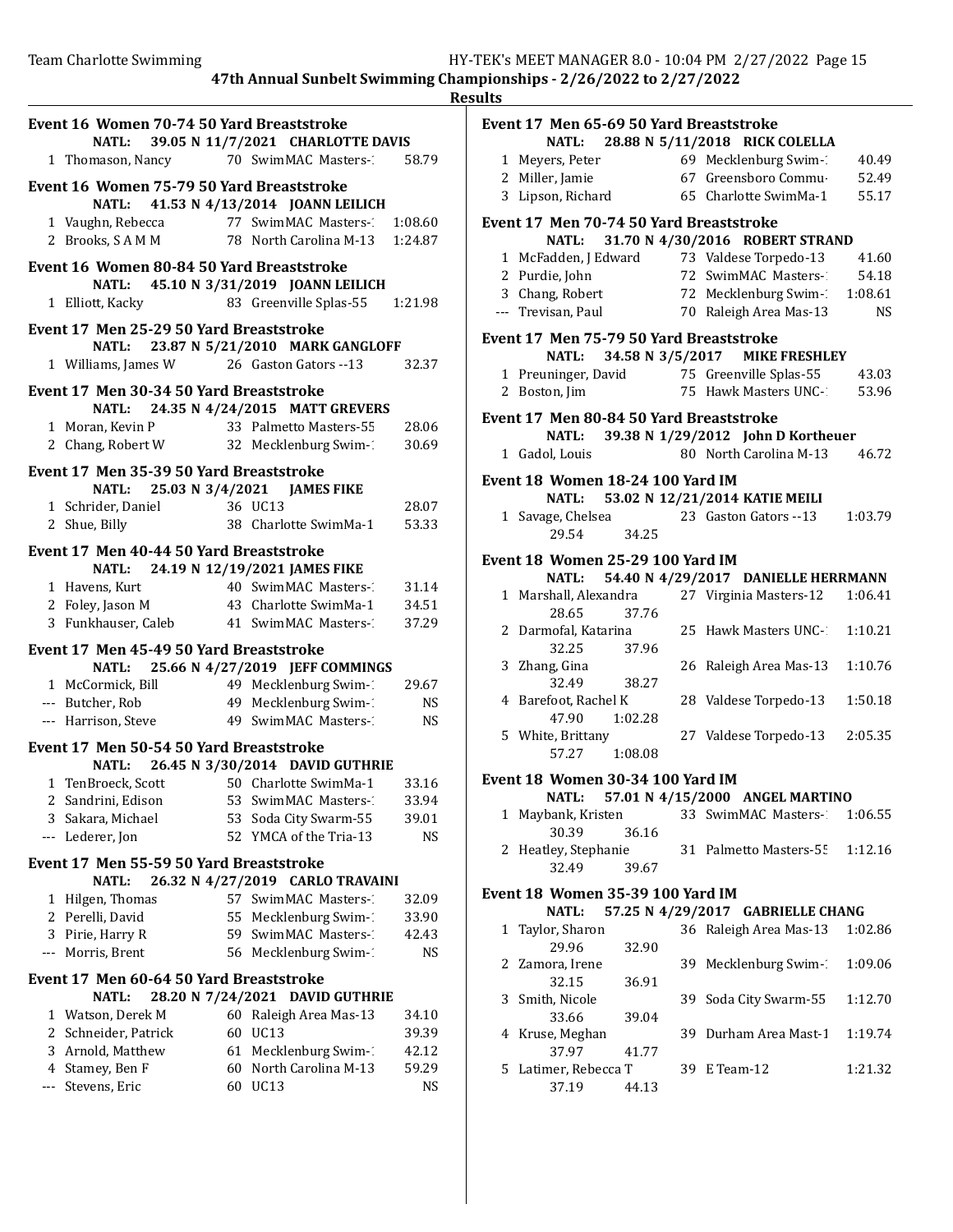## Event 16 Women 70-74 50 Yard Breaststroke

NATL: 39.05 N 11/7/2021 CHARLOTTE DAVIS

| Place | Name | Age | Team | Time |
|---|---|---|---|---|
| 1 | Thomason, Nancy | 70 | SwimMAC Masters-1 | 58.79 |

## Event 16 Women 75-79 50 Yard Breaststroke

NATL: 41.53 N 4/13/2014 JOANN LEILICH

| Place | Name | Age | Team | Time |
|---|---|---|---|---|
| 1 | Vaughn, Rebecca | 77 | SwimMAC Masters-1 | 1:08.60 |
| 2 | Brooks, S A M M | 78 | North Carolina M-13 | 1:24.87 |

## Event 16 Women 80-84 50 Yard Breaststroke

NATL: 45.10 N 3/31/2019 JOANN LEILICH

| Place | Name | Age | Team | Time |
|---|---|---|---|---|
| 1 | Elliott, Kacky | 83 | Greenville Splas-55 | 1:21.98 |

## Event 17 Men 25-29 50 Yard Breaststroke

NATL: 23.87 N 5/21/2010 MARK GANGLOFF

| Place | Name | Age | Team | Time |
|---|---|---|---|---|
| 1 | Williams, James W | 26 | Gaston Gators --13 | 32.37 |

## Event 17 Men 30-34 50 Yard Breaststroke

NATL: 24.35 N 4/24/2015 MATT GREVERS

| Place | Name | Age | Team | Time |
|---|---|---|---|---|
| 1 | Moran, Kevin P | 33 | Palmetto Masters-55 | 28.06 |
| 2 | Chang, Robert W | 32 | Mecklenburg Swim-1 | 30.69 |

## Event 17 Men 35-39 50 Yard Breaststroke

NATL: 25.03 N 3/4/2021 JAMES FIKE

| Place | Name | Age | Team | Time |
|---|---|---|---|---|
| 1 | Schrider, Daniel | 36 | UC13 | 28.07 |
| 2 | Shue, Billy | 38 | Charlotte SwimMa-1 | 53.33 |

## Event 17 Men 40-44 50 Yard Breaststroke

NATL: 24.19 N 12/19/2021 JAMES FIKE

| Place | Name | Age | Team | Time |
|---|---|---|---|---|
| 1 | Havens, Kurt | 40 | SwimMAC Masters-1 | 31.14 |
| 2 | Foley, Jason M | 43 | Charlotte SwimMa-1 | 34.51 |
| 3 | Funkhauser, Caleb | 41 | SwimMAC Masters-1 | 37.29 |

## Event 17 Men 45-49 50 Yard Breaststroke

NATL: 25.66 N 4/27/2019 JEFF COMMINGS

| Place | Name | Age | Team | Time |
|---|---|---|---|---|
| 1 | McCormick, Bill | 49 | Mecklenburg Swim-1 | 29.67 |
| --- | Butcher, Rob | 49 | Mecklenburg Swim-1 | NS |
| --- | Harrison, Steve | 49 | SwimMAC Masters-1 | NS |

## Event 17 Men 50-54 50 Yard Breaststroke

NATL: 26.45 N 3/30/2014 DAVID GUTHRIE

| Place | Name | Age | Team | Time |
|---|---|---|---|---|
| 1 | TenBroeck, Scott | 50 | Charlotte SwimMa-1 | 33.16 |
| 2 | Sandrini, Edison | 53 | SwimMAC Masters-1 | 33.94 |
| 3 | Sakara, Michael | 53 | Soda City Swarm-55 | 39.01 |
| --- | Lederer, Jon | 52 | YMCA of the Tria-13 | NS |

## Event 17 Men 55-59 50 Yard Breaststroke

NATL: 26.32 N 4/27/2019 CARLO TRAVAINI

| Place | Name | Age | Team | Time |
|---|---|---|---|---|
| 1 | Hilgen, Thomas | 57 | SwimMAC Masters-1 | 32.09 |
| 2 | Perelli, David | 55 | Mecklenburg Swim-1 | 33.90 |
| 3 | Pirie, Harry R | 59 | SwimMAC Masters-1 | 42.43 |
| --- | Morris, Brent | 56 | Mecklenburg Swim-1 | NS |

## Event 17 Men 60-64 50 Yard Breaststroke

NATL: 28.20 N 7/24/2021 DAVID GUTHRIE

| Place | Name | Age | Team | Time |
|---|---|---|---|---|
| 1 | Watson, Derek M | 60 | Raleigh Area Mas-13 | 34.10 |
| 2 | Schneider, Patrick | 60 | UC13 | 39.39 |
| 3 | Arnold, Matthew | 61 | Mecklenburg Swim-1 | 42.12 |
| 4 | Stamey, Ben F | 60 | North Carolina M-13 | 59.29 |
| --- | Stevens, Eric | 60 | UC13 | NS |

## Event 17 Men 65-69 50 Yard Breaststroke

NATL: 28.88 N 5/11/2018 RICK COLELLA

| Place | Name | Age | Team | Time |
|---|---|---|---|---|
| 1 | Meyers, Peter | 69 | Mecklenburg Swim-1 | 40.49 |
| 2 | Miller, Jamie | 67 | Greensboro Commu- | 52.49 |
| 3 | Lipson, Richard | 65 | Charlotte SwimMa-1 | 55.17 |

## Event 17 Men 70-74 50 Yard Breaststroke

NATL: 31.70 N 4/30/2016 ROBERT STRAND

| Place | Name | Age | Team | Time |
|---|---|---|---|---|
| 1 | McFadden, J Edward | 73 | Valdese Torpedo-13 | 41.60 |
| 2 | Purdie, John | 72 | SwimMAC Masters-1 | 54.18 |
| 3 | Chang, Robert | 72 | Mecklenburg Swim-1 | 1:08.61 |
| --- | Trevisan, Paul | 70 | Raleigh Area Mas-13 | NS |

## Event 17 Men 75-79 50 Yard Breaststroke

NATL: 34.58 N 3/5/2017 MIKE FRESHLEY

| Place | Name | Age | Team | Time |
|---|---|---|---|---|
| 1 | Preuninger, David | 75 | Greenville Splas-55 | 43.03 |
| 2 | Boston, Jim | 75 | Hawk Masters UNC-1 | 53.96 |

## Event 17 Men 80-84 50 Yard Breaststroke

NATL: 39.38 N 1/29/2012 John D Kortheuer

| Place | Name | Age | Team | Time |
|---|---|---|---|---|
| 1 | Gadol, Louis | 80 | North Carolina M-13 | 46.72 |

## Event 18 Women 18-24 100 Yard IM

NATL: 53.02 N 12/21/2014 KATIE MEILI

| Place | Name | Age | Team | Time |
|---|---|---|---|---|
| 1 | Savage, Chelsea | 23 | Gaston Gators --13 | 1:03.79 |
| | 29.54 | 34.25 | | |

## Event 18 Women 25-29 100 Yard IM

NATL: 54.40 N 4/29/2017 DANIELLE HERRMANN

| Place | Name | Age | Team | Time |
|---|---|---|---|---|
| 1 | Marshall, Alexandra | 27 | Virginia Masters-12 | 1:06.41 |
| | 28.65 | 37.76 | | |
| 2 | Darmofal, Katarina | 25 | Hawk Masters UNC-1 | 1:10.21 |
| | 32.25 | 37.96 | | |
| 3 | Zhang, Gina | 26 | Raleigh Area Mas-13 | 1:10.76 |
| | 32.49 | 38.27 | | |
| 4 | Barefoot, Rachel K | 28 | Valdese Torpedo-13 | 1:50.18 |
| | 47.90 | 1:02.28 | | |
| 5 | White, Brittany | 27 | Valdese Torpedo-13 | 2:05.35 |
| | 57.27 | 1:08.08 | | |

## Event 18 Women 30-34 100 Yard IM

NATL: 57.01 N 4/15/2000 ANGEL MARTINO

| Place | Name | Age | Team | Time |
|---|---|---|---|---|
| 1 | Maybank, Kristen | 33 | SwimMAC Masters-1 | 1:06.55 |
| | 30.39 | 36.16 | | |
| 2 | Heatley, Stephanie | 31 | Palmetto Masters-55 | 1:12.16 |
| | 32.49 | 39.67 | | |

## Event 18 Women 35-39 100 Yard IM

NATL: 57.25 N 4/29/2017 GABRIELLE CHANG

| Place | Name | Age | Team | Time |
|---|---|---|---|---|
| 1 | Taylor, Sharon | 36 | Raleigh Area Mas-13 | 1:02.86 |
| | 29.96 | 32.90 | | |
| 2 | Zamora, Irene | 39 | Mecklenburg Swim-1 | 1:09.06 |
| | 32.15 | 36.91 | | |
| 3 | Smith, Nicole | 39 | Soda City Swarm-55 | 1:12.70 |
| | 33.66 | 39.04 | | |
| 4 | Kruse, Meghan | 39 | Durham Area Mast-1 | 1:19.74 |
| | 37.97 | 41.77 | | |
| 5 | Latimer, Rebecca T | 39 | E Team-12 | 1:21.32 |
| | 37.19 | 44.13 | | |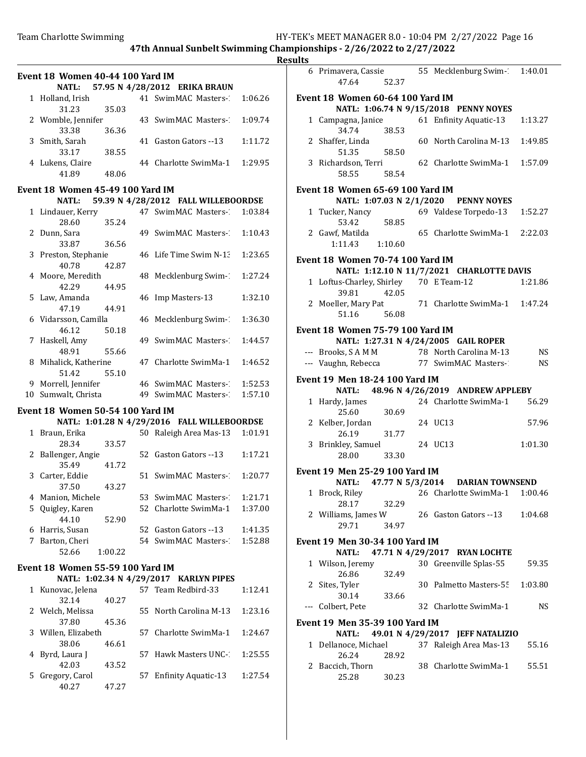**Results**

### Event 18 Women 40-44 100 Yard IM

NATL: 57.95 N 4/28/2012 ERIKA BRAUN

| Place | Name | Age | Team | Finals Time |
|---|---|---|---|---|
| 1 | Holland, Irish | 41 | SwimMAC Masters-1 | 1:06.26 |
| | 31.23 35.03 | | | |
| 2 | Womble, Jennifer | 43 | SwimMAC Masters-1 | 1:09.74 |
| | 33.38 36.36 | | | |
| 3 | Smith, Sarah | 41 | Gaston Gators --13 | 1:11.72 |
| | 33.17 38.55 | | | |
| 4 | Lukens, Claire | 44 | Charlotte SwimMa-1 | 1:29.95 |
| | 41.89 48.06 | | | |

### Event 18 Women 45-49 100 Yard IM

NATL: 59.39 N 4/28/2012 FALL WILLEBOORDSE

| Place | Name | Age | Team | Finals Time |
|---|---|---|---|---|
| 1 | Lindauer, Kerry | 47 | SwimMAC Masters-1 | 1:03.84 |
| | 28.60 35.24 | | | |
| 2 | Dunn, Sara | 49 | SwimMAC Masters-1 | 1:10.43 |
| | 33.87 36.56 | | | |
| 3 | Preston, Stephanie | 46 | Life Time Swim N-13 | 1:23.65 |
| | 40.78 42.87 | | | |
| 4 | Moore, Meredith | 48 | Mecklenburg Swim-1 | 1:27.24 |
| | 42.29 44.95 | | | |
| 5 | Law, Amanda | 46 | Imp Masters-13 | 1:32.10 |
| | 47.19 44.91 | | | |
| 6 | Vidarsson, Camilla | 46 | Mecklenburg Swim-1 | 1:36.30 |
| | 46.12 50.18 | | | |
| 7 | Haskell, Amy | 49 | SwimMAC Masters-1 | 1:44.57 |
| | 48.91 55.66 | | | |
| 8 | Mihalick, Katherine | 47 | Charlotte SwimMa-1 | 1:46.52 |
| | 51.42 55.10 | | | |
| 9 | Morrell, Jennifer | 46 | SwimMAC Masters-1 | 1:52.53 |
| 10 | Sumwalt, Christa | 49 | SwimMAC Masters-1 | 1:57.10 |

### Event 18 Women 50-54 100 Yard IM

NATL: 1:01.28 N 4/29/2016 FALL WILLEBOORDSE

| Place | Name | Age | Team | Finals Time |
|---|---|---|---|---|
| 1 | Braun, Erika | 50 | Raleigh Area Mas-13 | 1:01.91 |
| | 28.34 33.57 | | | |
| 2 | Ballenger, Angie | 52 | Gaston Gators --13 | 1:17.21 |
| | 35.49 41.72 | | | |
| 3 | Carter, Eddie | 51 | SwimMAC Masters-1 | 1:20.77 |
| | 37.50 43.27 | | | |
| 4 | Manion, Michele | 53 | SwimMAC Masters-1 | 1:21.71 |
| 5 | Quigley, Karen | 52 | Charlotte SwimMa-1 | 1:37.00 |
| | 44.10 52.90 | | | |
| 6 | Harris, Susan | 52 | Gaston Gators --13 | 1:41.35 |
| 7 | Barton, Cheri | 54 | SwimMAC Masters-1 | 1:52.88 |
| | 52.66 1:00.22 | | | |

### Event 18 Women 55-59 100 Yard IM

NATL: 1:02.34 N 4/29/2017 KARLYN PIPES

| Place | Name | Age | Team | Finals Time |
|---|---|---|---|---|
| 1 | Kunovac, Jelena | 57 | Team Redbird-33 | 1:12.41 |
| | 32.14 40.27 | | | |
| 2 | Welch, Melissa | 55 | North Carolina M-13 | 1:23.16 |
| | 37.80 45.36 | | | |
| 3 | Willen, Elizabeth | 57 | Charlotte SwimMa-1 | 1:24.67 |
| | 38.06 46.61 | | | |
| 4 | Byrd, Laura J | 57 | Hawk Masters UNC-1 | 1:25.55 |
| | 42.03 43.52 | | | |
| 5 | Gregory, Carol | 57 | Enfinity Aquatic-13 | 1:27.54 |
| | 40.27 47.27 | | | |
| 6 | Primavera, Cassie | 55 | Mecklenburg Swim-1 | 1:40.01 |
| | 47.64 52.37 | | | |

### Event 18 Women 60-64 100 Yard IM

NATL: 1:06.74 N 9/15/2018 PENNY NOYES

| Place | Name | Age | Team | Finals Time |
|---|---|---|---|---|
| 1 | Campagna, Janice | 61 | Enfinity Aquatic-13 | 1:13.27 |
| | 34.74 38.53 | | | |
| 2 | Shaffer, Linda | 60 | North Carolina M-13 | 1:49.85 |
| | 51.35 58.50 | | | |
| 3 | Richardson, Terri | 62 | Charlotte SwimMa-1 | 1:57.09 |
| | 58.55 58.54 | | | |

### Event 18 Women 65-69 100 Yard IM

NATL: 1:07.03 N 2/1/2020 PENNY NOYES

| Place | Name | Age | Team | Finals Time |
|---|---|---|---|---|
| 1 | Tucker, Nancy | 69 | Valdese Torpedo-13 | 1:52.27 |
| | 53.42 58.85 | | | |
| 2 | Gawf, Matilda | 65 | Charlotte SwimMa-1 | 2:22.03 |
| | 1:11.43 1:10.60 | | | |

### Event 18 Women 70-74 100 Yard IM

NATL: 1:12.10 N 11/7/2021 CHARLOTTE DAVIS

| Place | Name | Age | Team | Finals Time |
|---|---|---|---|---|
| 1 | Loftus-Charley, Shirley | 70 | E Team-12 | 1:21.86 |
| | 39.81 42.05 | | | |
| 2 | Moeller, Mary Pat | 71 | Charlotte SwimMa-1 | 1:47.24 |
| | 51.16 56.08 | | | |

### Event 18 Women 75-79 100 Yard IM

NATL: 1:27.31 N 4/24/2005 GAIL ROPER

| Place | Name | Age | Team | Finals Time |
|---|---|---|---|---|
| --- | Brooks, S A M M | 78 | North Carolina M-13 | NS |
| --- | Vaughn, Rebecca | 77 | SwimMAC Masters-1 | NS |

### Event 19 Men 18-24 100 Yard IM

NATL: 48.96 N 4/26/2019 ANDREW APPLEBY

| Place | Name | Age | Team | Finals Time |
|---|---|---|---|---|
| 1 | Hardy, James | 24 | Charlotte SwimMa-1 | 56.29 |
| | 25.60 30.69 | | | |
| 2 | Kelber, Jordan | 24 | UC13 | 57.96 |
| | 26.19 31.77 | | | |
| 3 | Brinkley, Samuel | 24 | UC13 | 1:01.30 |
| | 28.00 33.30 | | | |

### Event 19 Men 25-29 100 Yard IM

NATL: 47.77 N 5/3/2014 DARIAN TOWNSEND

| Place | Name | Age | Team | Finals Time |
|---|---|---|---|---|
| 1 | Brock, Riley | 26 | Charlotte SwimMa-1 | 1:00.46 |
| | 28.17 32.29 | | | |
| 2 | Williams, James W | 26 | Gaston Gators --13 | 1:04.68 |
| | 29.71 34.97 | | | |

### Event 19 Men 30-34 100 Yard IM

NATL: 47.71 N 4/29/2017 RYAN LOCHTE

| Place | Name | Age | Team | Finals Time |
|---|---|---|---|---|
| 1 | Wilson, Jeremy | 30 | Greenville Splas-55 | 59.35 |
| | 26.86 32.49 | | | |
| 2 | Sites, Tyler | 30 | Palmetto Masters-55 | 1:03.80 |
| | 30.14 33.66 | | | |
| --- | Colbert, Pete | 32 | Charlotte SwimMa-1 | NS |

### Event 19 Men 35-39 100 Yard IM

NATL: 49.01 N 4/29/2017 JEFF NATALIZIO

| Place | Name | Age | Team | Finals Time |
|---|---|---|---|---|
| 1 | Dellanoce, Michael | 37 | Raleigh Area Mas-13 | 55.16 |
| | 26.24 28.92 | | | |
| 2 | Baccich, Thorn | 38 | Charlotte SwimMa-1 | 55.51 |
| | 25.28 30.23 | | | |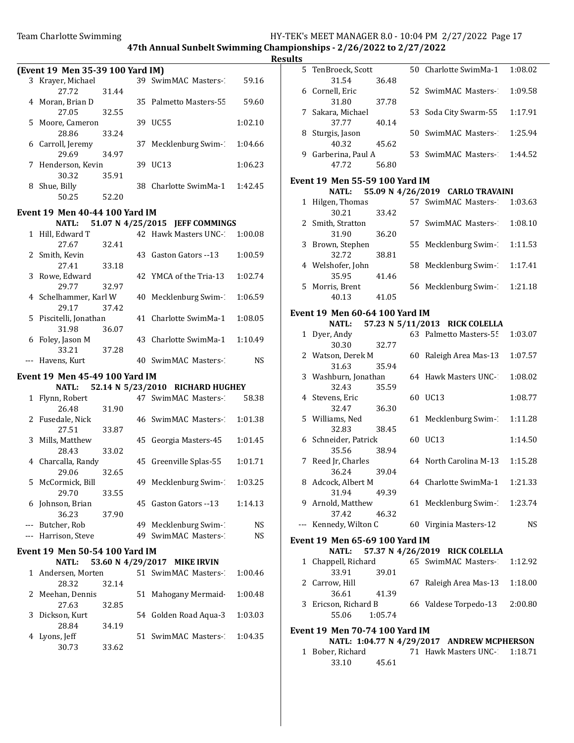## 47th Annual Sunbelt Swimming Championships - 2/26/2022 to 2/27/2022

### Results

**(Event 19 Men 35-39 100 Yard IM)**

| Place | Name | Age | Team | Time |
|---|---|---|---|---|
| 3 | Krayer, Michael | 39 | SwimMAC Masters-1 | 59.16 |
| | 27.72 31.44 | | | |
| 4 | Moran, Brian D | 35 | Palmetto Masters-55 | 59.60 |
| | 27.05 32.55 | | | |
| 5 | Moore, Cameron | 39 | UC55 | 1:02.10 |
| | 28.86 33.24 | | | |
| 6 | Carroll, Jeremy | 37 | Mecklenburg Swim-1 | 1:04.66 |
| | 29.69 34.97 | | | |
| 7 | Henderson, Kevin | 39 | UC13 | 1:06.23 |
| | 30.32 35.91 | | | |
| 8 | Shue, Billy | 38 | Charlotte SwimMa-1 | 1:42.45 |
| | 50.25 52.20 | | | |

**Event 19 Men 40-44 100 Yard IM**

NATL: 51.07 N 4/25/2015 JEFF COMMINGS

| Place | Name | Age | Team | Time |
|---|---|---|---|---|
| 1 | Hill, Edward T | 42 | Hawk Masters UNC-1 | 1:00.08 |
| | 27.67 32.41 | | | |
| 2 | Smith, Kevin | 43 | Gaston Gators --13 | 1:00.59 |
| | 27.41 33.18 | | | |
| 3 | Rowe, Edward | 42 | YMCA of the Tria-13 | 1:02.74 |
| | 29.77 32.97 | | | |
| 4 | Schelhammer, Karl W | 40 | Mecklenburg Swim-1 | 1:06.59 |
| | 29.17 37.42 | | | |
| 5 | Piscitelli, Jonathan | 41 | Charlotte SwimMa-1 | 1:08.05 |
| | 31.98 36.07 | | | |
| 6 | Foley, Jason M | 43 | Charlotte SwimMa-1 | 1:10.49 |
| | 33.21 37.28 | | | |
| --- | Havens, Kurt | 40 | SwimMAC Masters-1 | NS |

**Event 19 Men 45-49 100 Yard IM**

NATL: 52.14 N 5/23/2010 RICHARD HUGHEY

| Place | Name | Age | Team | Time |
|---|---|---|---|---|
| 1 | Flynn, Robert | 47 | SwimMAC Masters-1 | 58.38 |
| | 26.48 31.90 | | | |
| 2 | Fusedale, Nick | 46 | SwimMAC Masters-1 | 1:01.38 |
| | 27.51 33.87 | | | |
| 3 | Mills, Matthew | 45 | Georgia Masters-45 | 1:01.45 |
| | 28.43 33.02 | | | |
| 4 | Charcalla, Randy | 45 | Greenville Splas-55 | 1:01.71 |
| | 29.06 32.65 | | | |
| 5 | McCormick, Bill | 49 | Mecklenburg Swim-1 | 1:03.25 |
| | 29.70 33.55 | | | |
| 6 | Johnson, Brian | 45 | Gaston Gators --13 | 1:14.13 |
| | 36.23 37.90 | | | |
| --- | Butcher, Rob | 49 | Mecklenburg Swim-1 | NS |
| --- | Harrison, Steve | 49 | SwimMAC Masters-1 | NS |

**Event 19 Men 50-54 100 Yard IM**

NATL: 53.60 N 4/29/2017 MIKE IRVIN

| Place | Name | Age | Team | Time |
|---|---|---|---|---|
| 1 | Andersen, Morten | 51 | SwimMAC Masters-1 | 1:00.46 |
| | 28.32 32.14 | | | |
| 2 | Meehan, Dennis | 51 | Mahogany Mermaid- | 1:00.48 |
| | 27.63 32.85 | | | |
| 3 | Dickson, Kurt | 54 | Golden Road Aqua-3 | 1:03.03 |
| | 28.84 34.19 | | | |
| 4 | Lyons, Jeff | 51 | SwimMAC Masters-1 | 1:04.35 |
| | 30.73 33.62 | | | |
| 5 | TenBroeck, Scott | 50 | Charlotte SwimMa-1 | 1:08.02 |
| | 31.54 36.48 | | | |
| 6 | Cornell, Eric | 52 | SwimMAC Masters-1 | 1:09.58 |
| | 31.80 37.78 | | | |
| 7 | Sakara, Michael | 53 | Soda City Swarm-55 | 1:17.91 |
| | 37.77 40.14 | | | |
| 8 | Sturgis, Jason | 50 | SwimMAC Masters-1 | 1:25.94 |
| | 40.32 45.62 | | | |
| 9 | Garberina, Paul A | 53 | SwimMAC Masters-1 | 1:44.52 |
| | 47.72 56.80 | | | |

**Event 19 Men 55-59 100 Yard IM**

NATL: 55.09 N 4/26/2019 CARLO TRAVAINI

| Place | Name | Age | Team | Time |
|---|---|---|---|---|
| 1 | Hilgen, Thomas | 57 | SwimMAC Masters-1 | 1:03.63 |
| | 30.21 33.42 | | | |
| 2 | Smith, Stratton | 57 | SwimMAC Masters-1 | 1:08.10 |
| | 31.90 36.20 | | | |
| 3 | Brown, Stephen | 55 | Mecklenburg Swim-1 | 1:11.53 |
| | 32.72 38.81 | | | |
| 4 | Welshofer, John | 58 | Mecklenburg Swim-1 | 1:17.41 |
| | 35.95 41.46 | | | |
| 5 | Morris, Brent | 56 | Mecklenburg Swim-1 | 1:21.18 |
| | 40.13 41.05 | | | |

**Event 19 Men 60-64 100 Yard IM**

NATL: 57.23 N 5/11/2013 RICK COLELLA

| Place | Name | Age | Team | Time |
|---|---|---|---|---|
| 1 | Dyer, Andy | 63 | Palmetto Masters-55 | 1:03.07 |
| | 30.30 32.77 | | | |
| 2 | Watson, Derek M | 60 | Raleigh Area Mas-13 | 1:07.57 |
| | 31.63 35.94 | | | |
| 3 | Washburn, Jonathan | 64 | Hawk Masters UNC-1 | 1:08.02 |
| | 32.43 35.59 | | | |
| 4 | Stevens, Eric | 60 | UC13 | 1:08.77 |
| | 32.47 36.30 | | | |
| 5 | Williams, Ned | 61 | Mecklenburg Swim-1 | 1:11.28 |
| | 32.83 38.45 | | | |
| 6 | Schneider, Patrick | 60 | UC13 | 1:14.50 |
| | 35.56 38.94 | | | |
| 7 | Reed Jr, Charles | 64 | North Carolina M-13 | 1:15.28 |
| | 36.24 39.04 | | | |
| 8 | Adcock, Albert M | 64 | Charlotte SwimMa-1 | 1:21.33 |
| | 31.94 49.39 | | | |
| 9 | Arnold, Matthew | 61 | Mecklenburg Swim-1 | 1:23.74 |
| | 37.42 46.32 | | | |
| --- | Kennedy, Wilton C | 60 | Virginia Masters-12 | NS |

**Event 19 Men 65-69 100 Yard IM**

NATL: 57.37 N 4/26/2019 RICK COLELLA

| Place | Name | Age | Team | Time |
|---|---|---|---|---|
| 1 | Chappell, Richard | 65 | SwimMAC Masters-1 | 1:12.92 |
| | 33.91 39.01 | | | |
| 2 | Carrow, Hill | 67 | Raleigh Area Mas-13 | 1:18.00 |
| | 36.61 41.39 | | | |
| 3 | Ericson, Richard B | 66 | Valdese Torpedo-13 | 2:00.80 |
| | 55.06 1:05.74 | | | |

**Event 19 Men 70-74 100 Yard IM**

NATL: 1:04.77 N 4/29/2017 ANDREW MCPHERSON

| Place | Name | Age | Team | Time |
|---|---|---|---|---|
| 1 | Bober, Richard | 71 | Hawk Masters UNC-1 | 1:18.71 |
| | 33.10 45.61 | | | |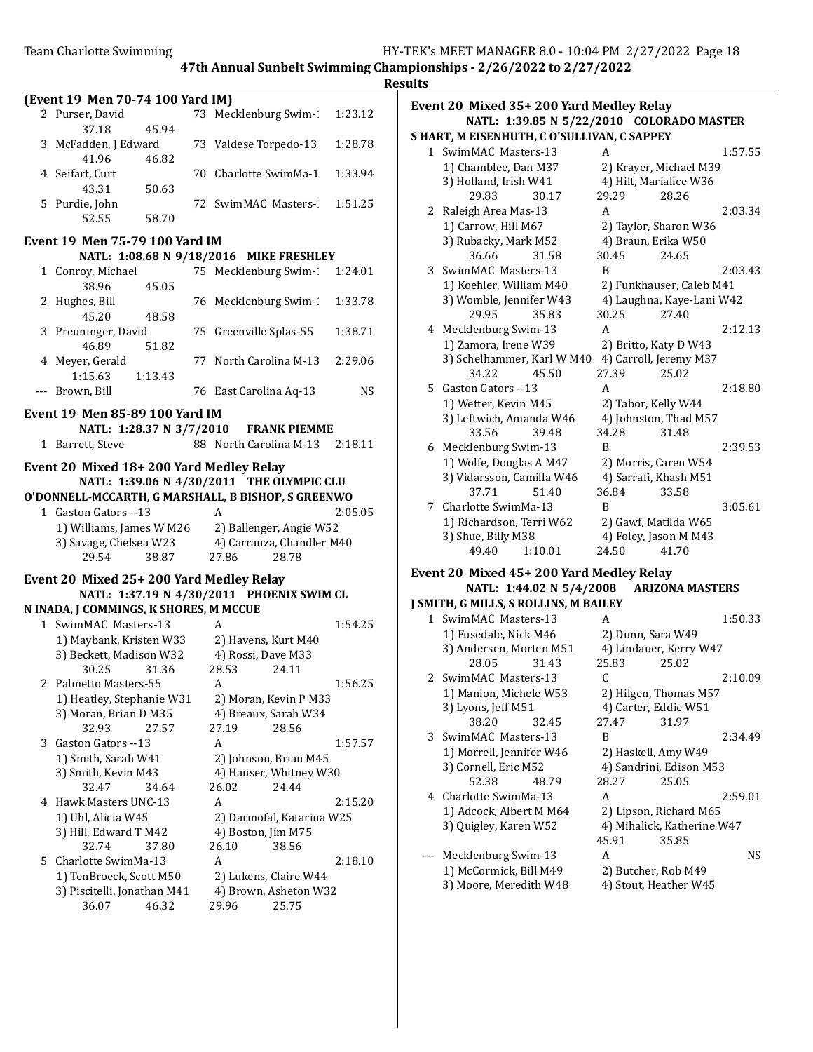**47th Annual Sunbelt Swimming Championships - 2/26/2022 to 2/27/2022**

**Results**

### (Event 19 Men 70-74 100 Yard IM)

| Place | Name | Age | Team | Time |
|---|---|---|---|---|
| 2 | Purser, David | 73 | Mecklenburg Swim-1 | 1:23.12 |
| | 37.18 45.94 | | | |
| 3 | McFadden, J Edward | 73 | Valdese Torpedo-13 | 1:28.78 |
| | 41.96 46.82 | | | |
| 4 | Seifart, Curt | 70 | Charlotte SwimMa-1 | 1:33.94 |
| | 43.31 50.63 | | | |
| 5 | Purdie, John | 72 | SwimMAC Masters-1 | 1:51.25 |
| | 52.55 58.70 | | | |

### Event 19 Men 75-79 100 Yard IM

NATL: 1:08.68 N 9/18/2016 MIKE FRESHLEY

| Place | Name | Age | Team | Time |
|---|---|---|---|---|
| 1 | Conroy, Michael | 75 | Mecklenburg Swim-1 | 1:24.01 |
| | 38.96 45.05 | | | |
| 2 | Hughes, Bill | 76 | Mecklenburg Swim-1 | 1:33.78 |
| | 45.20 48.58 | | | |
| 3 | Preuninger, David | 75 | Greenville Splas-55 | 1:38.71 |
| | 46.89 51.82 | | | |
| 4 | Meyer, Gerald | 77 | North Carolina M-13 | 2:29.06 |
| | 1:15.63 1:13.43 | | | |
| --- | Brown, Bill | 76 | East Carolina Aq-13 | NS |

### Event 19 Men 85-89 100 Yard IM

NATL: 1:28.37 N 3/7/2010 FRANK PIEMME

| Place | Name | Age | Team | Time |
|---|---|---|---|---|
| 1 | Barrett, Steve | 88 | North Carolina M-13 | 2:18.11 |

### Event 20 Mixed 18+ 200 Yard Medley Relay

NATL: 1:39.06 N 4/30/2011 THE OLYMPIC CLU
O'DONNELL-MCCARTH, G MARSHALL, B BISHOP, S GREENWO

| Place | Team | Relay | Time |
|---|---|---|---|
| 1 | Gaston Gators --13 | A | 2:05.05 |
| | 1) Williams, James W M26 | 2) Ballenger, Angie W52 | |
| | 3) Savage, Chelsea W23 | 4) Carranza, Chandler M40 | |
| | 29.54 38.87 | 27.86 28.78 | |

### Event 20 Mixed 25+ 200 Yard Medley Relay

NATL: 1:37.19 N 4/30/2011 PHOENIX SWIM CL
N INADA, J COMMINGS, K SHORES, M MCCUE

| Place | Team | Relay | Time |
|---|---|---|---|
| 1 | SwimMAC Masters-13 | A | 1:54.25 |
| | 1) Maybank, Kristen W33 | 2) Havens, Kurt M40 | |
| | 3) Beckett, Madison W32 | 4) Rossi, Dave M33 | |
| | 30.25 31.36 | 28.53 24.11 | |
| 2 | Palmetto Masters-55 | A | 1:56.25 |
| | 1) Heatley, Stephanie W31 | 2) Moran, Kevin P M33 | |
| | 3) Moran, Brian D M35 | 4) Breaux, Sarah W34 | |
| | 32.93 27.57 | 27.19 28.56 | |
| 3 | Gaston Gators --13 | A | 1:57.57 |
| | 1) Smith, Sarah W41 | 2) Johnson, Brian M45 | |
| | 3) Smith, Kevin M43 | 4) Hauser, Whitney W30 | |
| | 32.47 34.64 | 26.02 24.44 | |
| 4 | Hawk Masters UNC-13 | A | 2:15.20 |
| | 1) Uhl, Alicia W45 | 2) Darmofal, Katarina W25 | |
| | 3) Hill, Edward T M42 | 4) Boston, Jim M75 | |
| | 32.74 37.80 | 26.10 38.56 | |
| 5 | Charlotte SwimMa-13 | A | 2:18.10 |
| | 1) TenBroeck, Scott M50 | 2) Lukens, Claire W44 | |
| | 3) Piscitelli, Jonathan M41 | 4) Brown, Asheton W32 | |
| | 36.07 46.32 | 29.96 25.75 | |

### Event 20 Mixed 35+ 200 Yard Medley Relay

NATL: 1:39.85 N 5/22/2010 COLORADO MASTER
S HART, M EISENHUTH, C O'SULLIVAN, C SAPPEY

| Place | Team | Relay | Time |
|---|---|---|---|
| 1 | SwimMAC Masters-13 | A | 1:57.55 |
| | 1) Chamblee, Dan M37 | 2) Krayer, Michael M39 | |
| | 3) Holland, Irish W41 | 4) Hilt, Marialice W36 | |
| | 29.83 30.17 | 29.29 28.26 | |
| 2 | Raleigh Area Mas-13 | A | 2:03.34 |
| | 1) Carrow, Hill M67 | 2) Taylor, Sharon W36 | |
| | 3) Rubacky, Mark M52 | 4) Braun, Erika W50 | |
| | 36.66 31.58 | 30.45 24.65 | |
| 3 | SwimMAC Masters-13 | B | 2:03.43 |
| | 1) Koehler, William M40 | 2) Funkhauser, Caleb M41 | |
| | 3) Womble, Jennifer W43 | 4) Laughna, Kaye-Lani W42 | |
| | 29.95 35.83 | 30.25 27.40 | |
| 4 | Mecklenburg Swim-13 | A | 2:12.13 |
| | 1) Zamora, Irene W39 | 2) Britto, Katy D W43 | |
| | 3) Schelhammer, Karl W M40 | 4) Carroll, Jeremy M37 | |
| | 34.22 45.50 | 27.39 25.02 | |
| 5 | Gaston Gators --13 | A | 2:18.80 |
| | 1) Wetter, Kevin M45 | 2) Tabor, Kelly W44 | |
| | 3) Leftwich, Amanda W46 | 4) Johnston, Thad M57 | |
| | 33.56 39.48 | 34.28 31.48 | |
| 6 | Mecklenburg Swim-13 | B | 2:39.53 |
| | 1) Wolfe, Douglas A M47 | 2) Morris, Caren W54 | |
| | 3) Vidarsson, Camilla W46 | 4) Sarrafi, Khash M51 | |
| | 37.71 51.40 | 36.84 33.58 | |
| 7 | Charlotte SwimMa-13 | B | 3:05.61 |
| | 1) Richardson, Terri W62 | 2) Gawf, Matilda W65 | |
| | 3) Shue, Billy M38 | 4) Foley, Jason M M43 | |
| | 49.40 1:10.01 | 24.50 41.70 | |

### Event 20 Mixed 45+ 200 Yard Medley Relay

NATL: 1:44.02 N 5/4/2008 ARIZONA MASTERS
J SMITH, G MILLS, S ROLLINS, M BAILEY

| Place | Team | Relay | Time |
|---|---|---|---|
| 1 | SwimMAC Masters-13 | A | 1:50.33 |
| | 1) Fusedale, Nick M46 | 2) Dunn, Sara W49 | |
| | 3) Andersen, Morten M51 | 4) Lindauer, Kerry W47 | |
| | 28.05 31.43 | 25.83 25.02 | |
| 2 | SwimMAC Masters-13 | C | 2:10.09 |
| | 1) Manion, Michele W53 | 2) Hilgen, Thomas M57 | |
| | 3) Lyons, Jeff M51 | 4) Carter, Eddie W51 | |
| | 38.20 32.45 | 27.47 31.97 | |
| 3 | SwimMAC Masters-13 | B | 2:34.49 |
| | 1) Morrell, Jennifer W46 | 2) Haskell, Amy W49 | |
| | 3) Cornell, Eric M52 | 4) Sandrini, Edison M53 | |
| | 52.38 48.79 | 28.27 25.05 | |
| 4 | Charlotte SwimMa-13 | A | 2:59.01 |
| | 1) Adcock, Albert M M64 | 2) Lipson, Richard M65 | |
| | 3) Quigley, Karen W52 | 4) Mihalick, Katherine W47 | |
| | | 45.91 35.85 | |
| --- | Mecklenburg Swim-13 | A | NS |
| | 1) McCormick, Bill M49 | 2) Butcher, Rob M49 | |
| | 3) Moore, Meredith W48 | 4) Stout, Heather W45 | |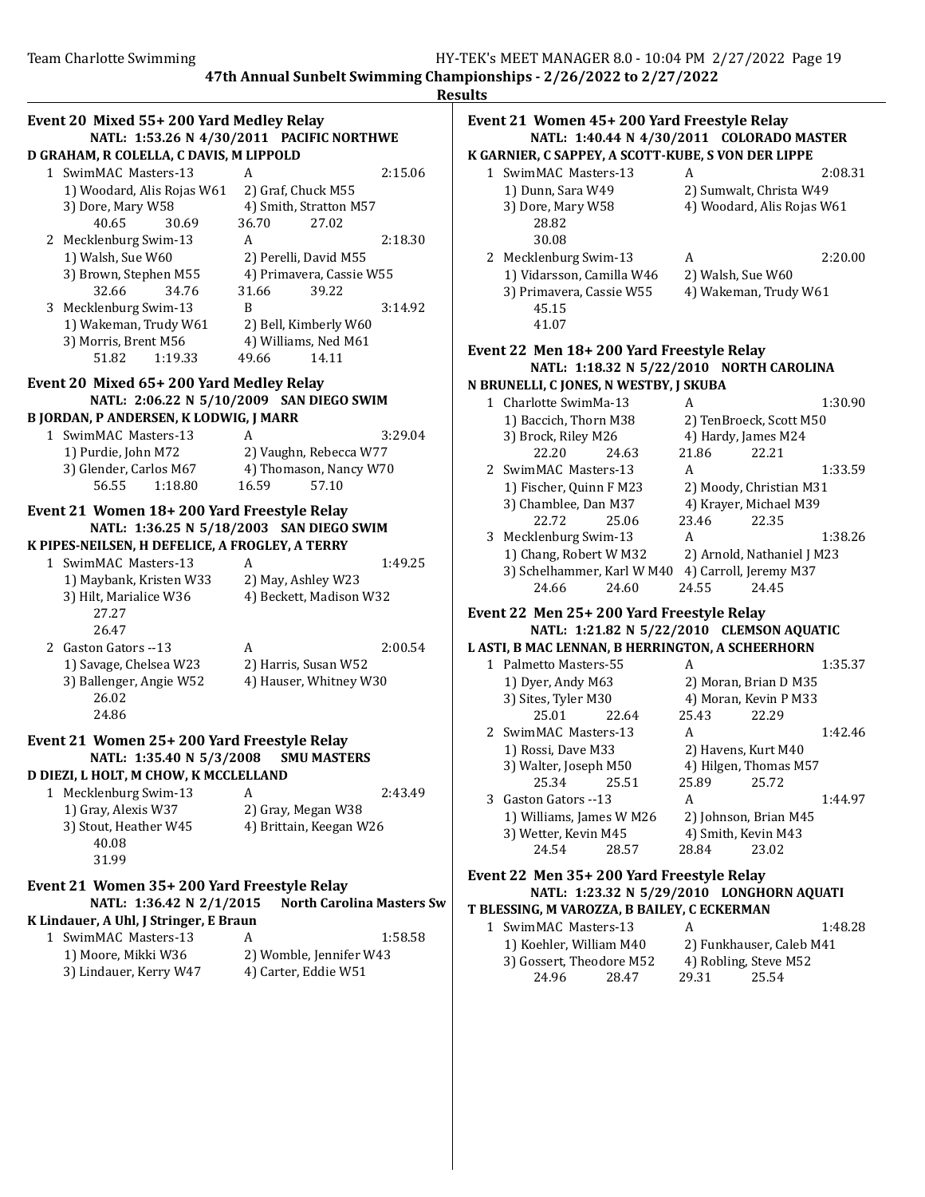**Results**

## Event 20 Mixed 55+ 200 Yard Medley Relay

NATL: 1:53.26 N 4/30/2011 PACIFIC NORTHWE
D GRAHAM, R COLELLA, C DAVIS, M LIPPOLD

1 SwimMAC Masters-13 A 2:15.06
1) Woodard, Alis Rojas W61 2) Graf, Chuck M55
3) Dore, Mary W58 4) Smith, Stratton M57
40.65 30.69 36.70 27.02

2 Mecklenburg Swim-13 A 2:18.30
1) Walsh, Sue W60 2) Perelli, David M55
3) Brown, Stephen M55 4) Primavera, Cassie W55
32.66 34.76 31.66 39.22

3 Mecklenburg Swim-13 B 3:14.92
1) Wakeman, Trudy W61 2) Bell, Kimberly W60
3) Morris, Brent M56 4) Williams, Ned M61
51.82 1:19.33 49.66 14.11

## Event 20 Mixed 65+ 200 Yard Medley Relay

NATL: 2:06.22 N 5/10/2009 SAN DIEGO SWIM
B JORDAN, P ANDERSEN, K LODWIG, J MARR

1 SwimMAC Masters-13 A 3:29.04
1) Purdie, John M72 2) Vaughn, Rebecca W77
3) Glender, Carlos M67 4) Thomason, Nancy W70
56.55 1:18.80 16.59 57.10

## Event 21 Women 18+ 200 Yard Freestyle Relay

NATL: 1:36.25 N 5/18/2003 SAN DIEGO SWIM
K PIPES-NEILSEN, H DEFELICE, A FROGLEY, A TERRY

1 SwimMAC Masters-13 A 1:49.25
1) Maybank, Kristen W33 2) May, Ashley W23
3) Hilt, Marialice W36 4) Beckett, Madison W32
27.27
26.47

2 Gaston Gators --13 A 2:00.54
1) Savage, Chelsea W23 2) Harris, Susan W52
3) Ballenger, Angie W52 4) Hauser, Whitney W30
26.02
24.86

## Event 21 Women 25+ 200 Yard Freestyle Relay

NATL: 1:35.40 N 5/3/2008 SMU MASTERS
D DIEZI, L HOLT, M CHOW, K MCCLELLAND

1 Mecklenburg Swim-13 A 2:43.49
1) Gray, Alexis W37 2) Gray, Megan W38
3) Stout, Heather W45 4) Brittain, Keegan W26
40.08
31.99

## Event 21 Women 35+ 200 Yard Freestyle Relay

NATL: 1:36.42 N 2/1/2015 North Carolina Masters Sw
K Lindauer, A Uhl, J Stringer, E Braun

1 SwimMAC Masters-13 A 1:58.58
1) Moore, Mikki W36 2) Womble, Jennifer W43
3) Lindauer, Kerry W47 4) Carter, Eddie W51

## Event 21 Women 45+ 200 Yard Freestyle Relay

NATL: 1:40.44 N 4/30/2011 COLORADO MASTER
K GARNIER, C SAPPEY, A SCOTT-KUBE, S VON DER LIPPE

1 SwimMAC Masters-13 A 2:08.31
1) Dunn, Sara W49 2) Sumwalt, Christa W49
3) Dore, Mary W58 4) Woodard, Alis Rojas W61
28.82
30.08

2 Mecklenburg Swim-13 A 2:20.00
1) Vidarsson, Camilla W46 2) Walsh, Sue W60
3) Primavera, Cassie W55 4) Wakeman, Trudy W61
45.15
41.07

## Event 22 Men 18+ 200 Yard Freestyle Relay

NATL: 1:18.32 N 5/22/2010 NORTH CAROLINA
N BRUNELLI, C JONES, N WESTBY, J SKUBA

1 Charlotte SwimMa-13 A 1:30.90
1) Baccich, Thorn M38 2) TenBroeck, Scott M50
3) Brock, Riley M26 4) Hardy, James M24
22.20 24.63 21.86 22.21

2 SwimMAC Masters-13 A 1:33.59
1) Fischer, Quinn F M23 2) Moody, Christian M31
3) Chamblee, Dan M37 4) Krayer, Michael M39
22.72 25.06 23.46 22.35

3 Mecklenburg Swim-13 A 1:38.26
1) Chang, Robert W M32 2) Arnold, Nathaniel J M23
3) Schelhammer, Karl W M40 4) Carroll, Jeremy M37
24.66 24.60 24.55 24.45

## Event 22 Men 25+ 200 Yard Freestyle Relay

NATL: 1:21.82 N 5/22/2010 CLEMSON AQUATIC
L ASTI, B MAC LENNAN, B HERRINGTON, A SCHEERHORN

1 Palmetto Masters-55 A 1:35.37
1) Dyer, Andy M63 2) Moran, Brian D M35
3) Sites, Tyler M30 4) Moran, Kevin P M33
25.01 22.64 25.43 22.29

2 SwimMAC Masters-13 A 1:42.46
1) Rossi, Dave M33 2) Havens, Kurt M40
3) Walter, Joseph M50 4) Hilgen, Thomas M57
25.34 25.51 25.89 25.72

3 Gaston Gators --13 A 1:44.97
1) Williams, James W M26 2) Johnson, Brian M45
3) Wetter, Kevin M45 4) Smith, Kevin M43
24.54 28.57 28.84 23.02

## Event 22 Men 35+ 200 Yard Freestyle Relay

NATL: 1:23.32 N 5/29/2010 LONGHORN AQUATI
T BLESSING, M VAROZZA, B BAILEY, C ECKERMAN

1 SwimMAC Masters-13 A 1:48.28
1) Koehler, William M40 2) Funkhauser, Caleb M41
3) Gossert, Theodore M52 4) Robling, Steve M52
24.96 28.47 29.31 25.54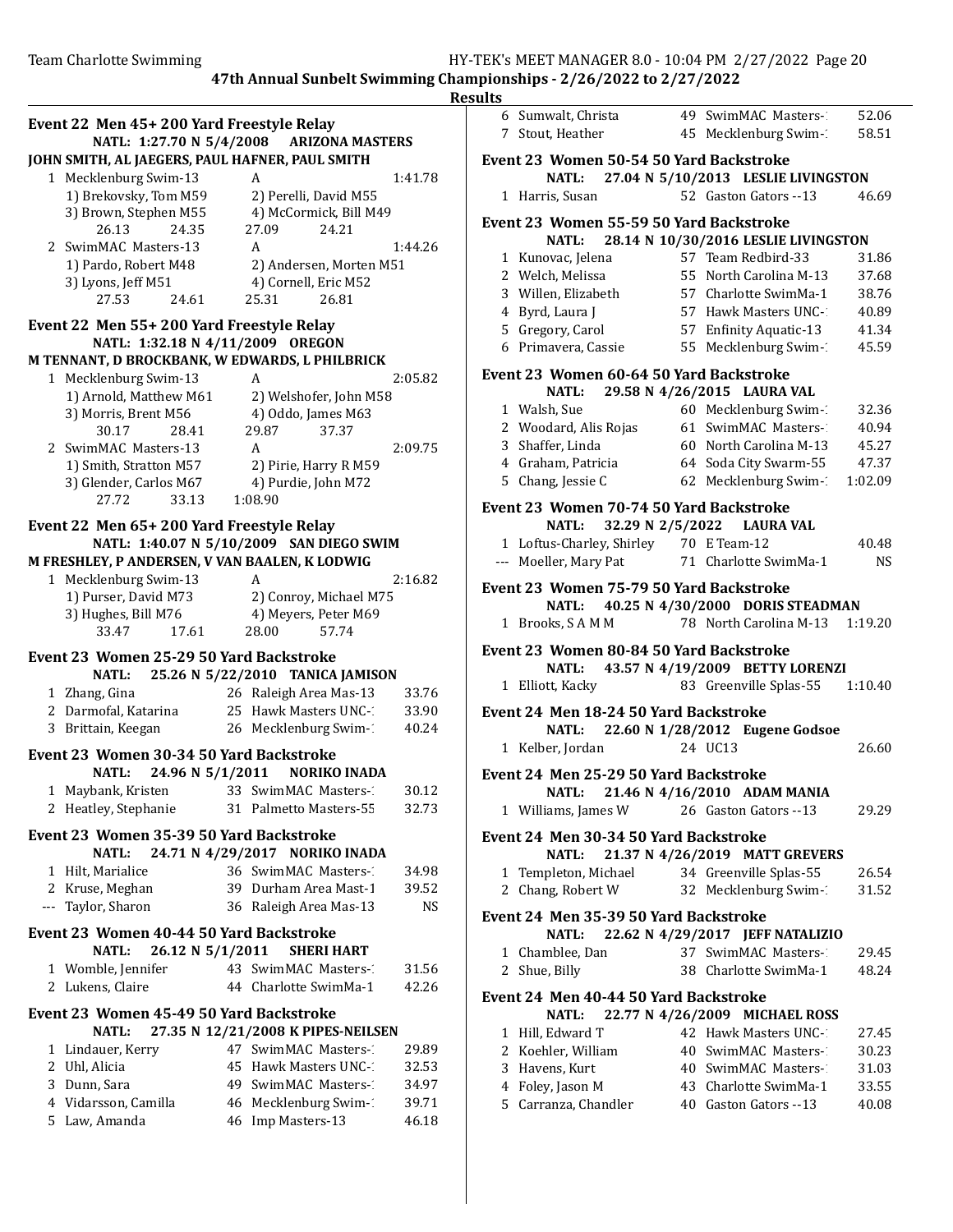## 47th Annual Sunbelt Swimming Championships - 2/26/2022 to 2/27/2022

### Results

### Event 22 Men 45+ 200 Yard Freestyle Relay

**NATL: 1:27.70 N 5/4/2008 ARIZONA MASTERS**
**JOHN SMITH, AL JAEGERS, PAUL HAFNER, PAUL SMITH**

| | Team | Relay | Finals Time |
|---|---|---|---|
| 1 | Mecklenburg Swim-13 | A | 1:41.78 |
| | 1) Brekovsky, Tom M59 | 2) Perelli, David M55 | |
| | 3) Brown, Stephen M55 | 4) McCormick, Bill M49 | |
| | 26.13 24.35 | 27.09 24.21 | |
| 2 | SwimMAC Masters-13 | A | 1:44.26 |
| | 1) Pardo, Robert M48 | 2) Andersen, Morten M51 | |
| | 3) Lyons, Jeff M51 | 4) Cornell, Eric M52 | |
| | 27.53 24.61 | 25.31 26.81 | |

### Event 22 Men 55+ 200 Yard Freestyle Relay

**NATL: 1:32.18 N 4/11/2009 OREGON**
**M TENNANT, D BROCKBANK, W EDWARDS, L PHILBRICK**

| | Team | Relay | Finals Time |
|---|---|---|---|
| 1 | Mecklenburg Swim-13 | A | 2:05.82 |
| | 1) Arnold, Matthew M61 | 2) Welshofer, John M58 | |
| | 3) Morris, Brent M56 | 4) Oddo, James M63 | |
| | 30.17 28.41 | 29.87 37.37 | |
| 2 | SwimMAC Masters-13 | A | 2:09.75 |
| | 1) Smith, Stratton M57 | 2) Pirie, Harry R M59 | |
| | 3) Glender, Carlos M67 | 4) Purdie, John M72 | |
| | 27.72 33.13 | 1:08.90 | |

### Event 22 Men 65+ 200 Yard Freestyle Relay

**NATL: 1:40.07 N 5/10/2009 SAN DIEGO SWIM**
**M FRESHLEY, P ANDERSEN, V VAN BAALEN, K LODWIG**

| | Team | Relay | Finals Time |
|---|---|---|---|
| 1 | Mecklenburg Swim-13 | A | 2:16.82 |
| | 1) Purser, David M73 | 2) Conroy, Michael M75 | |
| | 3) Hughes, Bill M76 | 4) Meyers, Peter M69 | |
| | 33.47 17.61 | 28.00 57.74 | |

### Event 23 Women 25-29 50 Yard Backstroke

**NATL: 25.26 N 5/22/2010 TANICA JAMISON**

| | Name | Age | Team | Finals Time |
|---|---|---|---|---|
| 1 | Zhang, Gina | 26 | Raleigh Area Mas-13 | 33.76 |
| 2 | Darmofal, Katarina | 25 | Hawk Masters UNC-1 | 33.90 |
| 3 | Brittain, Keegan | 26 | Mecklenburg Swim-1 | 40.24 |

### Event 23 Women 30-34 50 Yard Backstroke

**NATL: 24.96 N 5/1/2011 NORIKO INADA**

| | Name | Age | Team | Finals Time |
|---|---|---|---|---|
| 1 | Maybank, Kristen | 33 | SwimMAC Masters-1 | 30.12 |
| 2 | Heatley, Stephanie | 31 | Palmetto Masters-55 | 32.73 |

### Event 23 Women 35-39 50 Yard Backstroke

**NATL: 24.71 N 4/29/2017 NORIKO INADA**

| | Name | Age | Team | Finals Time |
|---|---|---|---|---|
| 1 | Hilt, Marialice | 36 | SwimMAC Masters-1 | 34.98 |
| 2 | Kruse, Meghan | 39 | Durham Area Mast-1 | 39.52 |
| --- | Taylor, Sharon | 36 | Raleigh Area Mas-13 | NS |

### Event 23 Women 40-44 50 Yard Backstroke

**NATL: 26.12 N 5/1/2011 SHERI HART**

| | Name | Age | Team | Finals Time |
|---|---|---|---|---|
| 1 | Womble, Jennifer | 43 | SwimMAC Masters-1 | 31.56 |
| 2 | Lukens, Claire | 44 | Charlotte SwimMa-1 | 42.26 |

### Event 23 Women 45-49 50 Yard Backstroke

**NATL: 27.35 N 12/21/2008 K PIPES-NEILSEN**

| | Name | Age | Team | Finals Time |
|---|---|---|---|---|
| 1 | Lindauer, Kerry | 47 | SwimMAC Masters-1 | 29.89 |
| 2 | Uhl, Alicia | 45 | Hawk Masters UNC-1 | 32.53 |
| 3 | Dunn, Sara | 49 | SwimMAC Masters-1 | 34.97 |
| 4 | Vidarsson, Camilla | 46 | Mecklenburg Swim-1 | 39.71 |
| 5 | Law, Amanda | 46 | Imp Masters-13 | 46.18 |
| 6 | Sumwalt, Christa | 49 | SwimMAC Masters-1 | 52.06 |
| 7 | Stout, Heather | 45 | Mecklenburg Swim-1 | 58.51 |

### Event 23 Women 50-54 50 Yard Backstroke

**NATL: 27.04 N 5/10/2013 LESLIE LIVINGSTON**

| | Name | Age | Team | Finals Time |
|---|---|---|---|---|
| 1 | Harris, Susan | 52 | Gaston Gators --13 | 46.69 |

### Event 23 Women 55-59 50 Yard Backstroke

**NATL: 28.14 N 10/30/2016 LESLIE LIVINGSTON**

| | Name | Age | Team | Finals Time |
|---|---|---|---|---|
| 1 | Kunovac, Jelena | 57 | Team Redbird-33 | 31.86 |
| 2 | Welch, Melissa | 55 | North Carolina M-13 | 37.68 |
| 3 | Willen, Elizabeth | 57 | Charlotte SwimMa-1 | 38.76 |
| 4 | Byrd, Laura J | 57 | Hawk Masters UNC-1 | 40.89 |
| 5 | Gregory, Carol | 57 | Enfinity Aquatic-13 | 41.34 |
| 6 | Primavera, Cassie | 55 | Mecklenburg Swim-1 | 45.59 |

### Event 23 Women 60-64 50 Yard Backstroke

**NATL: 29.58 N 4/26/2015 LAURA VAL**

| | Name | Age | Team | Finals Time |
|---|---|---|---|---|
| 1 | Walsh, Sue | 60 | Mecklenburg Swim-1 | 32.36 |
| 2 | Woodard, Alis Rojas | 61 | SwimMAC Masters-1 | 40.94 |
| 3 | Shaffer, Linda | 60 | North Carolina M-13 | 45.27 |
| 4 | Graham, Patricia | 64 | Soda City Swarm-55 | 47.37 |
| 5 | Chang, Jessie C | 62 | Mecklenburg Swim-1 | 1:02.09 |

### Event 23 Women 70-74 50 Yard Backstroke

**NATL: 32.29 N 2/5/2022 LAURA VAL**

| | Name | Age | Team | Finals Time |
|---|---|---|---|---|
| 1 | Loftus-Charley, Shirley | 70 | E Team-12 | 40.48 |
| --- | Moeller, Mary Pat | 71 | Charlotte SwimMa-1 | NS |

### Event 23 Women 75-79 50 Yard Backstroke

**NATL: 40.25 N 4/30/2000 DORIS STEADMAN**

| | Name | Age | Team | Finals Time |
|---|---|---|---|---|
| 1 | Brooks, S A M M | 78 | North Carolina M-13 | 1:19.20 |

### Event 23 Women 80-84 50 Yard Backstroke

**NATL: 43.57 N 4/19/2009 BETTY LORENZI**

| | Name | Age | Team | Finals Time |
|---|---|---|---|---|
| 1 | Elliott, Kacky | 83 | Greenville Splas-55 | 1:10.40 |

### Event 24 Men 18-24 50 Yard Backstroke

**NATL: 22.60 N 1/28/2012 Eugene Godsoe**

| | Name | Age | Team | Finals Time |
|---|---|---|---|---|
| 1 | Kelber, Jordan | 24 | UC13 | 26.60 |

### Event 24 Men 25-29 50 Yard Backstroke

**NATL: 21.46 N 4/16/2010 ADAM MANIA**

| | Name | Age | Team | Finals Time |
|---|---|---|---|---|
| 1 | Williams, James W | 26 | Gaston Gators --13 | 29.29 |

### Event 24 Men 30-34 50 Yard Backstroke

**NATL: 21.37 N 4/26/2019 MATT GREVERS**

| | Name | Age | Team | Finals Time |
|---|---|---|---|---|
| 1 | Templeton, Michael | 34 | Greenville Splas-55 | 26.54 |
| 2 | Chang, Robert W | 32 | Mecklenburg Swim-1 | 31.52 |

### Event 24 Men 35-39 50 Yard Backstroke

**NATL: 22.62 N 4/29/2017 JEFF NATALIZIO**

| | Name | Age | Team | Finals Time |
|---|---|---|---|---|
| 1 | Chamblee, Dan | 37 | SwimMAC Masters-1 | 29.45 |
| 2 | Shue, Billy | 38 | Charlotte SwimMa-1 | 48.24 |

### Event 24 Men 40-44 50 Yard Backstroke

**NATL: 22.77 N 4/26/2009 MICHAEL ROSS**

| | Name | Age | Team | Finals Time |
|---|---|---|---|---|
| 1 | Hill, Edward T | 42 | Hawk Masters UNC-1 | 27.45 |
| 2 | Koehler, William | 40 | SwimMAC Masters-1 | 30.23 |
| 3 | Havens, Kurt | 40 | SwimMAC Masters-1 | 31.03 |
| 4 | Foley, Jason M | 43 | Charlotte SwimMa-1 | 33.55 |
| 5 | Carranza, Chandler | 40 | Gaston Gators --13 | 40.08 |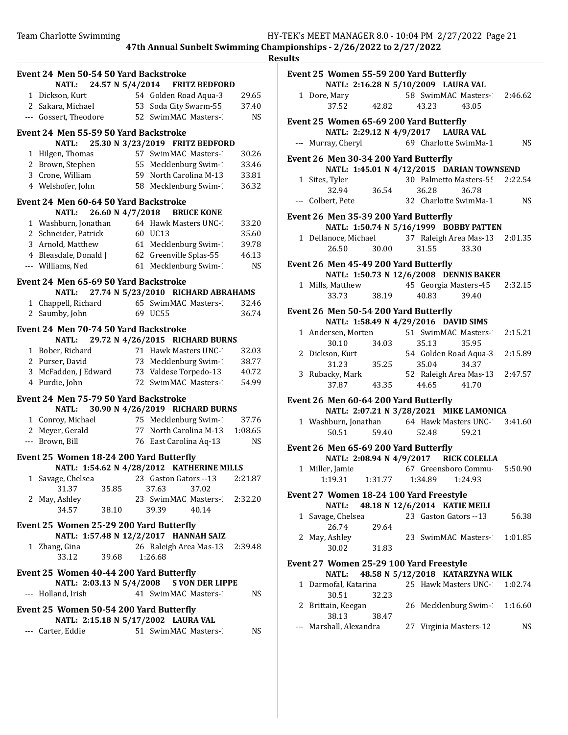**47th Annual Sunbelt Swimming Championships - 2/26/2022 to 2/27/2022**

**Results**

### Event 24 Men 50-54 50 Yard Backstroke

NATL: 24.57 N 5/4/2014 FRITZ BEDFORD

| | Name | Age | Team | Time |
|---|---|---|---|---|
| 1 | Dickson, Kurt | 54 | Golden Road Aqua-3 | 29.65 |
| 2 | Sakara, Michael | 53 | Soda City Swarm-55 | 37.40 |
| --- | Gossert, Theodore | 52 | SwimMAC Masters-1 | NS |

### Event 24 Men 55-59 50 Yard Backstroke

NATL: 25.30 N 3/23/2019 FRITZ BEDFORD

| | Name | Age | Team | Time |
|---|---|---|---|---|
| 1 | Hilgen, Thomas | 57 | SwimMAC Masters-1 | 30.26 |
| 2 | Brown, Stephen | 55 | Mecklenburg Swim-1 | 33.46 |
| 3 | Crone, William | 59 | North Carolina M-13 | 33.81 |
| 4 | Welshofer, John | 58 | Mecklenburg Swim-1 | 36.32 |

### Event 24 Men 60-64 50 Yard Backstroke

NATL: 26.60 N 4/7/2018 BRUCE KONE

| | Name | Age | Team | Time |
|---|---|---|---|---|
| 1 | Washburn, Jonathan | 64 | Hawk Masters UNC-1 | 33.20 |
| 2 | Schneider, Patrick | 60 | UC13 | 35.60 |
| 3 | Arnold, Matthew | 61 | Mecklenburg Swim-1 | 39.78 |
| 4 | Bleasdale, Donald J | 62 | Greenville Splas-55 | 46.13 |
| --- | Williams, Ned | 61 | Mecklenburg Swim-1 | NS |

### Event 24 Men 65-69 50 Yard Backstroke

NATL: 27.74 N 5/23/2010 RICHARD ABRAHAMS

| | Name | Age | Team | Time |
|---|---|---|---|---|
| 1 | Chappell, Richard | 65 | SwimMAC Masters-1 | 32.46 |
| 2 | Saumby, John | 69 | UC55 | 36.74 |

### Event 24 Men 70-74 50 Yard Backstroke

NATL: 29.72 N 4/26/2015 RICHARD BURNS

| | Name | Age | Team | Time |
|---|---|---|---|---|
| 1 | Bober, Richard | 71 | Hawk Masters UNC-1 | 32.03 |
| 2 | Purser, David | 73 | Mecklenburg Swim-1 | 38.77 |
| 3 | McFadden, J Edward | 73 | Valdese Torpedo-13 | 40.72 |
| 4 | Purdie, John | 72 | SwimMAC Masters-1 | 54.99 |

### Event 24 Men 75-79 50 Yard Backstroke

NATL: 30.90 N 4/26/2019 RICHARD BURNS

| | Name | Age | Team | Time |
|---|---|---|---|---|
| 1 | Conroy, Michael | 75 | Mecklenburg Swim-1 | 37.76 |
| 2 | Meyer, Gerald | 77 | North Carolina M-13 | 1:08.65 |
| --- | Brown, Bill | 76 | East Carolina Aq-13 | NS |

### Event 25 Women 18-24 200 Yard Butterfly

NATL: 1:54.62 N 4/28/2012 KATHERINE MILLS

| | Name | Age | Team | Time |
|---|---|---|---|---|
| 1 | Savage, Chelsea | 23 | Gaston Gators --13 | 2:21.87 |
| | 31.37 35.85 37.63 37.02 | | | |
| 2 | May, Ashley | 23 | SwimMAC Masters-1 | 2:32.20 |
| | 34.57 38.10 39.39 40.14 | | | |

### Event 25 Women 25-29 200 Yard Butterfly

NATL: 1:57.48 N 12/2/2017 HANNAH SAIZ

| | Name | Age | Team | Time |
|---|---|---|---|---|
| 1 | Zhang, Gina | 26 | Raleigh Area Mas-13 | 2:39.48 |
| | 33.12 39.68 1:26.68 | | | |

### Event 25 Women 40-44 200 Yard Butterfly

NATL: 2:03.13 N 5/4/2008 S VON DER LIPPE

| | Name | Age | Team | Time |
|---|---|---|---|---|
| --- | Holland, Irish | 41 | SwimMAC Masters-1 | NS |

### Event 25 Women 50-54 200 Yard Butterfly

NATL: 2:15.18 N 5/17/2002 LAURA VAL

| | Name | Age | Team | Time |
|---|---|---|---|---|
| --- | Carter, Eddie | 51 | SwimMAC Masters-1 | NS |

### Event 25 Women 55-59 200 Yard Butterfly

NATL: 2:16.28 N 5/10/2009 LAURA VAL

| | Name | Age | Team | Time |
|---|---|---|---|---|
| 1 | Dore, Mary | 58 | SwimMAC Masters-1 | 2:46.62 |
| | 37.52 42.82 43.23 43.05 | | | |

### Event 25 Women 65-69 200 Yard Butterfly

NATL: 2:29.12 N 4/9/2017 LAURA VAL

| | Name | Age | Team | Time |
|---|---|---|---|---|
| --- | Murray, Cheryl | 69 | Charlotte SwimMa-1 | NS |

### Event 26 Men 30-34 200 Yard Butterfly

NATL: 1:45.01 N 4/12/2015 DARIAN TOWNSEND

| | Name | Age | Team | Time |
|---|---|---|---|---|
| 1 | Sites, Tyler | 30 | Palmetto Masters-55 | 2:22.54 |
| | 32.94 36.54 36.28 36.78 | | | |
| --- | Colbert, Pete | 32 | Charlotte SwimMa-1 | NS |

### Event 26 Men 35-39 200 Yard Butterfly

NATL: 1:50.74 N 5/16/1999 BOBBY PATTEN

| | Name | Age | Team | Time |
|---|---|---|---|---|
| 1 | Dellanoce, Michael | 37 | Raleigh Area Mas-13 | 2:01.35 |
| | 26.50 30.00 31.55 33.30 | | | |

### Event 26 Men 45-49 200 Yard Butterfly

NATL: 1:50.73 N 12/6/2008 DENNIS BAKER

| | Name | Age | Team | Time |
|---|---|---|---|---|
| 1 | Mills, Matthew | 45 | Georgia Masters-45 | 2:32.15 |
| | 33.73 38.19 40.83 39.40 | | | |

### Event 26 Men 50-54 200 Yard Butterfly

NATL: 1:58.49 N 4/29/2016 DAVID SIMS

| | Name | Age | Team | Time |
|---|---|---|---|---|
| 1 | Andersen, Morten | 51 | SwimMAC Masters-1 | 2:15.21 |
| | 30.10 34.03 35.13 35.95 | | | |
| 2 | Dickson, Kurt | 54 | Golden Road Aqua-3 | 2:15.89 |
| | 31.23 35.25 35.04 34.37 | | | |
| 3 | Rubacky, Mark | 52 | Raleigh Area Mas-13 | 2:47.57 |
| | 37.87 43.35 44.65 41.70 | | | |

### Event 26 Men 60-64 200 Yard Butterfly

NATL: 2:07.21 N 3/28/2021 MIKE LAMONICA

| | Name | Age | Team | Time |
|---|---|---|---|---|
| 1 | Washburn, Jonathan | 64 | Hawk Masters UNC-1 | 3:41.60 |
| | 50.51 59.40 52.48 59.21 | | | |

### Event 26 Men 65-69 200 Yard Butterfly

NATL: 2:08.94 N 4/9/2017 RICK COLELLA

| | Name | Age | Team | Time |
|---|---|---|---|---|
| 1 | Miller, Jamie | 67 | Greensboro Commu- | 5:50.90 |
| | 1:19.31 1:31.77 1:34.89 1:24.93 | | | |

### Event 27 Women 18-24 100 Yard Freestyle

NATL: 48.18 N 12/6/2014 KATIE MEILI

| | Name | Age | Team | Time |
|---|---|---|---|---|
| 1 | Savage, Chelsea | 23 | Gaston Gators --13 | 56.38 |
| | 26.74 29.64 | | | |
| 2 | May, Ashley | 23 | SwimMAC Masters-1 | 1:01.85 |
| | 30.02 31.83 | | | |

### Event 27 Women 25-29 100 Yard Freestyle

NATL: 48.58 N 5/12/2018 KATARZYNA WILK

| | Name | Age | Team | Time |
|---|---|---|---|---|
| 1 | Darmofal, Katarina | 25 | Hawk Masters UNC-1 | 1:02.74 |
| | 30.51 32.23 | | | |
| 2 | Brittain, Keegan | 26 | Mecklenburg Swim-1 | 1:16.60 |
| | 38.13 38.47 | | | |
| --- | Marshall, Alexandra | 27 | Virginia Masters-12 | NS |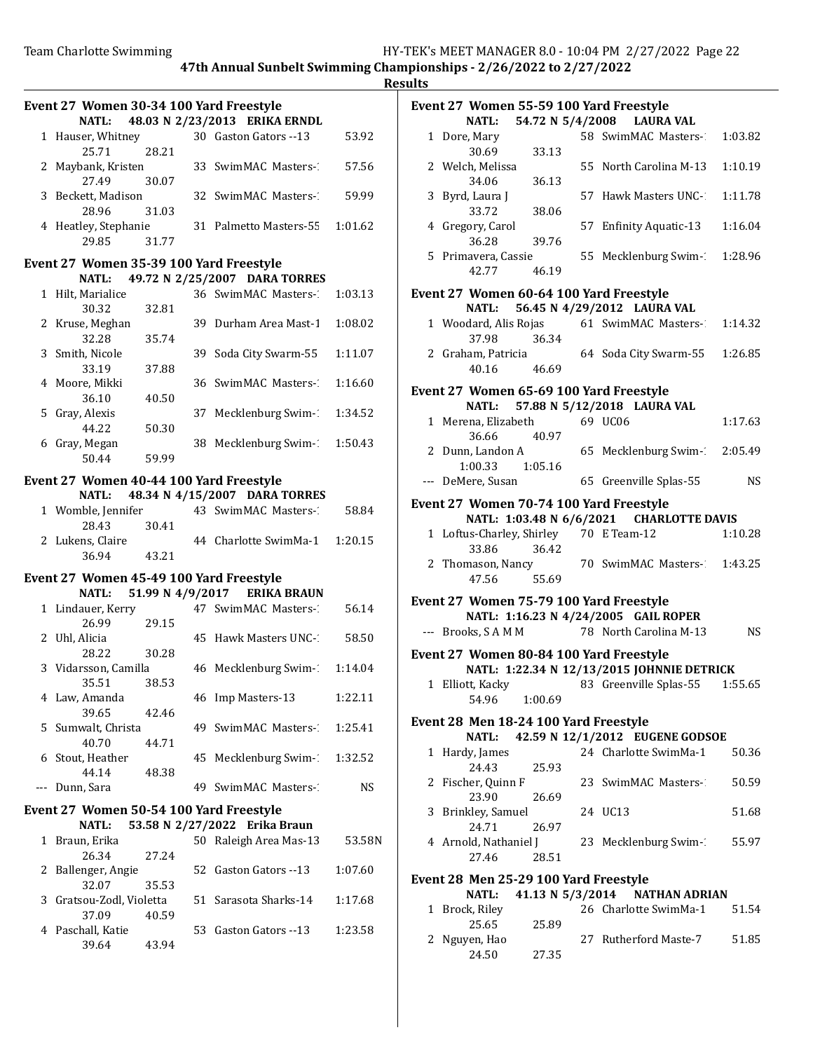## 47th Annual Sunbelt Swimming Championships - 2/26/2022 to 2/27/2022

### Results

**Event 27 Women 30-34 100 Yard Freestyle**

NATL: 48.03 N 2/23/2013 ERIKA ERNDL

| Place | Name | Age | Team | Time | Split 1 | Split 2 |
|---|---|---|---|---|---|---|
| 1 | Hauser, Whitney | 30 | Gaston Gators --13 | 53.92 | 25.71 | 28.21 |
| 2 | Maybank, Kristen | 33 | SwimMAC Masters-1 | 57.56 | 27.49 | 30.07 |
| 3 | Beckett, Madison | 32 | SwimMAC Masters-1 | 59.99 | 28.96 | 31.03 |
| 4 | Heatley, Stephanie | 31 | Palmetto Masters-55 | 1:01.62 | 29.85 | 31.77 |

**Event 27 Women 35-39 100 Yard Freestyle**

NATL: 49.72 N 2/25/2007 DARA TORRES

| Place | Name | Age | Team | Time | Split 1 | Split 2 |
|---|---|---|---|---|---|---|
| 1 | Hilt, Marialice | 36 | SwimMAC Masters-1 | 1:03.13 | 30.32 | 32.81 |
| 2 | Kruse, Meghan | 39 | Durham Area Mast-1 | 1:08.02 | 32.28 | 35.74 |
| 3 | Smith, Nicole | 39 | Soda City Swarm-55 | 1:11.07 | 33.19 | 37.88 |
| 4 | Moore, Mikki | 36 | SwimMAC Masters-1 | 1:16.60 | 36.10 | 40.50 |
| 5 | Gray, Alexis | 37 | Mecklenburg Swim-1 | 1:34.52 | 44.22 | 50.30 |
| 6 | Gray, Megan | 38 | Mecklenburg Swim-1 | 1:50.43 | 50.44 | 59.99 |

**Event 27 Women 40-44 100 Yard Freestyle**

NATL: 48.34 N 4/15/2007 DARA TORRES

| Place | Name | Age | Team | Time | Split 1 | Split 2 |
|---|---|---|---|---|---|---|
| 1 | Womble, Jennifer | 43 | SwimMAC Masters-1 | 58.84 | 28.43 | 30.41 |
| 2 | Lukens, Claire | 44 | Charlotte SwimMa-1 | 1:20.15 | 36.94 | 43.21 |

**Event 27 Women 45-49 100 Yard Freestyle**

NATL: 51.99 N 4/9/2017 ERIKA BRAUN

| Place | Name | Age | Team | Time | Split 1 | Split 2 |
|---|---|---|---|---|---|---|
| 1 | Lindauer, Kerry | 47 | SwimMAC Masters-1 | 56.14 | 26.99 | 29.15 |
| 2 | Uhl, Alicia | 45 | Hawk Masters UNC-1 | 58.50 | 28.22 | 30.28 |
| 3 | Vidarsson, Camilla | 46 | Mecklenburg Swim-1 | 1:14.04 | 35.51 | 38.53 |
| 4 | Law, Amanda | 46 | Imp Masters-13 | 1:22.11 | 39.65 | 42.46 |
| 5 | Sumwalt, Christa | 49 | SwimMAC Masters-1 | 1:25.41 | 40.70 | 44.71 |
| 6 | Stout, Heather | 45 | Mecklenburg Swim-1 | 1:32.52 | 44.14 | 48.38 |
| --- | Dunn, Sara | 49 | SwimMAC Masters-1 | NS | | |

**Event 27 Women 50-54 100 Yard Freestyle**

NATL: 53.58 N 2/27/2022 Erika Braun

| Place | Name | Age | Team | Time | Split 1 | Split 2 |
|---|---|---|---|---|---|---|
| 1 | Braun, Erika | 50 | Raleigh Area Mas-13 | 53.58N | 26.34 | 27.24 |
| 2 | Ballenger, Angie | 52 | Gaston Gators --13 | 1:07.60 | 32.07 | 35.53 |
| 3 | Gratsou-Zodl, Violetta | 51 | Sarasota Sharks-14 | 1:17.68 | 37.09 | 40.59 |
| 4 | Paschall, Katie | 53 | Gaston Gators --13 | 1:23.58 | 39.64 | 43.94 |

**Event 27 Women 55-59 100 Yard Freestyle**

NATL: 54.72 N 5/4/2008 LAURA VAL

| Place | Name | Age | Team | Time | Split 1 | Split 2 |
|---|---|---|---|---|---|---|
| 1 | Dore, Mary | 58 | SwimMAC Masters-1 | 1:03.82 | 30.69 | 33.13 |
| 2 | Welch, Melissa | 55 | North Carolina M-13 | 1:10.19 | 34.06 | 36.13 |
| 3 | Byrd, Laura J | 57 | Hawk Masters UNC-1 | 1:11.78 | 33.72 | 38.06 |
| 4 | Gregory, Carol | 57 | Enfinity Aquatic-13 | 1:16.04 | 36.28 | 39.76 |
| 5 | Primavera, Cassie | 55 | Mecklenburg Swim-1 | 1:28.96 | 42.77 | 46.19 |

**Event 27 Women 60-64 100 Yard Freestyle**

NATL: 56.45 N 4/29/2012 LAURA VAL

| Place | Name | Age | Team | Time | Split 1 | Split 2 |
|---|---|---|---|---|---|---|
| 1 | Woodard, Alis Rojas | 61 | SwimMAC Masters-1 | 1:14.32 | 37.98 | 36.34 |
| 2 | Graham, Patricia | 64 | Soda City Swarm-55 | 1:26.85 | 40.16 | 46.69 |

**Event 27 Women 65-69 100 Yard Freestyle**

NATL: 57.88 N 5/12/2018 LAURA VAL

| Place | Name | Age | Team | Time | Split 1 | Split 2 |
|---|---|---|---|---|---|---|
| 1 | Merena, Elizabeth | 69 | UC06 | 1:17.63 | 36.66 | 40.97 |
| 2 | Dunn, Landon A | 65 | Mecklenburg Swim-1 | 2:05.49 | 1:00.33 | 1:05.16 |
| --- | DeMere, Susan | 65 | Greenville Splas-55 | NS | | |

**Event 27 Women 70-74 100 Yard Freestyle**

NATL: 1:03.48 N 6/6/2021 CHARLOTTE DAVIS

| Place | Name | Age | Team | Time | Split 1 | Split 2 |
|---|---|---|---|---|---|---|
| 1 | Loftus-Charley, Shirley | 70 | E Team-12 | 1:10.28 | 33.86 | 36.42 |
| 2 | Thomason, Nancy | 70 | SwimMAC Masters-1 | 1:43.25 | 47.56 | 55.69 |

**Event 27 Women 75-79 100 Yard Freestyle**

NATL: 1:16.23 N 4/24/2005 GAIL ROPER

| Place | Name | Age | Team | Time |
|---|---|---|---|---|
| --- | Brooks, S A M M | 78 | North Carolina M-13 | NS |

**Event 27 Women 80-84 100 Yard Freestyle**

NATL: 1:22.34 N 12/13/2015 JOHNNIE DETRICK

| Place | Name | Age | Team | Time | Split 1 | Split 2 |
|---|---|---|---|---|---|---|
| 1 | Elliott, Kacky | 83 | Greenville Splas-55 | 1:55.65 | 54.96 | 1:00.69 |

**Event 28 Men 18-24 100 Yard Freestyle**

NATL: 42.59 N 12/1/2012 EUGENE GODSOE

| Place | Name | Age | Team | Time | Split 1 | Split 2 |
|---|---|---|---|---|---|---|
| 1 | Hardy, James | 24 | Charlotte SwimMa-1 | 50.36 | 24.43 | 25.93 |
| 2 | Fischer, Quinn F | 23 | SwimMAC Masters-1 | 50.59 | 23.90 | 26.69 |
| 3 | Brinkley, Samuel | 24 | UC13 | 51.68 | 24.71 | 26.97 |
| 4 | Arnold, Nathaniel J | 23 | Mecklenburg Swim-1 | 55.97 | 27.46 | 28.51 |

**Event 28 Men 25-29 100 Yard Freestyle**

NATL: 41.13 N 5/3/2014 NATHAN ADRIAN

| Place | Name | Age | Team | Time | Split 1 | Split 2 |
|---|---|---|---|---|---|---|
| 1 | Brock, Riley | 26 | Charlotte SwimMa-1 | 51.54 | 25.65 | 25.89 |
| 2 | Nguyen, Hao | 27 | Rutherford Maste-7 | 51.85 | 24.50 | 27.35 |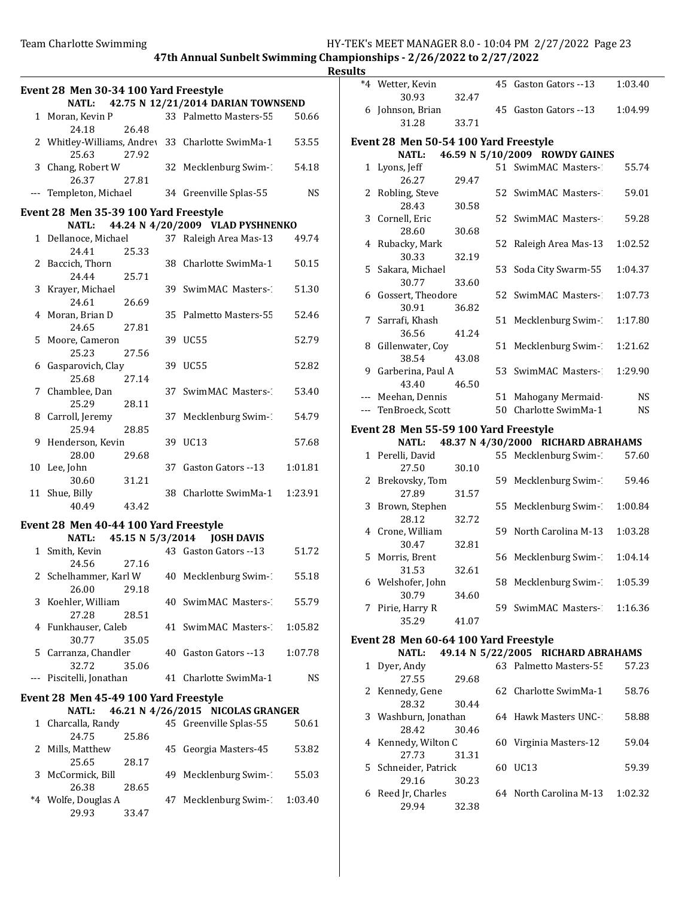**47th Annual Sunbelt Swimming Championships - 2/26/2022 to 2/27/2022**

**Results**

### Event 28 Men 30-34 100 Yard Freestyle

**NATL: 42.75 N 12/21/2014 DARIAN TOWNSEND**

| Place | Name | Age | Team | Time |
|---|---|---|---|---|
| 1 | Moran, Kevin P | 33 | Palmetto Masters-55 | 50.66 |
| | 24.18 26.48 | | | |
| 2 | Whitley-Williams, Andrew | 33 | Charlotte SwimMa-1 | 53.55 |
| | 25.63 27.92 | | | |
| 3 | Chang, Robert W | 32 | Mecklenburg Swim-1 | 54.18 |
| | 26.37 27.81 | | | |
| --- | Templeton, Michael | 34 | Greenville Splas-55 | NS |

### Event 28 Men 35-39 100 Yard Freestyle

**NATL: 44.24 N 4/20/2009 VLAD PYSHNENKO**

| Place | Name | Age | Team | Time |
|---|---|---|---|---|
| 1 | Dellanoce, Michael | 37 | Raleigh Area Mas-13 | 49.74 |
| | 24.41 25.33 | | | |
| 2 | Baccich, Thorn | 38 | Charlotte SwimMa-1 | 50.15 |
| | 24.44 25.71 | | | |
| 3 | Krayer, Michael | 39 | SwimMAC Masters-1 | 51.30 |
| | 24.61 26.69 | | | |
| 4 | Moran, Brian D | 35 | Palmetto Masters-55 | 52.46 |
| | 24.65 27.81 | | | |
| 5 | Moore, Cameron | 39 | UC55 | 52.79 |
| | 25.23 27.56 | | | |
| 6 | Gasparovich, Clay | 39 | UC55 | 52.82 |
| | 25.68 27.14 | | | |
| 7 | Chamblee, Dan | 37 | SwimMAC Masters-1 | 53.40 |
| | 25.29 28.11 | | | |
| 8 | Carroll, Jeremy | 37 | Mecklenburg Swim-1 | 54.79 |
| | 25.94 28.85 | | | |
| 9 | Henderson, Kevin | 39 | UC13 | 57.68 |
| | 28.00 29.68 | | | |
| 10 | Lee, John | 37 | Gaston Gators --13 | 1:01.81 |
| | 30.60 31.21 | | | |
| 11 | Shue, Billy | 38 | Charlotte SwimMa-1 | 1:23.91 |
| | 40.49 43.42 | | | |

### Event 28 Men 40-44 100 Yard Freestyle

**NATL: 45.15 N 5/3/2014 JOSH DAVIS**

| Place | Name | Age | Team | Time |
|---|---|---|---|---|
| 1 | Smith, Kevin | 43 | Gaston Gators --13 | 51.72 |
| | 24.56 27.16 | | | |
| 2 | Schelhammer, Karl W | 40 | Mecklenburg Swim-1 | 55.18 |
| | 26.00 29.18 | | | |
| 3 | Koehler, William | 40 | SwimMAC Masters-1 | 55.79 |
| | 27.28 28.51 | | | |
| 4 | Funkhauser, Caleb | 41 | SwimMAC Masters-1 | 1:05.82 |
| | 30.77 35.05 | | | |
| 5 | Carranza, Chandler | 40 | Gaston Gators --13 | 1:07.78 |
| | 32.72 35.06 | | | |
| --- | Piscitelli, Jonathan | 41 | Charlotte SwimMa-1 | NS |

### Event 28 Men 45-49 100 Yard Freestyle

**NATL: 46.21 N 4/26/2015 NICOLAS GRANGER**

| Place | Name | Age | Team | Time |
|---|---|---|---|---|
| 1 | Charcalla, Randy | 45 | Greenville Splas-55 | 50.61 |
| | 24.75 25.86 | | | |
| 2 | Mills, Matthew | 45 | Georgia Masters-45 | 53.82 |
| | 25.65 28.17 | | | |
| 3 | McCormick, Bill | 49 | Mecklenburg Swim-1 | 55.03 |
| | 26.38 28.65 | | | |
| *4 | Wolfe, Douglas A | 47 | Mecklenburg Swim-1 | 1:03.40 |
| | 29.93 33.47 | | | |
| *4 | Wetter, Kevin | 45 | Gaston Gators --13 | 1:03.40 |
| | 30.93 32.47 | | | |
| 6 | Johnson, Brian | 45 | Gaston Gators --13 | 1:04.99 |
| | 31.28 33.71 | | | |

### Event 28 Men 50-54 100 Yard Freestyle

**NATL: 46.59 N 5/10/2009 ROWDY GAINES**

| Place | Name | Age | Team | Time |
|---|---|---|---|---|
| 1 | Lyons, Jeff | 51 | SwimMAC Masters-1 | 55.74 |
| | 26.27 29.47 | | | |
| 2 | Robling, Steve | 52 | SwimMAC Masters-1 | 59.01 |
| | 28.43 30.58 | | | |
| 3 | Cornell, Eric | 52 | SwimMAC Masters-1 | 59.28 |
| | 28.60 30.68 | | | |
| 4 | Rubacky, Mark | 52 | Raleigh Area Mas-13 | 1:02.52 |
| | 30.33 32.19 | | | |
| 5 | Sakara, Michael | 53 | Soda City Swarm-55 | 1:04.37 |
| | 30.77 33.60 | | | |
| 6 | Gossert, Theodore | 52 | SwimMAC Masters-1 | 1:07.73 |
| | 30.91 36.82 | | | |
| 7 | Sarrafi, Khash | 51 | Mecklenburg Swim-1 | 1:17.80 |
| | 36.56 41.24 | | | |
| 8 | Gillenwater, Coy | 51 | Mecklenburg Swim-1 | 1:21.62 |
| | 38.54 43.08 | | | |
| 9 | Garberina, Paul A | 53 | SwimMAC Masters-1 | 1:29.90 |
| | 43.40 46.50 | | | |
| --- | Meehan, Dennis | 51 | Mahogany Mermaid- | NS |
| --- | TenBroeck, Scott | 50 | Charlotte SwimMa-1 | NS |

### Event 28 Men 55-59 100 Yard Freestyle

**NATL: 48.37 N 4/30/2000 RICHARD ABRAHAMS**

| Place | Name | Age | Team | Time |
|---|---|---|---|---|
| 1 | Perelli, David | 55 | Mecklenburg Swim-1 | 57.60 |
| | 27.50 30.10 | | | |
| 2 | Brekovsky, Tom | 59 | Mecklenburg Swim-1 | 59.46 |
| | 27.89 31.57 | | | |
| 3 | Brown, Stephen | 55 | Mecklenburg Swim-1 | 1:00.84 |
| | 28.12 32.72 | | | |
| 4 | Crone, William | 59 | North Carolina M-13 | 1:03.28 |
| | 30.47 32.81 | | | |
| 5 | Morris, Brent | 56 | Mecklenburg Swim-1 | 1:04.14 |
| | 31.53 32.61 | | | |
| 6 | Welshofer, John | 58 | Mecklenburg Swim-1 | 1:05.39 |
| | 30.79 34.60 | | | |
| 7 | Pirie, Harry R | 59 | SwimMAC Masters-1 | 1:16.36 |
| | 35.29 41.07 | | | |

### Event 28 Men 60-64 100 Yard Freestyle

**NATL: 49.14 N 5/22/2005 RICHARD ABRAHAMS**

| Place | Name | Age | Team | Time |
|---|---|---|---|---|
| 1 | Dyer, Andy | 63 | Palmetto Masters-55 | 57.23 |
| | 27.55 29.68 | | | |
| 2 | Kennedy, Gene | 62 | Charlotte SwimMa-1 | 58.76 |
| | 28.32 30.44 | | | |
| 3 | Washburn, Jonathan | 64 | Hawk Masters UNC-1 | 58.88 |
| | 28.42 30.46 | | | |
| 4 | Kennedy, Wilton C | 60 | Virginia Masters-12 | 59.04 |
| | 27.73 31.31 | | | |
| 5 | Schneider, Patrick | 60 | UC13 | 59.39 |
| | 29.16 30.23 | | | |
| 6 | Reed Jr, Charles | 64 | North Carolina M-13 | 1:02.32 |
| | 29.94 32.38 | | | |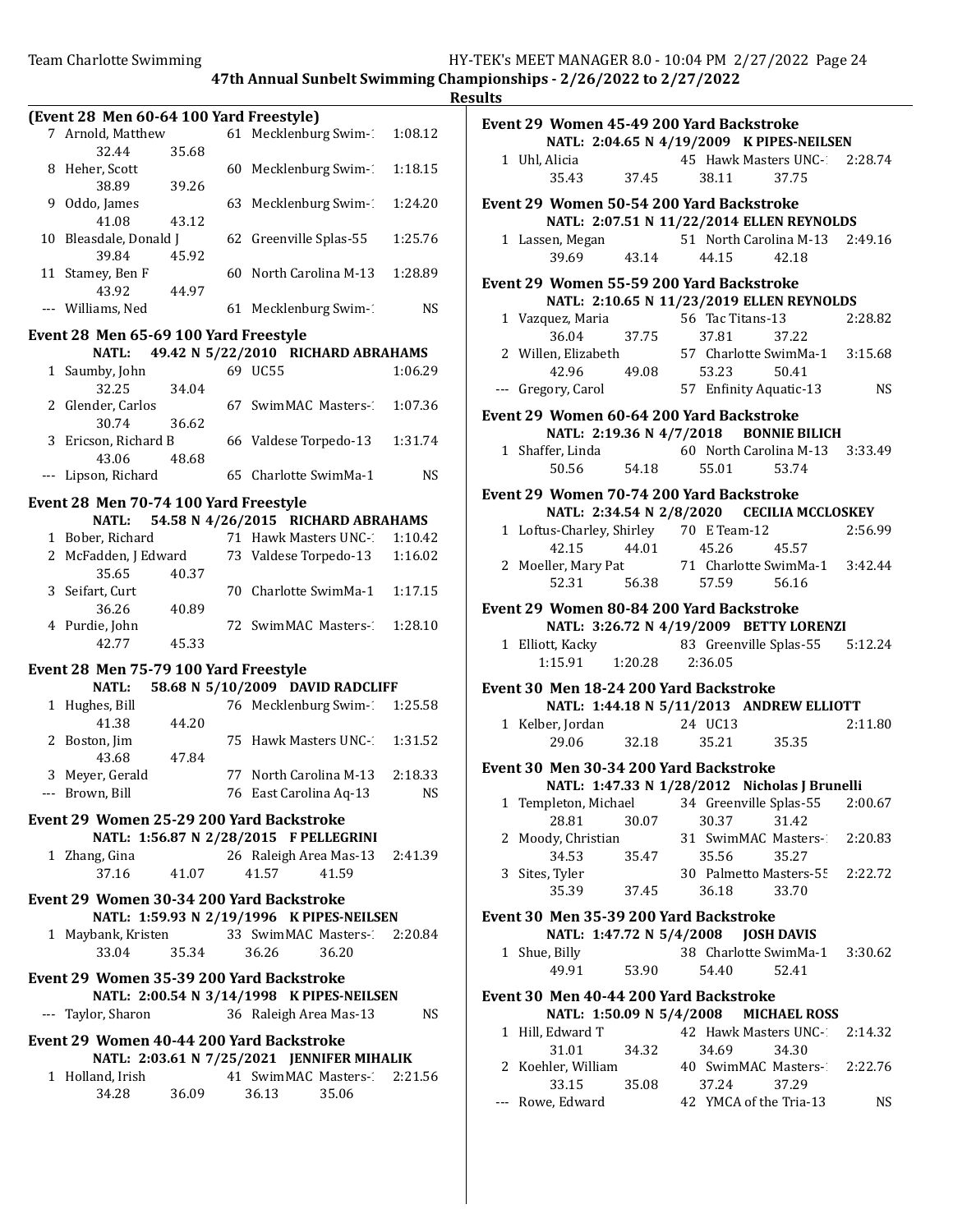# 47th Annual Sunbelt Swimming Championships - 2/26/2022 to 2/27/2022

## Results

### (Event 28 Men 60-64 100 Yard Freestyle)

| Place | Name | Age | Team | Time |
|---|---|---|---|---|
| 7 | Arnold, Matthew | 61 | Mecklenburg Swim-1 | 1:08.12 |
| | 32.44 35.68 | | | |
| 8 | Heher, Scott | 60 | Mecklenburg Swim-1 | 1:18.15 |
| | 38.89 39.26 | | | |
| 9 | Oddo, James | 63 | Mecklenburg Swim-1 | 1:24.20 |
| | 41.08 43.12 | | | |
| 10 | Bleasdale, Donald J | 62 | Greenville Splas-55 | 1:25.76 |
| | 39.84 45.92 | | | |
| 11 | Stamey, Ben F | 60 | North Carolina M-13 | 1:28.89 |
| | 43.92 44.97 | | | |
| --- | Williams, Ned | 61 | Mecklenburg Swim-1 | NS |

### Event 28 Men 65-69 100 Yard Freestyle

NATL: 49.42 N 5/22/2010 RICHARD ABRAHAMS

| Place | Name | Age | Team | Time |
|---|---|---|---|---|
| 1 | Saumby, John | 69 | UC55 | 1:06.29 |
| | 32.25 34.04 | | | |
| 2 | Glender, Carlos | 67 | SwimMAC Masters-1 | 1:07.36 |
| | 30.74 36.62 | | | |
| 3 | Ericson, Richard B | 66 | Valdese Torpedo-13 | 1:31.74 |
| | 43.06 48.68 | | | |
| --- | Lipson, Richard | 65 | Charlotte SwimMa-1 | NS |

### Event 28 Men 70-74 100 Yard Freestyle

NATL: 54.58 N 4/26/2015 RICHARD ABRAHAMS

| Place | Name | Age | Team | Time |
|---|---|---|---|---|
| 1 | Bober, Richard | 71 | Hawk Masters UNC-1 | 1:10.42 |
| 2 | McFadden, J Edward | 73 | Valdese Torpedo-13 | 1:16.02 |
| | 35.65 40.37 | | | |
| 3 | Seifart, Curt | 70 | Charlotte SwimMa-1 | 1:17.15 |
| | 36.26 40.89 | | | |
| 4 | Purdie, John | 72 | SwimMAC Masters-1 | 1:28.10 |
| | 42.77 45.33 | | | |

### Event 28 Men 75-79 100 Yard Freestyle

NATL: 58.68 N 5/10/2009 DAVID RADCLIFF

| Place | Name | Age | Team | Time |
|---|---|---|---|---|
| 1 | Hughes, Bill | 76 | Mecklenburg Swim-1 | 1:25.58 |
| | 41.38 44.20 | | | |
| 2 | Boston, Jim | 75 | Hawk Masters UNC-1 | 1:31.52 |
| | 43.68 47.84 | | | |
| 3 | Meyer, Gerald | 77 | North Carolina M-13 | 2:18.33 |
| --- | Brown, Bill | 76 | East Carolina Aq-13 | NS |

### Event 29 Women 25-29 200 Yard Backstroke

NATL: 1:56.87 N 2/28/2015 F PELLEGRINI

| Place | Name | Age | Team | Time |
|---|---|---|---|---|
| 1 | Zhang, Gina | 26 | Raleigh Area Mas-13 | 2:41.39 |
| | 37.16 41.07 41.57 41.59 | | | |

### Event 29 Women 30-34 200 Yard Backstroke

NATL: 1:59.93 N 2/19/1996 K PIPES-NEILSEN

| Place | Name | Age | Team | Time |
|---|---|---|---|---|
| 1 | Maybank, Kristen | 33 | SwimMAC Masters-1 | 2:20.84 |
| | 33.04 35.34 36.26 36.20 | | | |

### Event 29 Women 35-39 200 Yard Backstroke

NATL: 2:00.54 N 3/14/1998 K PIPES-NEILSEN

| Place | Name | Age | Team | Time |
|---|---|---|---|---|
| --- | Taylor, Sharon | 36 | Raleigh Area Mas-13 | NS |

### Event 29 Women 40-44 200 Yard Backstroke

NATL: 2:03.61 N 7/25/2021 JENNIFER MIHALIK

| Place | Name | Age | Team | Time |
|---|---|---|---|---|
| 1 | Holland, Irish | 41 | SwimMAC Masters-1 | 2:21.56 |
| | 34.28 36.09 36.13 35.06 | | | |

### Event 29 Women 45-49 200 Yard Backstroke

NATL: 2:04.65 N 4/19/2009 K PIPES-NEILSEN

| Place | Name | Age | Team | Time |
|---|---|---|---|---|
| 1 | Uhl, Alicia | 45 | Hawk Masters UNC-1 | 2:28.74 |
| | 35.43 37.45 38.11 37.75 | | | |

### Event 29 Women 50-54 200 Yard Backstroke

NATL: 2:07.51 N 11/22/2014 ELLEN REYNOLDS

| Place | Name | Age | Team | Time |
|---|---|---|---|---|
| 1 | Lassen, Megan | 51 | North Carolina M-13 | 2:49.16 |
| | 39.69 43.14 44.15 42.18 | | | |

### Event 29 Women 55-59 200 Yard Backstroke

NATL: 2:10.65 N 11/23/2019 ELLEN REYNOLDS

| Place | Name | Age | Team | Time |
|---|---|---|---|---|
| 1 | Vazquez, Maria | 56 | Tac Titans-13 | 2:28.82 |
| | 36.04 37.75 37.81 37.22 | | | |
| 2 | Willen, Elizabeth | 57 | Charlotte SwimMa-1 | 3:15.68 |
| | 42.96 49.08 53.23 50.41 | | | |
| --- | Gregory, Carol | 57 | Enfinity Aquatic-13 | NS |

### Event 29 Women 60-64 200 Yard Backstroke

NATL: 2:19.36 N 4/7/2018 BONNIE BILICH

| Place | Name | Age | Team | Time |
|---|---|---|---|---|
| 1 | Shaffer, Linda | 60 | North Carolina M-13 | 3:33.49 |
| | 50.56 54.18 55.01 53.74 | | | |

### Event 29 Women 70-74 200 Yard Backstroke

NATL: 2:34.54 N 2/8/2020 CECILIA MCCLOSKEY

| Place | Name | Age | Team | Time |
|---|---|---|---|---|
| 1 | Loftus-Charley, Shirley | 70 | E Team-12 | 2:56.99 |
| | 42.15 44.01 45.26 45.57 | | | |
| 2 | Moeller, Mary Pat | 71 | Charlotte SwimMa-1 | 3:42.44 |
| | 52.31 56.38 57.59 56.16 | | | |

### Event 29 Women 80-84 200 Yard Backstroke

NATL: 3:26.72 N 4/19/2009 BETTY LORENZI

| Place | Name | Age | Team | Time |
|---|---|---|---|---|
| 1 | Elliott, Kacky | 83 | Greenville Splas-55 | 5:12.24 |
| | 1:15.91 1:20.28 2:36.05 | | | |

### Event 30 Men 18-24 200 Yard Backstroke

NATL: 1:44.18 N 5/11/2013 ANDREW ELLIOTT

| Place | Name | Age | Team | Time |
|---|---|---|---|---|
| 1 | Kelber, Jordan | 24 | UC13 | 2:11.80 |
| | 29.06 32.18 35.21 35.35 | | | |

### Event 30 Men 30-34 200 Yard Backstroke

NATL: 1:47.33 N 1/28/2012 Nicholas J Brunelli

| Place | Name | Age | Team | Time |
|---|---|---|---|---|
| 1 | Templeton, Michael | 34 | Greenville Splas-55 | 2:00.67 |
| | 28.81 30.07 30.37 31.42 | | | |
| 2 | Moody, Christian | 31 | SwimMAC Masters-1 | 2:20.83 |
| | 34.53 35.47 35.56 35.27 | | | |
| 3 | Sites, Tyler | 30 | Palmetto Masters-55 | 2:22.72 |
| | 35.39 37.45 36.18 33.70 | | | |

### Event 30 Men 35-39 200 Yard Backstroke

NATL: 1:47.72 N 5/4/2008 JOSH DAVIS

| Place | Name | Age | Team | Time |
|---|---|---|---|---|
| 1 | Shue, Billy | 38 | Charlotte SwimMa-1 | 3:30.62 |
| | 49.91 53.90 54.40 52.41 | | | |

### Event 30 Men 40-44 200 Yard Backstroke

NATL: 1:50.09 N 5/4/2008 MICHAEL ROSS

| Place | Name | Age | Team | Time |
|---|---|---|---|---|
| 1 | Hill, Edward T | 42 | Hawk Masters UNC-1 | 2:14.32 |
| | 31.01 34.32 34.69 34.30 | | | |
| 2 | Koehler, William | 40 | SwimMAC Masters-1 | 2:22.76 |
| | 33.15 35.08 37.24 37.29 | | | |
| --- | Rowe, Edward | 42 | YMCA of the Tria-13 | NS |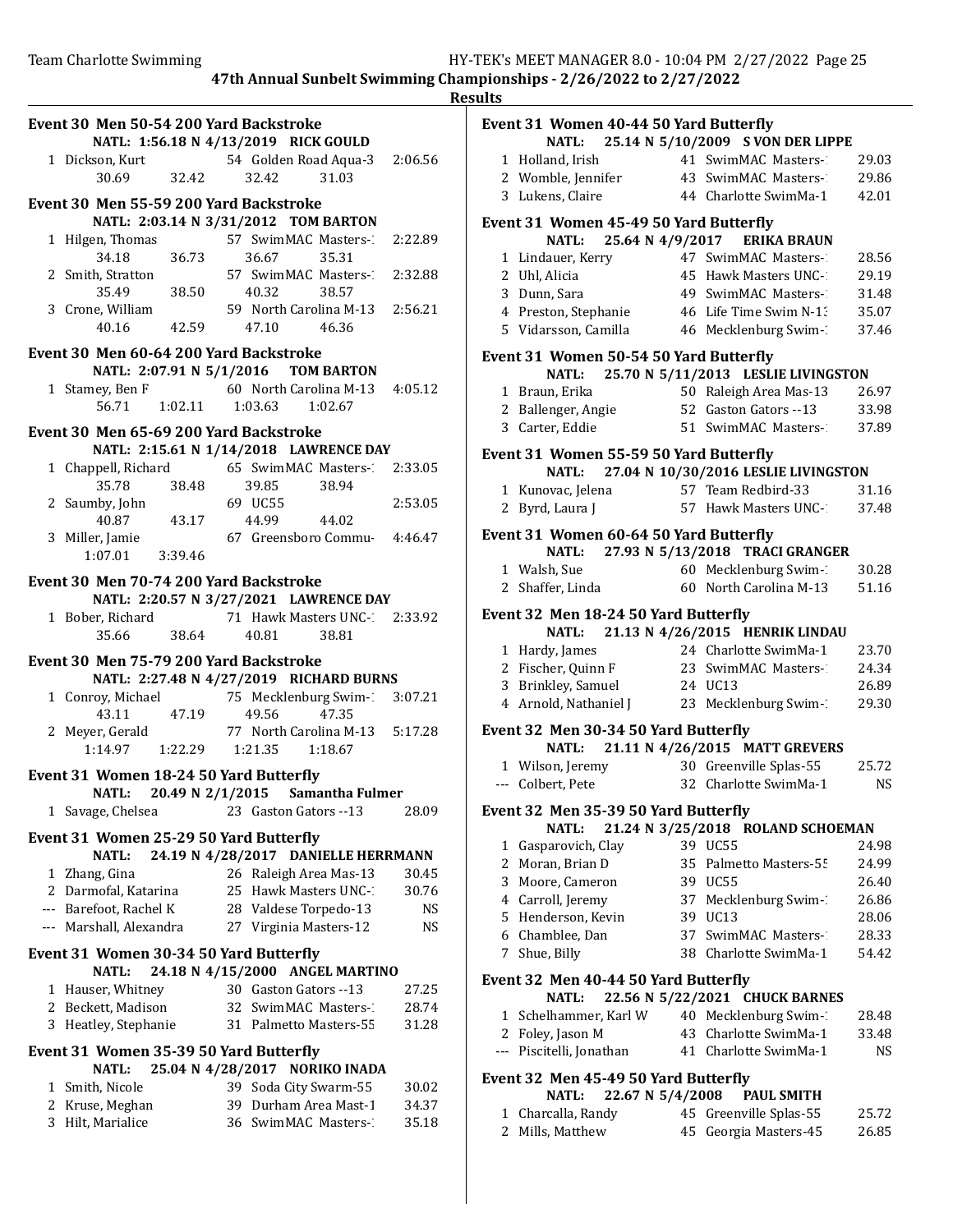# 47th Annual Sunbelt Swimming Championships - 2/26/2022 to 2/27/2022

## Results

### Event 30 Men 50-54 200 Yard Backstroke

NATL: 1:56.18 N 4/13/2019 RICK GOULD

| Place | Name | Age | Team | Time |
|---|---|---|---|---|
| 1 | Dickson, Kurt | 54 | Golden Road Aqua-3 | 2:06.56 |
| | 30.69 32.42 32.42 31.03 | | | |

### Event 30 Men 55-59 200 Yard Backstroke

NATL: 2:03.14 N 3/31/2012 TOM BARTON

| Place | Name | Age | Team | Time |
|---|---|---|---|---|
| 1 | Hilgen, Thomas | 57 | SwimMAC Masters-1 | 2:22.89 |
| | 34.18 36.73 36.67 35.31 | | | |
| 2 | Smith, Stratton | 57 | SwimMAC Masters-1 | 2:32.88 |
| | 35.49 38.50 40.32 38.57 | | | |
| 3 | Crone, William | 59 | North Carolina M-13 | 2:56.21 |
| | 40.16 42.59 47.10 46.36 | | | |

### Event 30 Men 60-64 200 Yard Backstroke

NATL: 2:07.91 N 5/1/2016 TOM BARTON

| Place | Name | Age | Team | Time |
|---|---|---|---|---|
| 1 | Stamey, Ben F | 60 | North Carolina M-13 | 4:05.12 |
| | 56.71 1:02.11 1:03.63 1:02.67 | | | |

### Event 30 Men 65-69 200 Yard Backstroke

NATL: 2:15.61 N 1/14/2018 LAWRENCE DAY

| Place | Name | Age | Team | Time |
|---|---|---|---|---|
| 1 | Chappell, Richard | 65 | SwimMAC Masters-1 | 2:33.05 |
| | 35.78 38.48 39.85 38.94 | | | |
| 2 | Saumby, John | 69 | UC55 | 2:53.05 |
| | 40.87 43.17 44.99 44.02 | | | |
| 3 | Miller, Jamie | 67 | Greensboro Commu- | 4:46.47 |
| | 1:07.01 3:39.46 | | | |

### Event 30 Men 70-74 200 Yard Backstroke

NATL: 2:20.57 N 3/27/2021 LAWRENCE DAY

| Place | Name | Age | Team | Time |
|---|---|---|---|---|
| 1 | Bober, Richard | 71 | Hawk Masters UNC-1 | 2:33.92 |
| | 35.66 38.64 40.81 38.81 | | | |

### Event 30 Men 75-79 200 Yard Backstroke

NATL: 2:27.48 N 4/27/2019 RICHARD BURNS

| Place | Name | Age | Team | Time |
|---|---|---|---|---|
| 1 | Conroy, Michael | 75 | Mecklenburg Swim-1 | 3:07.21 |
| | 43.11 47.19 49.56 47.35 | | | |
| 2 | Meyer, Gerald | 77 | North Carolina M-13 | 5:17.28 |
| | 1:14.97 1:22.29 1:21.35 1:18.67 | | | |

### Event 31 Women 18-24 50 Yard Butterfly

NATL: 20.49 N 2/1/2015 Samantha Fulmer

| Place | Name | Age | Team | Time |
|---|---|---|---|---|
| 1 | Savage, Chelsea | 23 | Gaston Gators --13 | 28.09 |

### Event 31 Women 25-29 50 Yard Butterfly

NATL: 24.19 N 4/28/2017 DANIELLE HERRMANN

| Place | Name | Age | Team | Time |
|---|---|---|---|---|
| 1 | Zhang, Gina | 26 | Raleigh Area Mas-13 | 30.45 |
| 2 | Darmofal, Katarina | 25 | Hawk Masters UNC-1 | 30.76 |
| --- | Barefoot, Rachel K | 28 | Valdese Torpedo-13 | NS |
| --- | Marshall, Alexandra | 27 | Virginia Masters-12 | NS |

### Event 31 Women 30-34 50 Yard Butterfly

NATL: 24.18 N 4/15/2000 ANGEL MARTINO

| Place | Name | Age | Team | Time |
|---|---|---|---|---|
| 1 | Hauser, Whitney | 30 | Gaston Gators --13 | 27.25 |
| 2 | Beckett, Madison | 32 | SwimMAC Masters-1 | 28.74 |
| 3 | Heatley, Stephanie | 31 | Palmetto Masters-55 | 31.28 |

### Event 31 Women 35-39 50 Yard Butterfly

NATL: 25.04 N 4/28/2017 NORIKO INADA

| Place | Name | Age | Team | Time |
|---|---|---|---|---|
| 1 | Smith, Nicole | 39 | Soda City Swarm-55 | 30.02 |
| 2 | Kruse, Meghan | 39 | Durham Area Mast-1 | 34.37 |
| 3 | Hilt, Marialice | 36 | SwimMAC Masters-1 | 35.18 |

### Event 31 Women 40-44 50 Yard Butterfly

NATL: 25.14 N 5/10/2009 S VON DER LIPPE

| Place | Name | Age | Team | Time |
|---|---|---|---|---|
| 1 | Holland, Irish | 41 | SwimMAC Masters-1 | 29.03 |
| 2 | Womble, Jennifer | 43 | SwimMAC Masters-1 | 29.86 |
| 3 | Lukens, Claire | 44 | Charlotte SwimMa-1 | 42.01 |

### Event 31 Women 45-49 50 Yard Butterfly

NATL: 25.64 N 4/9/2017 ERIKA BRAUN

| Place | Name | Age | Team | Time |
|---|---|---|---|---|
| 1 | Lindauer, Kerry | 47 | SwimMAC Masters-1 | 28.56 |
| 2 | Uhl, Alicia | 45 | Hawk Masters UNC-1 | 29.19 |
| 3 | Dunn, Sara | 49 | SwimMAC Masters-1 | 31.48 |
| 4 | Preston, Stephanie | 46 | Life Time Swim N-13 | 35.07 |
| 5 | Vidarsson, Camilla | 46 | Mecklenburg Swim-1 | 37.46 |

### Event 31 Women 50-54 50 Yard Butterfly

NATL: 25.70 N 5/11/2013 LESLIE LIVINGSTON

| Place | Name | Age | Team | Time |
|---|---|---|---|---|
| 1 | Braun, Erika | 50 | Raleigh Area Mas-13 | 26.97 |
| 2 | Ballenger, Angie | 52 | Gaston Gators --13 | 33.98 |
| 3 | Carter, Eddie | 51 | SwimMAC Masters-1 | 37.89 |

### Event 31 Women 55-59 50 Yard Butterfly

NATL: 27.04 N 10/30/2016 LESLIE LIVINGSTON

| Place | Name | Age | Team | Time |
|---|---|---|---|---|
| 1 | Kunovac, Jelena | 57 | Team Redbird-33 | 31.16 |
| 2 | Byrd, Laura J | 57 | Hawk Masters UNC-1 | 37.48 |

### Event 31 Women 60-64 50 Yard Butterfly

NATL: 27.93 N 5/13/2018 TRACI GRANGER

| Place | Name | Age | Team | Time |
|---|---|---|---|---|
| 1 | Walsh, Sue | 60 | Mecklenburg Swim-1 | 30.28 |
| 2 | Shaffer, Linda | 60 | North Carolina M-13 | 51.16 |

### Event 32 Men 18-24 50 Yard Butterfly

NATL: 21.13 N 4/26/2015 HENRIK LINDAU

| Place | Name | Age | Team | Time |
|---|---|---|---|---|
| 1 | Hardy, James | 24 | Charlotte SwimMa-1 | 23.70 |
| 2 | Fischer, Quinn F | 23 | SwimMAC Masters-1 | 24.34 |
| 3 | Brinkley, Samuel | 24 | UC13 | 26.89 |
| 4 | Arnold, Nathaniel J | 23 | Mecklenburg Swim-1 | 29.30 |

### Event 32 Men 30-34 50 Yard Butterfly

NATL: 21.11 N 4/26/2015 MATT GREVERS

| Place | Name | Age | Team | Time |
|---|---|---|---|---|
| 1 | Wilson, Jeremy | 30 | Greenville Splas-55 | 25.72 |
| --- | Colbert, Pete | 32 | Charlotte SwimMa-1 | NS |

### Event 32 Men 35-39 50 Yard Butterfly

NATL: 21.24 N 3/25/2018 ROLAND SCHOEMAN

| Place | Name | Age | Team | Time |
|---|---|---|---|---|
| 1 | Gasparovich, Clay | 39 | UC55 | 24.98 |
| 2 | Moran, Brian D | 35 | Palmetto Masters-55 | 24.99 |
| 3 | Moore, Cameron | 39 | UC55 | 26.40 |
| 4 | Carroll, Jeremy | 37 | Mecklenburg Swim-1 | 26.86 |
| 5 | Henderson, Kevin | 39 | UC13 | 28.06 |
| 6 | Chamblee, Dan | 37 | SwimMAC Masters-1 | 28.33 |
| 7 | Shue, Billy | 38 | Charlotte SwimMa-1 | 54.42 |

### Event 32 Men 40-44 50 Yard Butterfly

NATL: 22.56 N 5/22/2021 CHUCK BARNES

| Place | Name | Age | Team | Time |
|---|---|---|---|---|
| 1 | Schelhammer, Karl W | 40 | Mecklenburg Swim-1 | 28.48 |
| 2 | Foley, Jason M | 43 | Charlotte SwimMa-1 | 33.48 |
| --- | Piscitelli, Jonathan | 41 | Charlotte SwimMa-1 | NS |

### Event 32 Men 45-49 50 Yard Butterfly

NATL: 22.67 N 5/4/2008 PAUL SMITH

| Place | Name | Age | Team | Time |
|---|---|---|---|---|
| 1 | Charcalla, Randy | 45 | Greenville Splas-55 | 25.72 |
| 2 | Mills, Matthew | 45 | Georgia Masters-45 | 26.85 |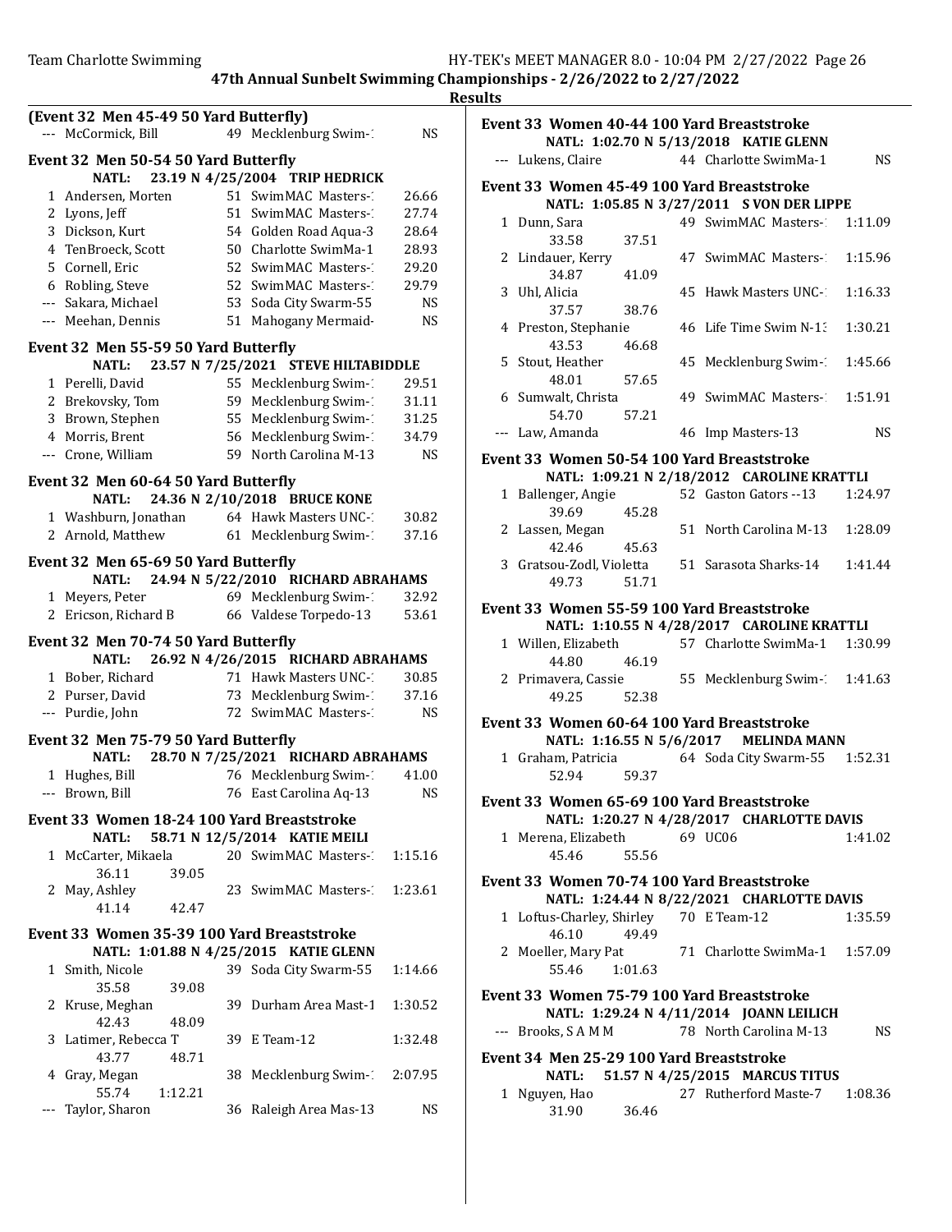**47th Annual Sunbelt Swimming Championships - 2/26/2022 to 2/27/2022**

**Results**

### (Event 32 Men 45-49 50 Yard Butterfly)

| Place | Name | Age | Team | Time |
|---|---|---|---|---|
| --- | McCormick, Bill | 49 | Mecklenburg Swim-1 | NS |

### Event 32 Men 50-54 50 Yard Butterfly

NATL: 23.19 N 4/25/2004 TRIP HEDRICK

| Place | Name | Age | Team | Time |
|---|---|---|---|---|
| 1 | Andersen, Morten | 51 | SwimMAC Masters-1 | 26.66 |
| 2 | Lyons, Jeff | 51 | SwimMAC Masters-1 | 27.74 |
| 3 | Dickson, Kurt | 54 | Golden Road Aqua-3 | 28.64 |
| 4 | TenBroeck, Scott | 50 | Charlotte SwimMa-1 | 28.93 |
| 5 | Cornell, Eric | 52 | SwimMAC Masters-1 | 29.20 |
| 6 | Robling, Steve | 52 | SwimMAC Masters-1 | 29.79 |
| --- | Sakara, Michael | 53 | Soda City Swarm-55 | NS |
| --- | Meehan, Dennis | 51 | Mahogany Mermaid- | NS |

### Event 32 Men 55-59 50 Yard Butterfly

NATL: 23.57 N 7/25/2021 STEVE HILTABIDDLE

| Place | Name | Age | Team | Time |
|---|---|---|---|---|
| 1 | Perelli, David | 55 | Mecklenburg Swim-1 | 29.51 |
| 2 | Brekovsky, Tom | 59 | Mecklenburg Swim-1 | 31.11 |
| 3 | Brown, Stephen | 55 | Mecklenburg Swim-1 | 31.25 |
| 4 | Morris, Brent | 56 | Mecklenburg Swim-1 | 34.79 |
| --- | Crone, William | 59 | North Carolina M-13 | NS |

### Event 32 Men 60-64 50 Yard Butterfly

NATL: 24.36 N 2/10/2018 BRUCE KONE

| Place | Name | Age | Team | Time |
|---|---|---|---|---|
| 1 | Washburn, Jonathan | 64 | Hawk Masters UNC-1 | 30.82 |
| 2 | Arnold, Matthew | 61 | Mecklenburg Swim-1 | 37.16 |

### Event 32 Men 65-69 50 Yard Butterfly

NATL: 24.94 N 5/22/2010 RICHARD ABRAHAMS

| Place | Name | Age | Team | Time |
|---|---|---|---|---|
| 1 | Meyers, Peter | 69 | Mecklenburg Swim-1 | 32.92 |
| 2 | Ericson, Richard B | 66 | Valdese Torpedo-13 | 53.61 |

### Event 32 Men 70-74 50 Yard Butterfly

NATL: 26.92 N 4/26/2015 RICHARD ABRAHAMS

| Place | Name | Age | Team | Time |
|---|---|---|---|---|
| 1 | Bober, Richard | 71 | Hawk Masters UNC-1 | 30.85 |
| 2 | Purser, David | 73 | Mecklenburg Swim-1 | 37.16 |
| --- | Purdie, John | 72 | SwimMAC Masters-1 | NS |

### Event 32 Men 75-79 50 Yard Butterfly

NATL: 28.70 N 7/25/2021 RICHARD ABRAHAMS

| Place | Name | Age | Team | Time |
|---|---|---|---|---|
| 1 | Hughes, Bill | 76 | Mecklenburg Swim-1 | 41.00 |
| --- | Brown, Bill | 76 | East Carolina Aq-13 | NS |

### Event 33 Women 18-24 100 Yard Breaststroke

NATL: 58.71 N 12/5/2014 KATIE MEILI

| Place | Name | Age | Team | Time |
|---|---|---|---|---|
| 1 | McCarter, Mikaela | 20 | SwimMAC Masters-1 | 1:15.16 |
| | 36.11 39.05 | | | |
| 2 | May, Ashley | 23 | SwimMAC Masters-1 | 1:23.61 |
| | 41.14 42.47 | | | |

### Event 33 Women 35-39 100 Yard Breaststroke

NATL: 1:01.88 N 4/25/2015 KATIE GLENN

| Place | Name | Age | Team | Time |
|---|---|---|---|---|
| 1 | Smith, Nicole | 39 | Soda City Swarm-55 | 1:14.66 |
| | 35.58 39.08 | | | |
| 2 | Kruse, Meghan | 39 | Durham Area Mast-1 | 1:30.52 |
| | 42.43 48.09 | | | |
| 3 | Latimer, Rebecca T | 39 | E Team-12 | 1:32.48 |
| | 43.77 48.71 | | | |
| 4 | Gray, Megan | 38 | Mecklenburg Swim-1 | 2:07.95 |
| | 55.74 1:12.21 | | | |
| --- | Taylor, Sharon | 36 | Raleigh Area Mas-13 | NS |

### Event 33 Women 40-44 100 Yard Breaststroke

NATL: 1:02.70 N 5/13/2018 KATIE GLENN

| Place | Name | Age | Team | Time |
|---|---|---|---|---|
| --- | Lukens, Claire | 44 | Charlotte SwimMa-1 | NS |

### Event 33 Women 45-49 100 Yard Breaststroke

NATL: 1:05.85 N 3/27/2011 S VON DER LIPPE

| Place | Name | Age | Team | Time |
|---|---|---|---|---|
| 1 | Dunn, Sara | 49 | SwimMAC Masters-1 | 1:11.09 |
| | 33.58 37.51 | | | |
| 2 | Lindauer, Kerry | 47 | SwimMAC Masters-1 | 1:15.96 |
| | 34.87 41.09 | | | |
| 3 | Uhl, Alicia | 45 | Hawk Masters UNC-1 | 1:16.33 |
| | 37.57 38.76 | | | |
| 4 | Preston, Stephanie | 46 | Life Time Swim N-13 | 1:30.21 |
| | 43.53 46.68 | | | |
| 5 | Stout, Heather | 45 | Mecklenburg Swim-1 | 1:45.66 |
| | 48.01 57.65 | | | |
| 6 | Sumwalt, Christa | 49 | SwimMAC Masters-1 | 1:51.91 |
| | 54.70 57.21 | | | |
| --- | Law, Amanda | 46 | Imp Masters-13 | NS |

### Event 33 Women 50-54 100 Yard Breaststroke

NATL: 1:09.21 N 2/18/2012 CAROLINE KRATTLI

| Place | Name | Age | Team | Time |
|---|---|---|---|---|
| 1 | Ballenger, Angie | 52 | Gaston Gators --13 | 1:24.97 |
| | 39.69 45.28 | | | |
| 2 | Lassen, Megan | 51 | North Carolina M-13 | 1:28.09 |
| | 42.46 45.63 | | | |
| 3 | Gratsou-Zodl, Violetta | 51 | Sarasota Sharks-14 | 1:41.44 |
| | 49.73 51.71 | | | |

### Event 33 Women 55-59 100 Yard Breaststroke

NATL: 1:10.55 N 4/28/2017 CAROLINE KRATTLI

| Place | Name | Age | Team | Time |
|---|---|---|---|---|
| 1 | Willen, Elizabeth | 57 | Charlotte SwimMa-1 | 1:30.99 |
| | 44.80 46.19 | | | |
| 2 | Primavera, Cassie | 55 | Mecklenburg Swim-1 | 1:41.63 |
| | 49.25 52.38 | | | |

### Event 33 Women 60-64 100 Yard Breaststroke

NATL: 1:16.55 N 5/6/2017 MELINDA MANN

| Place | Name | Age | Team | Time |
|---|---|---|---|---|
| 1 | Graham, Patricia | 64 | Soda City Swarm-55 | 1:52.31 |
| | 52.94 59.37 | | | |

### Event 33 Women 65-69 100 Yard Breaststroke

NATL: 1:20.27 N 4/28/2017 CHARLOTTE DAVIS

| Place | Name | Age | Team | Time |
|---|---|---|---|---|
| 1 | Merena, Elizabeth | 69 | UC06 | 1:41.02 |
| | 45.46 55.56 | | | |

### Event 33 Women 70-74 100 Yard Breaststroke

NATL: 1:24.44 N 8/22/2021 CHARLOTTE DAVIS

| Place | Name | Age | Team | Time |
|---|---|---|---|---|
| 1 | Loftus-Charley, Shirley | 70 | E Team-12 | 1:35.59 |
| | 46.10 49.49 | | | |
| 2 | Moeller, Mary Pat | 71 | Charlotte SwimMa-1 | 1:57.09 |
| | 55.46 1:01.63 | | | |

### Event 33 Women 75-79 100 Yard Breaststroke

NATL: 1:29.24 N 4/11/2014 JOANN LEILICH

| Place | Name | Age | Team | Time |
|---|---|---|---|---|
| --- | Brooks, S A M M | 78 | North Carolina M-13 | NS |

### Event 34 Men 25-29 100 Yard Breaststroke

NATL: 51.57 N 4/25/2015 MARCUS TITUS

| Place | Name | Age | Team | Time |
|---|---|---|---|---|
| 1 | Nguyen, Hao | 27 | Rutherford Maste-7 | 1:08.36 |
| | 31.90 36.46 | | | |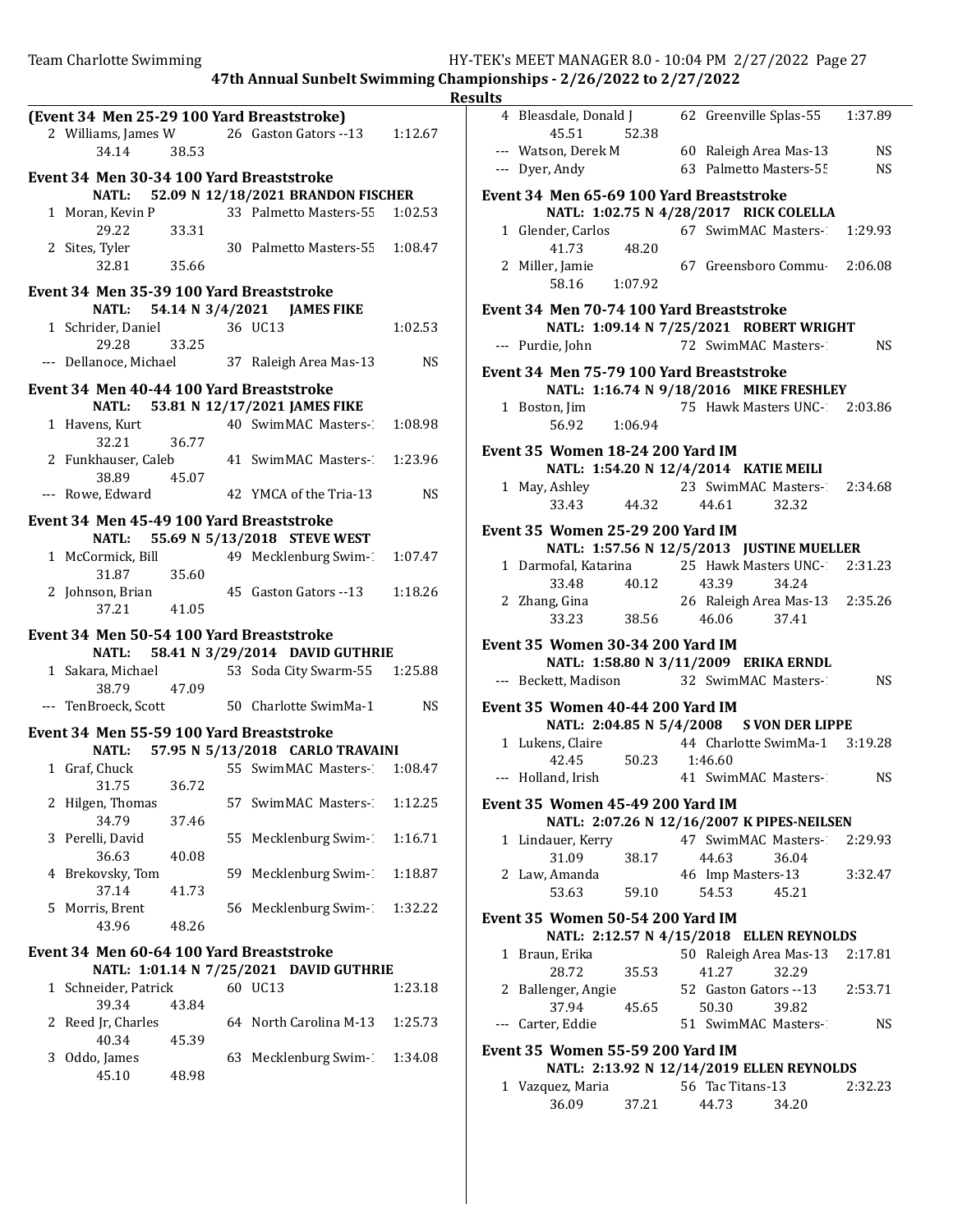## 47th Annual Sunbelt Swimming Championships - 2/26/2022 to 2/27/2022

### Results

**(Event 34 Men 25-29 100 Yard Breaststroke)**

| Place | Name | Age | Team | Time |
|---|---|---|---|---|
| 2 | Williams, James W | 26 | Gaston Gators --13 | 1:12.67 |
| | 34.14 38.53 | | | |

**Event 34 Men 30-34 100 Yard Breaststroke**

NATL: 52.09 N 12/18/2021 BRANDON FISCHER

| Place | Name | Age | Team | Time |
|---|---|---|---|---|
| 1 | Moran, Kevin P | 33 | Palmetto Masters-55 | 1:02.53 |
| | 29.22 33.31 | | | |
| 2 | Sites, Tyler | 30 | Palmetto Masters-55 | 1:08.47 |
| | 32.81 35.66 | | | |

**Event 34 Men 35-39 100 Yard Breaststroke**

NATL: 54.14 N 3/4/2021 JAMES FIKE

| Place | Name | Age | Team | Time |
|---|---|---|---|---|
| 1 | Schrider, Daniel | 36 | UC13 | 1:02.53 |
| | 29.28 33.25 | | | |
| --- | Dellanoce, Michael | 37 | Raleigh Area Mas-13 | NS |

**Event 34 Men 40-44 100 Yard Breaststroke**

NATL: 53.81 N 12/17/2021 JAMES FIKE

| Place | Name | Age | Team | Time |
|---|---|---|---|---|
| 1 | Havens, Kurt | 40 | SwimMAC Masters-1 | 1:08.98 |
| | 32.21 36.77 | | | |
| 2 | Funkhauser, Caleb | 41 | SwimMAC Masters-1 | 1:23.96 |
| | 38.89 45.07 | | | |
| --- | Rowe, Edward | 42 | YMCA of the Tria-13 | NS |

**Event 34 Men 45-49 100 Yard Breaststroke**

NATL: 55.69 N 5/13/2018 STEVE WEST

| Place | Name | Age | Team | Time |
|---|---|---|---|---|
| 1 | McCormick, Bill | 49 | Mecklenburg Swim-1 | 1:07.47 |
| | 31.87 35.60 | | | |
| 2 | Johnson, Brian | 45 | Gaston Gators --13 | 1:18.26 |
| | 37.21 41.05 | | | |

**Event 34 Men 50-54 100 Yard Breaststroke**

NATL: 58.41 N 3/29/2014 DAVID GUTHRIE

| Place | Name | Age | Team | Time |
|---|---|---|---|---|
| 1 | Sakara, Michael | 53 | Soda City Swarm-55 | 1:25.88 |
| | 38.79 47.09 | | | |
| --- | TenBroeck, Scott | 50 | Charlotte SwimMa-1 | NS |

**Event 34 Men 55-59 100 Yard Breaststroke**

NATL: 57.95 N 5/13/2018 CARLO TRAVAINI

| Place | Name | Age | Team | Time |
|---|---|---|---|---|
| 1 | Graf, Chuck | 55 | SwimMAC Masters-1 | 1:08.47 |
| | 31.75 36.72 | | | |
| 2 | Hilgen, Thomas | 57 | SwimMAC Masters-1 | 1:12.25 |
| | 34.79 37.46 | | | |
| 3 | Perelli, David | 55 | Mecklenburg Swim-1 | 1:16.71 |
| | 36.63 40.08 | | | |
| 4 | Brekovsky, Tom | 59 | Mecklenburg Swim-1 | 1:18.87 |
| | 37.14 41.73 | | | |
| 5 | Morris, Brent | 56 | Mecklenburg Swim-1 | 1:32.22 |
| | 43.96 48.26 | | | |

**Event 34 Men 60-64 100 Yard Breaststroke**

NATL: 1:01.14 N 7/25/2021 DAVID GUTHRIE

| Place | Name | Age | Team | Time |
|---|---|---|---|---|
| 1 | Schneider, Patrick | 60 | UC13 | 1:23.18 |
| | 39.34 43.84 | | | |
| 2 | Reed Jr, Charles | 64 | North Carolina M-13 | 1:25.73 |
| | 40.34 45.39 | | | |
| 3 | Oddo, James | 63 | Mecklenburg Swim-1 | 1:34.08 |
| | 45.10 48.98 | | | |
| 4 | Bleasdale, Donald J | 62 | Greenville Splas-55 | 1:37.89 |
| | 45.51 52.38 | | | |
| --- | Watson, Derek M | 60 | Raleigh Area Mas-13 | NS |
| --- | Dyer, Andy | 63 | Palmetto Masters-55 | NS |

**Event 34 Men 65-69 100 Yard Breaststroke**

NATL: 1:02.75 N 4/28/2017 RICK COLELLA

| Place | Name | Age | Team | Time |
|---|---|---|---|---|
| 1 | Glender, Carlos | 67 | SwimMAC Masters-1 | 1:29.93 |
| | 41.73 48.20 | | | |
| 2 | Miller, Jamie | 67 | Greensboro Commu- | 2:06.08 |
| | 58.16 1:07.92 | | | |

**Event 34 Men 70-74 100 Yard Breaststroke**

NATL: 1:09.14 N 7/25/2021 ROBERT WRIGHT

| Place | Name | Age | Team | Time |
|---|---|---|---|---|
| --- | Purdie, John | 72 | SwimMAC Masters-1 | NS |

**Event 34 Men 75-79 100 Yard Breaststroke**

NATL: 1:16.74 N 9/18/2016 MIKE FRESHLEY

| Place | Name | Age | Team | Time |
|---|---|---|---|---|
| 1 | Boston, Jim | 75 | Hawk Masters UNC-1 | 2:03.86 |
| | 56.92 1:06.94 | | | |

**Event 35 Women 18-24 200 Yard IM**

NATL: 1:54.20 N 12/4/2014 KATIE MEILI

| Place | Name | Age | Team | Time |
|---|---|---|---|---|
| 1 | May, Ashley | 23 | SwimMAC Masters-1 | 2:34.68 |
| | 33.43 44.32 44.61 32.32 | | | |

**Event 35 Women 25-29 200 Yard IM**

NATL: 1:57.56 N 12/5/2013 JUSTINE MUELLER

| Place | Name | Age | Team | Time |
|---|---|---|---|---|
| 1 | Darmofal, Katarina | 25 | Hawk Masters UNC-1 | 2:31.23 |
| | 33.48 40.12 43.39 34.24 | | | |
| 2 | Zhang, Gina | 26 | Raleigh Area Mas-13 | 2:35.26 |
| | 33.23 38.56 46.06 37.41 | | | |

**Event 35 Women 30-34 200 Yard IM**

NATL: 1:58.80 N 3/11/2009 ERIKA ERNDL

| Place | Name | Age | Team | Time |
|---|---|---|---|---|
| --- | Beckett, Madison | 32 | SwimMAC Masters-1 | NS |

**Event 35 Women 40-44 200 Yard IM**

NATL: 2:04.85 N 5/4/2008 S VON DER LIPPE

| Place | Name | Age | Team | Time |
|---|---|---|---|---|
| 1 | Lukens, Claire | 44 | Charlotte SwimMa-1 | 3:19.28 |
| | 42.45 50.23 1:46.60 | | | |
| --- | Holland, Irish | 41 | SwimMAC Masters-1 | NS |

**Event 35 Women 45-49 200 Yard IM**

NATL: 2:07.26 N 12/16/2007 K PIPES-NEILSEN

| Place | Name | Age | Team | Time |
|---|---|---|---|---|
| 1 | Lindauer, Kerry | 47 | SwimMAC Masters-1 | 2:29.93 |
| | 31.09 38.17 44.63 36.04 | | | |
| 2 | Law, Amanda | 46 | Imp Masters-13 | 3:32.47 |
| | 53.63 59.10 54.53 45.21 | | | |

**Event 35 Women 50-54 200 Yard IM**

NATL: 2:12.57 N 4/15/2018 ELLEN REYNOLDS

| Place | Name | Age | Team | Time |
|---|---|---|---|---|
| 1 | Braun, Erika | 50 | Raleigh Area Mas-13 | 2:17.81 |
| | 28.72 35.53 41.27 32.29 | | | |
| 2 | Ballenger, Angie | 52 | Gaston Gators --13 | 2:53.71 |
| | 37.94 45.65 50.30 39.82 | | | |
| --- | Carter, Eddie | 51 | SwimMAC Masters-1 | NS |

**Event 35 Women 55-59 200 Yard IM**

NATL: 2:13.92 N 12/14/2019 ELLEN REYNOLDS

| Place | Name | Age | Team | Time |
|---|---|---|---|---|
| 1 | Vazquez, Maria | 56 | Tac Titans-13 | 2:32.23 |
| | 36.09 37.21 44.73 34.20 | | | |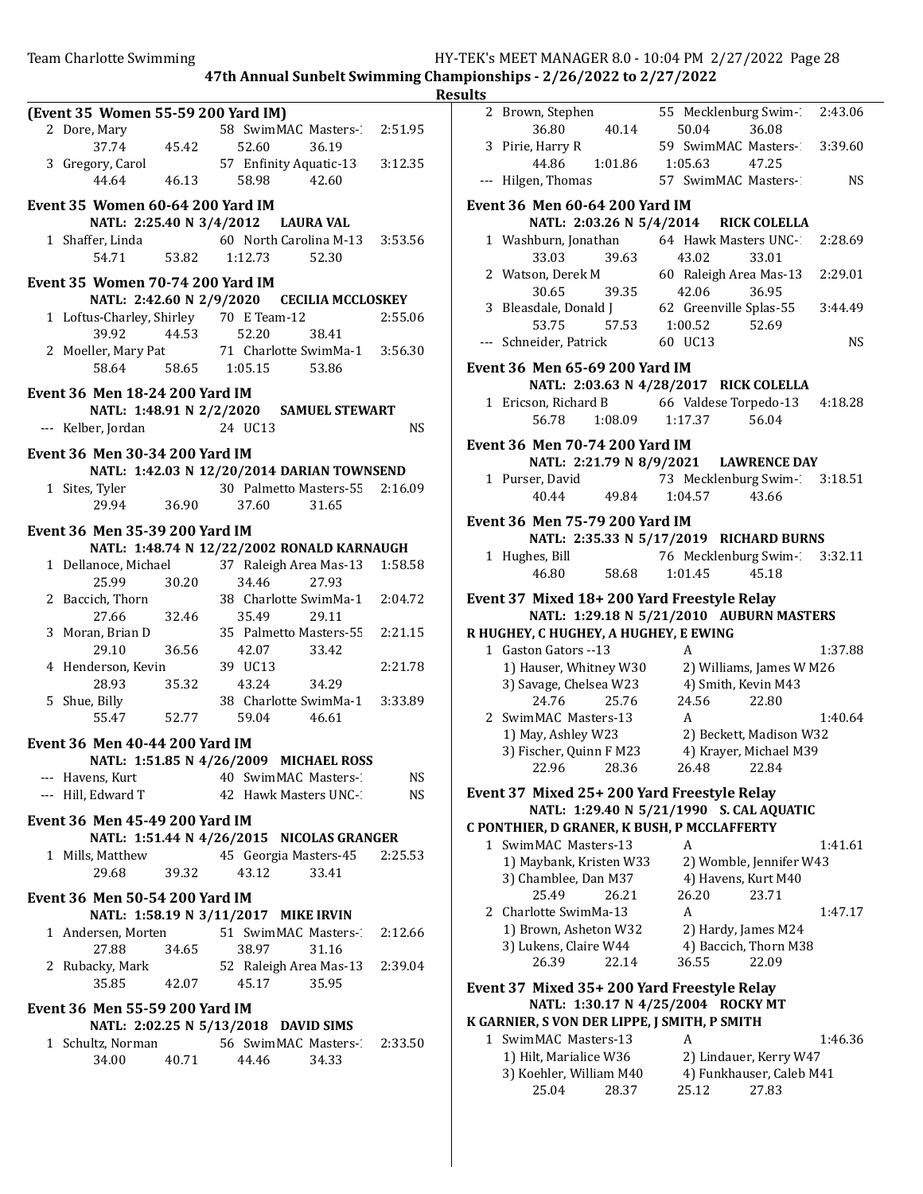**47th Annual Sunbelt Swimming Championships - 2/26/2022 to 2/27/2022**

**Results**

### (Event 35 Women 55-59 200 Yard IM)

| | Name | Age | Team | Finals Time |
|---|---|---|---|---|
| 2 | Dore, Mary | 58 | SwimMAC Masters-1 | 2:51.95 |
| | 37.74 | 45.42 | 52.60 | 36.19 |
| 3 | Gregory, Carol | 57 | Enfinity Aquatic-13 | 3:12.35 |
| | 44.64 | 46.13 | 58.98 | 42.60 |

### Event 35 Women 60-64 200 Yard IM

NATL: 2:25.40 N 3/4/2012 LAURA VAL

| | Name | Age | Team | Finals Time |
|---|---|---|---|---|
| 1 | Shaffer, Linda | 60 | North Carolina M-13 | 3:53.56 |
| | 54.71 | 53.82 | 1:12.73 | 52.30 |

### Event 35 Women 70-74 200 Yard IM

NATL: 2:42.60 N 2/9/2020 CECILIA MCCLOSKEY

| | Name | Age | Team | Finals Time |
|---|---|---|---|---|
| 1 | Loftus-Charley, Shirley | 70 | E Team-12 | 2:55.06 |
| | 39.92 | 44.53 | 52.20 | 38.41 |
| 2 | Moeller, Mary Pat | 71 | Charlotte SwimMa-1 | 3:56.30 |
| | 58.64 | 58.65 | 1:05.15 | 53.86 |

### Event 36 Men 18-24 200 Yard IM

NATL: 1:48.91 N 2/2/2020 SAMUEL STEWART

| | Name | Age | Team | Finals Time |
|---|---|---|---|---|
| --- | Kelber, Jordan | 24 | UC13 | NS |

### Event 36 Men 30-34 200 Yard IM

NATL: 1:42.03 N 12/20/2014 DARIAN TOWNSEND

| | Name | Age | Team | Finals Time |
|---|---|---|---|---|
| 1 | Sites, Tyler | 30 | Palmetto Masters-55 | 2:16.09 |
| | 29.94 | 36.90 | 37.60 | 31.65 |

### Event 36 Men 35-39 200 Yard IM

NATL: 1:48.74 N 12/22/2002 RONALD KARNAUGH

| | Name | Age | Team | Finals Time |
|---|---|---|---|---|
| 1 | Dellanoce, Michael | 37 | Raleigh Area Mas-13 | 1:58.58 |
| | 25.99 | 30.20 | 34.46 | 27.93 |
| 2 | Baccich, Thorn | 38 | Charlotte SwimMa-1 | 2:04.72 |
| | 27.66 | 32.46 | 35.49 | 29.11 |
| 3 | Moran, Brian D | 35 | Palmetto Masters-55 | 2:21.15 |
| | 29.10 | 36.56 | 42.07 | 33.42 |
| 4 | Henderson, Kevin | 39 | UC13 | 2:21.78 |
| | 28.93 | 35.32 | 43.24 | 34.29 |
| 5 | Shue, Billy | 38 | Charlotte SwimMa-1 | 3:33.89 |
| | 55.47 | 52.77 | 59.04 | 46.61 |

### Event 36 Men 40-44 200 Yard IM

NATL: 1:51.85 N 4/26/2009 MICHAEL ROSS

| | Name | Age | Team | Finals Time |
|---|---|---|---|---|
| --- | Havens, Kurt | 40 | SwimMAC Masters-1 | NS |
| --- | Hill, Edward T | 42 | Hawk Masters UNC-1 | NS |

### Event 36 Men 45-49 200 Yard IM

NATL: 1:51.44 N 4/26/2015 NICOLAS GRANGER

| | Name | Age | Team | Finals Time |
|---|---|---|---|---|
| 1 | Mills, Matthew | 45 | Georgia Masters-45 | 2:25.53 |
| | 29.68 | 39.32 | 43.12 | 33.41 |

### Event 36 Men 50-54 200 Yard IM

NATL: 1:58.19 N 3/11/2017 MIKE IRVIN

| | Name | Age | Team | Finals Time |
|---|---|---|---|---|
| 1 | Andersen, Morten | 51 | SwimMAC Masters-1 | 2:12.66 |
| | 27.88 | 34.65 | 38.97 | 31.16 |
| 2 | Rubacky, Mark | 52 | Raleigh Area Mas-13 | 2:39.04 |
| | 35.85 | 42.07 | 45.17 | 35.95 |

### Event 36 Men 55-59 200 Yard IM

NATL: 2:02.25 N 5/13/2018 DAVID SIMS

| | Name | Age | Team | Finals Time |
|---|---|---|---|---|
| 1 | Schultz, Norman | 56 | SwimMAC Masters-1 | 2:33.50 |
| | 34.00 | 40.71 | 44.46 | 34.33 |
| 2 | Brown, Stephen | 55 | Mecklenburg Swim-1 | 2:43.06 |
| | 36.80 | 40.14 | 50.04 | 36.08 |
| 3 | Pirie, Harry R | 59 | SwimMAC Masters-1 | 3:39.60 |
| | 44.86 | 1:01.86 | 1:05.63 | 47.25 |
| --- | Hilgen, Thomas | 57 | SwimMAC Masters-1 | NS |

### Event 36 Men 60-64 200 Yard IM

NATL: 2:03.26 N 5/4/2014 RICK COLELLA

| | Name | Age | Team | Finals Time |
|---|---|---|---|---|
| 1 | Washburn, Jonathan | 64 | Hawk Masters UNC-1 | 2:28.69 |
| | 33.03 | 39.63 | 43.02 | 33.01 |
| 2 | Watson, Derek M | 60 | Raleigh Area Mas-13 | 2:29.01 |
| | 30.65 | 39.35 | 42.06 | 36.95 |
| 3 | Bleasdale, Donald J | 62 | Greenville Splas-55 | 3:44.49 |
| | 53.75 | 57.53 | 1:00.52 | 52.69 |
| --- | Schneider, Patrick | 60 | UC13 | NS |

### Event 36 Men 65-69 200 Yard IM

NATL: 2:03.63 N 4/28/2017 RICK COLELLA

| | Name | Age | Team | Finals Time |
|---|---|---|---|---|
| 1 | Ericson, Richard B | 66 | Valdese Torpedo-13 | 4:18.28 |
| | 56.78 | 1:08.09 | 1:17.37 | 56.04 |

### Event 36 Men 70-74 200 Yard IM

NATL: 2:21.79 N 8/9/2021 LAWRENCE DAY

| | Name | Age | Team | Finals Time |
|---|---|---|---|---|
| 1 | Purser, David | 73 | Mecklenburg Swim-1 | 3:18.51 |
| | 40.44 | 49.84 | 1:04.57 | 43.66 |

### Event 36 Men 75-79 200 Yard IM

NATL: 2:35.33 N 5/17/2019 RICHARD BURNS

| | Name | Age | Team | Finals Time |
|---|---|---|---|---|
| 1 | Hughes, Bill | 76 | Mecklenburg Swim-1 | 3:32.11 |
| | 46.80 | 58.68 | 1:01.45 | 45.18 |

### Event 37 Mixed 18+ 200 Yard Freestyle Relay

NATL: 1:29.18 N 5/21/2010 AUBURN MASTERS

R HUGHEY, C HUGHEY, A HUGHEY, E EWING

| | Team | Relay | Finals Time |
|---|---|---|---|
| 1 | Gaston Gators --13 | A | 1:37.88 |

1) Hauser, Whitney W30 2) Williams, James W M26 3) Savage, Chelsea W23 4) Smith, Kevin M43

24.76 25.76 24.56 22.80

| | Team | Relay | Finals Time |
|---|---|---|---|
| 2 | SwimMAC Masters-13 | A | 1:40.64 |

1) May, Ashley W23 2) Beckett, Madison W32 3) Fischer, Quinn F M23 4) Krayer, Michael M39

22.96 28.36 26.48 22.84

### Event 37 Mixed 25+ 200 Yard Freestyle Relay

NATL: 1:29.40 N 5/21/1990 S. CAL AQUATIC

C PONTHIER, D GRANER, K BUSH, P MCCLAFFERTY

| | Team | Relay | Finals Time |
|---|---|---|---|
| 1 | SwimMAC Masters-13 | A | 1:41.61 |

1) Maybank, Kristen W33 2) Womble, Jennifer W43 3) Chamblee, Dan M37 4) Havens, Kurt M40

25.49 26.21 26.20 23.71

| | Team | Relay | Finals Time |
|---|---|---|---|
| 2 | Charlotte SwimMa-13 | A | 1:47.17 |

1) Brown, Asheton W32 2) Hardy, James M24 3) Lukens, Claire W44 4) Baccich, Thorn M38

26.39 22.14 36.55 22.09

### Event 37 Mixed 35+ 200 Yard Freestyle Relay

NATL: 1:30.17 N 4/25/2004 ROCKY MT

K GARNIER, S VON DER LIPPE, J SMITH, P SMITH

| | Team | Relay | Finals Time |
|---|---|---|---|
| 1 | SwimMAC Masters-13 | A | 1:46.36 |

1) Hilt, Marialice W36 2) Lindauer, Kerry W47 3) Koehler, William M40 4) Funkhauser, Caleb M41

25.04 28.37 25.12 27.83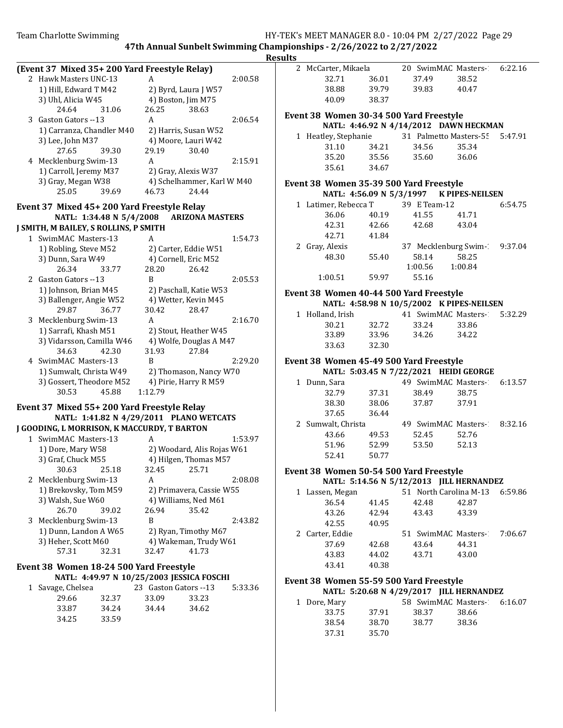**47th Annual Sunbelt Swimming Championships - 2/26/2022 to 2/27/2022**

**Results**

### (Event 37 Mixed 35+ 200 Yard Freestyle Relay)

2 Hawk Masters UNC-13 A 2:00.58
1) Hill, Edward T M42 2) Byrd, Laura J W57
3) Uhl, Alicia W45 4) Boston, Jim M75
24.64 31.06 26.25 38.63

3 Gaston Gators --13 A 2:06.54
1) Carranza, Chandler M40 2) Harris, Susan W52
3) Lee, John M37 4) Moore, Lauri W42
27.65 39.30 29.19 30.40

4 Mecklenburg Swim-13 A 2:15.91
1) Carroll, Jeremy M37 2) Gray, Alexis W37
3) Gray, Megan W38 4) Schelhammer, Karl W M40
25.05 39.69 46.73 24.44

### Event 37 Mixed 45+ 200 Yard Freestyle Relay

**NATL: 1:34.48 N 5/4/2008 ARIZONA MASTERS**
**J SMITH, M BAILEY, S ROLLINS, P SMITH**

1 SwimMAC Masters-13 A 1:54.73
1) Robling, Steve M52 2) Carter, Eddie W51
3) Dunn, Sara W49 4) Cornell, Eric M52
26.34 33.77 28.20 26.42

2 Gaston Gators --13 B 2:05.53
1) Johnson, Brian M45 2) Paschall, Katie W53
3) Ballenger, Angie W52 4) Wetter, Kevin M45
29.87 36.77 30.42 28.47

3 Mecklenburg Swim-13 A 2:16.70
1) Sarrafi, Khash M51 2) Stout, Heather W45
3) Vidarsson, Camilla W46 4) Wolfe, Douglas A M47
34.63 42.30 31.93 27.84

4 SwimMAC Masters-13 B 2:29.20
1) Sumwalt, Christa W49 2) Thomason, Nancy W70
3) Gossert, Theodore M52 4) Pirie, Harry R M59
30.53 45.88 1:12.79

### Event 37 Mixed 55+ 200 Yard Freestyle Relay

**NATL: 1:41.82 N 4/29/2011 PLANO WETCATS**
**J GOODING, L MORRISON, K MACCURDY, T BARTON**

1 SwimMAC Masters-13 A 1:53.97
1) Dore, Mary W58 2) Woodard, Alis Rojas W61
3) Graf, Chuck M55 4) Hilgen, Thomas M57
30.63 25.18 32.45 25.71

2 Mecklenburg Swim-13 A 2:08.08
1) Brekovsky, Tom M59 2) Primavera, Cassie W55
3) Walsh, Sue W60 4) Williams, Ned M61
26.70 39.02 26.94 35.42

3 Mecklenburg Swim-13 B 2:43.82
1) Dunn, Landon A W65 2) Ryan, Timothy M67
3) Heher, Scott M60 4) Wakeman, Trudy W61
57.31 32.31 32.47 41.73

### Event 38 Women 18-24 500 Yard Freestyle

**NATL: 4:49.97 N 10/25/2003 JESSICA FOSCHI**

1 Savage, Chelsea 23 Gaston Gators --13 5:33.36
29.66 32.37 33.09 33.23
33.87 34.24 34.44 34.62
34.25 33.59

2 McCarter, Mikaela 20 SwimMAC Masters-1 6:22.16
32.71 36.01 37.49 38.52
38.88 39.79 39.83 40.47
40.09 38.37

### Event 38 Women 30-34 500 Yard Freestyle

**NATL: 4:46.92 N 4/14/2012 DAWN HECKMAN**

1 Heatley, Stephanie 31 Palmetto Masters-55 5:47.91
31.10 34.21 34.56 35.34
35.20 35.56 35.60 36.06
35.61 34.67

### Event 38 Women 35-39 500 Yard Freestyle

**NATL: 4:56.09 N 5/3/1997 K PIPES-NEILSEN**

1 Latimer, Rebecca T 39 E Team-12 6:54.75
36.06 40.19 41.55 41.71
42.31 42.66 42.68 43.04
42.71 41.84

2 Gray, Alexis 37 Mecklenburg Swim-1 9:37.04
48.30 55.40 58.14 58.25
1:00.56 1:00.84
1:00.51 59.97 55.16

### Event 38 Women 40-44 500 Yard Freestyle

**NATL: 4:58.98 N 10/5/2002 K PIPES-NEILSEN**

1 Holland, Irish 41 SwimMAC Masters-1 5:32.29
30.21 32.72 33.24 33.86
33.89 33.96 34.26 34.22
33.63 32.30

### Event 38 Women 45-49 500 Yard Freestyle

**NATL: 5:03.45 N 7/22/2021 HEIDI GEORGE**

1 Dunn, Sara 49 SwimMAC Masters-1 6:13.57
32.79 37.31 38.49 38.75
38.30 38.06 37.87 37.91
37.65 36.44

2 Sumwalt, Christa 49 SwimMAC Masters-1 8:32.16
43.66 49.53 52.45 52.76
51.96 52.99 53.50 52.13
52.41 50.77

### Event 38 Women 50-54 500 Yard Freestyle

**NATL: 5:14.56 N 5/12/2013 JILL HERNANDEZ**

1 Lassen, Megan 51 North Carolina M-13 6:59.86
36.54 41.45 42.48 42.87
43.26 42.94 43.43 43.39
42.55 40.95

2 Carter, Eddie 51 SwimMAC Masters-1 7:06.67
37.69 42.68 43.64 44.31
43.83 44.02 43.71 43.00
43.41 40.38

### Event 38 Women 55-59 500 Yard Freestyle

**NATL: 5:20.68 N 4/29/2017 JILL HERNANDEZ**

1 Dore, Mary 58 SwimMAC Masters-1 6:16.07
33.75 37.91 38.37 38.66
38.54 38.70 38.77 38.36
37.31 35.70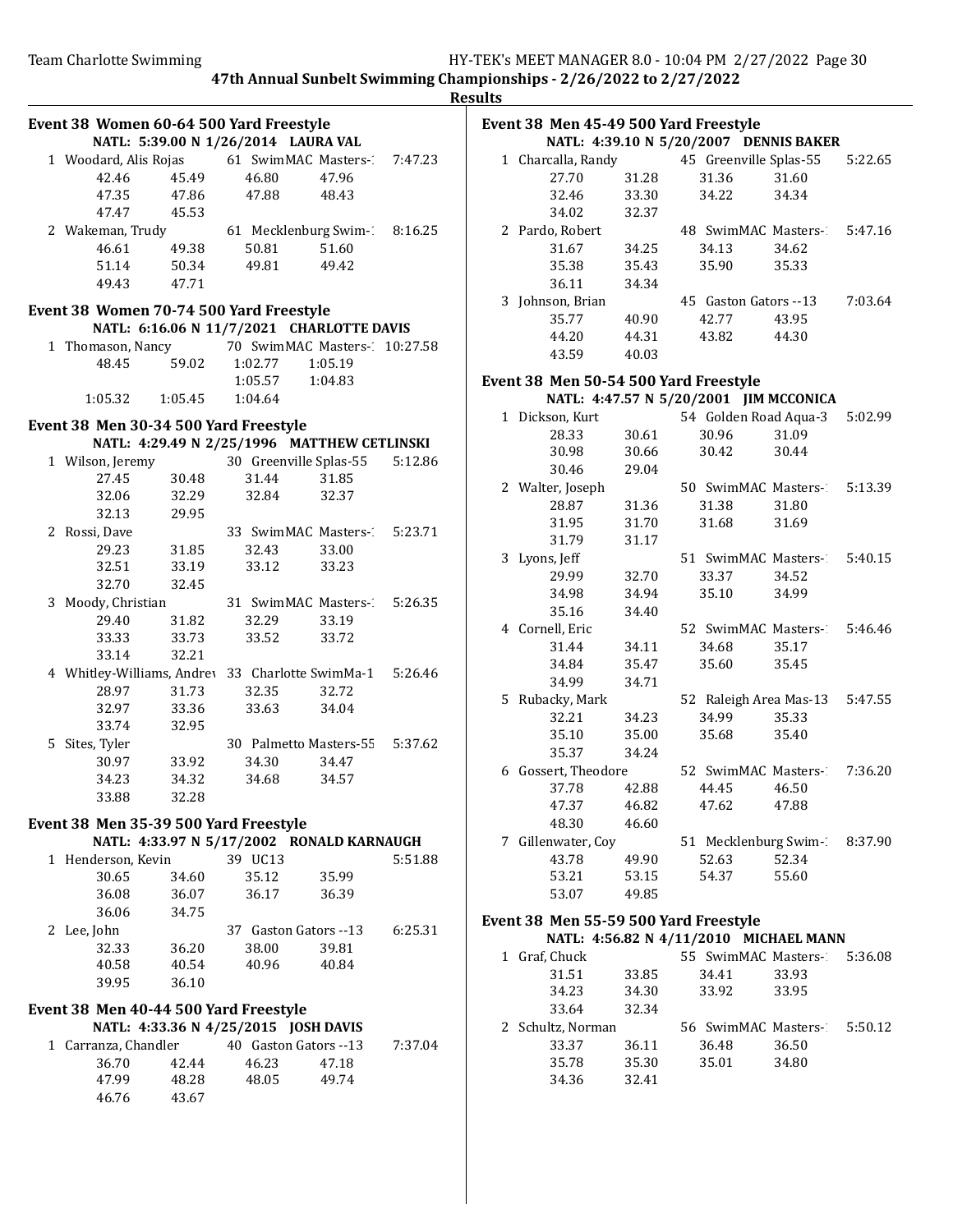47th Annual Sunbelt Swimming Championships - 2/26/2022 to 2/27/2022

**Results**

### Event 38 Women 60-64 500 Yard Freestyle

NATL: 5:39.00 N 1/26/2014 LAURA VAL

| Place | Name | Age | Team | Time |
|---|---|---|---|---|
| 1 | Woodard, Alis Rojas | 61 | SwimMAC Masters-1 | 7:47.23 |
| | 42.46 45.49 46.80 47.96 47.35 47.86 47.88 48.43 47.47 45.53 | | | |
| 2 | Wakeman, Trudy | 61 | Mecklenburg Swim-1 | 8:16.25 |
| | 46.61 49.38 50.81 51.60 51.14 50.34 49.81 49.42 49.43 47.71 | | | |

### Event 38 Women 70-74 500 Yard Freestyle

NATL: 6:16.06 N 11/7/2021 CHARLOTTE DAVIS

| Place | Name | Age | Team | Time |
|---|---|---|---|---|
| 1 | Thomason, Nancy | 70 | SwimMAC Masters-1 | 10:27.58 |
| | 48.45 59.02 1:02.77 1:05.19 1:05.57 1:04.83 1:05.32 1:05.45 1:04.64 | | | |

### Event 38 Men 30-34 500 Yard Freestyle

NATL: 4:29.49 N 2/25/1996 MATTHEW CETLINSKI

| Place | Name | Age | Team | Time |
|---|---|---|---|---|
| 1 | Wilson, Jeremy | 30 | Greenville Splas-55 | 5:12.86 |
| | 27.45 30.48 31.44 31.85 32.06 32.29 32.84 32.37 32.13 29.95 | | | |
| 2 | Rossi, Dave | 33 | SwimMAC Masters-1 | 5:23.71 |
| | 29.23 31.85 32.43 33.00 32.51 33.19 33.12 33.23 32.70 32.45 | | | |
| 3 | Moody, Christian | 31 | SwimMAC Masters-1 | 5:26.35 |
| | 29.40 31.82 32.29 33.19 33.33 33.73 33.52 33.72 33.14 32.21 | | | |
| 4 | Whitley-Williams, Andrew | 33 | Charlotte SwimMa-1 | 5:26.46 |
| | 28.97 31.73 32.35 32.72 32.97 33.36 33.63 34.04 33.74 32.95 | | | |
| 5 | Sites, Tyler | 30 | Palmetto Masters-55 | 5:37.62 |
| | 30.97 33.92 34.30 34.47 34.23 34.32 34.68 34.57 33.88 32.28 | | | |

### Event 38 Men 35-39 500 Yard Freestyle

NATL: 4:33.97 N 5/17/2002 RONALD KARNAUGH

| Place | Name | Age | Team | Time |
|---|---|---|---|---|
| 1 | Henderson, Kevin | 39 | UC13 | 5:51.88 |
| | 30.65 34.60 35.12 35.99 36.08 36.07 36.17 36.39 36.06 34.75 | | | |
| 2 | Lee, John | 37 | Gaston Gators --13 | 6:25.31 |
| | 32.33 36.20 38.00 39.81 40.58 40.54 40.96 40.84 39.95 36.10 | | | |

### Event 38 Men 40-44 500 Yard Freestyle

NATL: 4:33.36 N 4/25/2015 JOSH DAVIS

| Place | Name | Age | Team | Time |
|---|---|---|---|---|
| 1 | Carranza, Chandler | 40 | Gaston Gators --13 | 7:37.04 |
| | 36.70 42.44 46.23 47.18 47.99 48.28 48.05 49.74 46.76 43.67 | | | |

### Event 38 Men 45-49 500 Yard Freestyle

NATL: 4:39.10 N 5/20/2007 DENNIS BAKER

| Place | Name | Age | Team | Time |
|---|---|---|---|---|
| 1 | Charcalla, Randy | 45 | Greenville Splas-55 | 5:22.65 |
| | 27.70 31.28 31.36 31.60 32.46 33.30 34.22 34.34 34.02 32.37 | | | |
| 2 | Pardo, Robert | 48 | SwimMAC Masters-1 | 5:47.16 |
| | 31.67 34.25 34.13 34.62 35.38 35.43 35.90 35.33 36.11 34.34 | | | |
| 3 | Johnson, Brian | 45 | Gaston Gators --13 | 7:03.64 |
| | 35.77 40.90 42.77 43.95 44.20 44.31 43.82 44.30 43.59 40.03 | | | |

### Event 38 Men 50-54 500 Yard Freestyle

NATL: 4:47.57 N 5/20/2001 JIM MCCONICA

| Place | Name | Age | Team | Time |
|---|---|---|---|---|
| 1 | Dickson, Kurt | 54 | Golden Road Aqua-3 | 5:02.99 |
| | 28.33 30.61 30.96 31.09 30.98 30.66 30.42 30.44 30.46 29.04 | | | |
| 2 | Walter, Joseph | 50 | SwimMAC Masters-1 | 5:13.39 |
| | 28.87 31.36 31.38 31.80 31.95 31.70 31.68 31.69 31.79 31.17 | | | |
| 3 | Lyons, Jeff | 51 | SwimMAC Masters-1 | 5:40.15 |
| | 29.99 32.70 33.37 34.52 34.98 34.94 35.10 34.99 35.16 34.40 | | | |
| 4 | Cornell, Eric | 52 | SwimMAC Masters-1 | 5:46.46 |
| | 31.44 34.11 34.68 35.17 34.84 35.47 35.60 35.45 34.99 34.71 | | | |
| 5 | Rubacky, Mark | 52 | Raleigh Area Mas-13 | 5:47.55 |
| | 32.21 34.23 34.99 35.33 35.10 35.00 35.68 35.40 35.37 34.24 | | | |
| 6 | Gossert, Theodore | 52 | SwimMAC Masters-1 | 7:36.20 |
| | 37.78 42.88 44.45 46.50 47.37 46.82 47.62 47.88 48.30 46.60 | | | |
| 7 | Gillenwater, Coy | 51 | Mecklenburg Swim-1 | 8:37.90 |
| | 43.78 49.90 52.63 52.34 53.21 53.15 54.37 55.60 53.07 49.85 | | | |

### Event 38 Men 55-59 500 Yard Freestyle

NATL: 4:56.82 N 4/11/2010 MICHAEL MANN

| Place | Name | Age | Team | Time |
|---|---|---|---|---|
| 1 | Graf, Chuck | 55 | SwimMAC Masters-1 | 5:36.08 |
| | 31.51 33.85 34.41 33.93 34.23 34.30 33.92 33.95 33.64 32.34 | | | |
| 2 | Schultz, Norman | 56 | SwimMAC Masters-1 | 5:50.12 |
| | 33.37 36.11 36.48 36.50 35.78 35.30 35.01 34.80 34.36 32.41 | | | |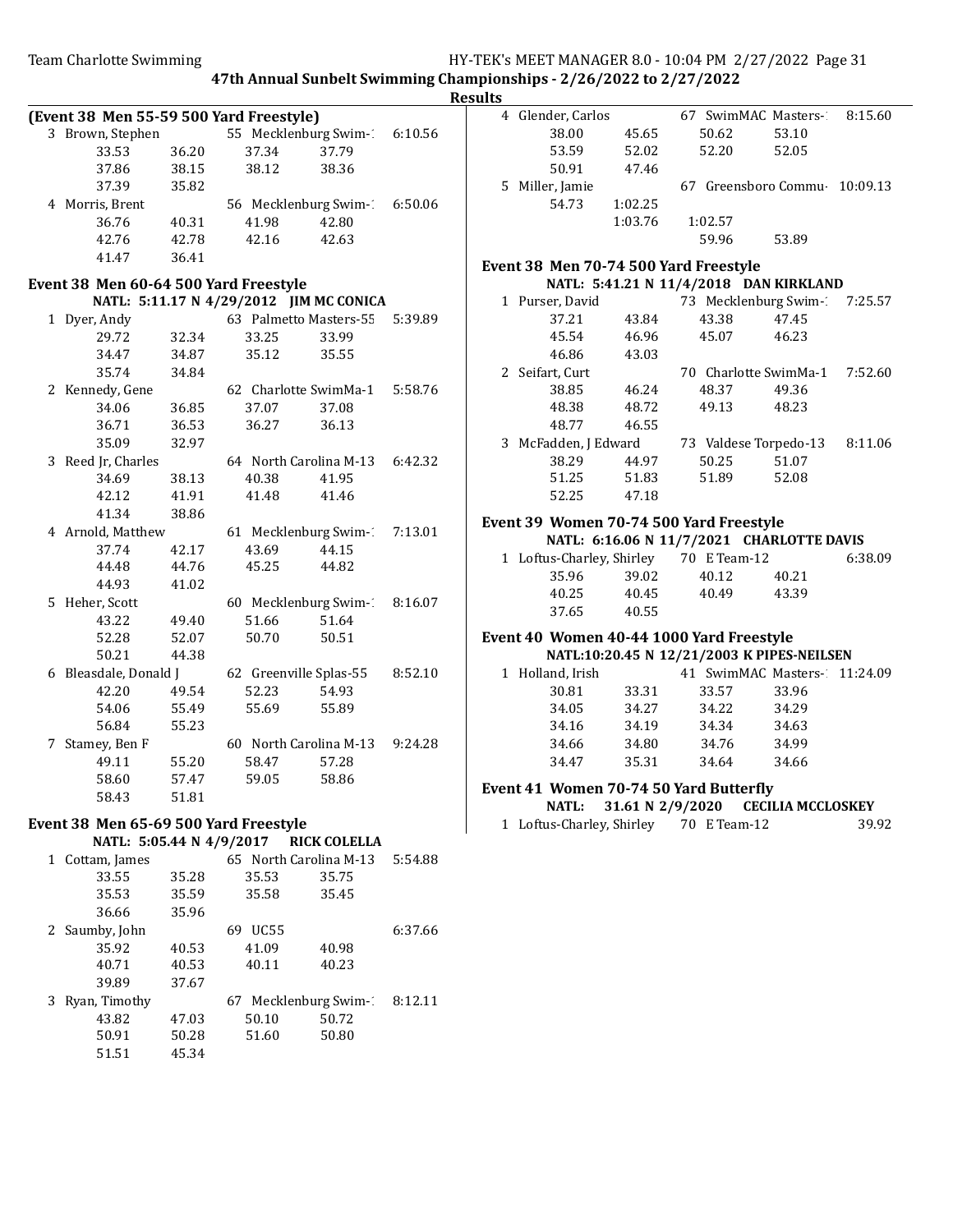## 47th Annual Sunbelt Swimming Championships - 2/26/2022 to 2/27/2022

### Results

### (Event 38 Men 55-59 500 Yard Freestyle)

3 Brown, Stephen — 55 Mecklenburg Swim-1 — 6:10.56
33.53 36.20 37.34 37.79
37.86 38.15 38.12 38.36
37.39 35.82

4 Morris, Brent — 56 Mecklenburg Swim-1 — 6:50.06
36.76 40.31 41.98 42.80
42.76 42.78 42.16 42.63
41.47 36.41

### Event 38 Men 60-64 500 Yard Freestyle

NATL: 5:11.17 N 4/29/2012 JIM MC CONICA

1 Dyer, Andy — 63 Palmetto Masters-55 — 5:39.89
29.72 32.34 33.25 33.99
34.47 34.87 35.12 35.55
35.74 34.84

2 Kennedy, Gene — 62 Charlotte SwimMa-1 — 5:58.76
34.06 36.85 37.07 37.08
36.71 36.53 36.27 36.13
35.09 32.97

3 Reed Jr, Charles — 64 North Carolina M-13 — 6:42.32
34.69 38.13 40.38 41.95
42.12 41.91 41.48 41.46
41.34 38.86

4 Arnold, Matthew — 61 Mecklenburg Swim-1 — 7:13.01
37.74 42.17 43.69 44.15
44.48 44.76 45.25 44.82
44.93 41.02

5 Heher, Scott — 60 Mecklenburg Swim-1 — 8:16.07
43.22 49.40 51.66 51.64
52.28 52.07 50.70 50.51
50.21 44.38

6 Bleasdale, Donald J — 62 Greenville Splas-55 — 8:52.10
42.20 49.54 52.23 54.93
54.06 55.49 55.69 55.89
56.84 55.23

7 Stamey, Ben F — 60 North Carolina M-13 — 9:24.28
49.11 55.20 58.47 57.28
58.60 57.47 59.05 58.86
58.43 51.81

### Event 38 Men 65-69 500 Yard Freestyle

NATL: 5:05.44 N 4/9/2017 RICK COLELLA

1 Cottam, James — 65 North Carolina M-13 — 5:54.88
33.55 35.28 35.53 35.75
35.53 35.59 35.58 35.45
36.66 35.96

2 Saumby, John — 69 UC55 — 6:37.66
35.92 40.53 41.09 40.98
40.71 40.53 40.11 40.23
39.89 37.67

3 Ryan, Timothy — 67 Mecklenburg Swim-1 — 8:12.11
43.82 47.03 50.10 50.72
50.91 50.28 51.60 50.80
51.51 45.34

4 Glender, Carlos — 67 SwimMAC Masters-1 — 8:15.60
38.00 45.65 50.62 53.10
53.59 52.02 52.20 52.05
50.91 47.46

5 Miller, Jamie — 67 Greensboro Commu- — 10:09.13
54.73 1:02.25
1:03.76 1:02.57
59.96 53.89

### Event 38 Men 70-74 500 Yard Freestyle

NATL: 5:41.21 N 11/4/2018 DAN KIRKLAND

1 Purser, David — 73 Mecklenburg Swim-1 — 7:25.57
37.21 43.84 43.38 47.45
45.54 46.96 45.07 46.23
46.86 43.03

2 Seifart, Curt — 70 Charlotte SwimMa-1 — 7:52.60
38.85 46.24 48.37 49.36
48.38 48.72 49.13 48.23
48.77 46.55

3 McFadden, J Edward — 73 Valdese Torpedo-13 — 8:11.06
38.29 44.97 50.25 51.07
51.25 51.83 51.89 52.08
52.25 47.18

### Event 39 Women 70-74 500 Yard Freestyle

NATL: 6:16.06 N 11/7/2021 CHARLOTTE DAVIS

1 Loftus-Charley, Shirley — 70 E Team-12 — 6:38.09
35.96 39.02 40.12 40.21
40.25 40.45 40.49 43.39
37.65 40.55

### Event 40 Women 40-44 1000 Yard Freestyle

NATL:10:20.45 N 12/21/2003 K PIPES-NEILSEN

1 Holland, Irish — 41 SwimMAC Masters-1 — 11:24.09
30.81 33.31 33.57 33.96
34.05 34.27 34.22 34.29
34.16 34.19 34.34 34.63
34.66 34.80 34.76 34.99
34.47 35.31 34.64 34.66

### Event 41 Women 70-74 50 Yard Butterfly

NATL: 31.61 N 2/9/2020 CECILIA MCCLOSKEY

1 Loftus-Charley, Shirley — 70 E Team-12 — 39.92